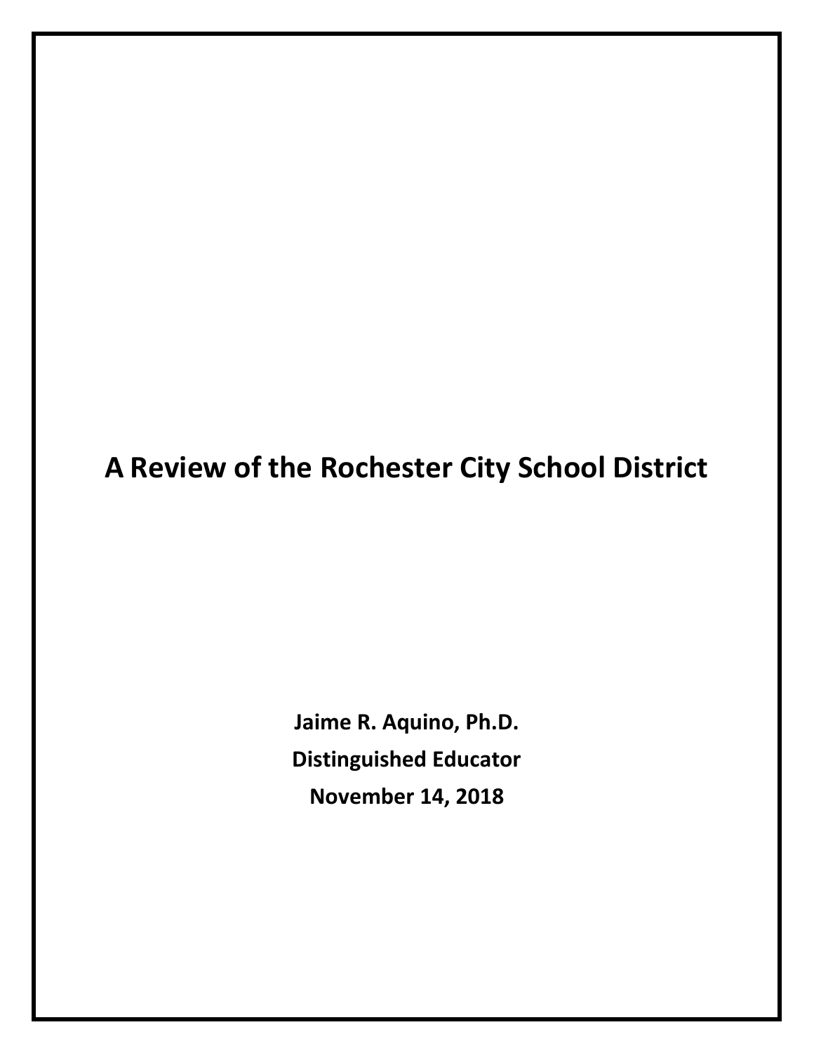# A Review of the Rochester City School District

**Jaime R. Aquino, Ph.D.**

**Distinguished Educator**

**November 14, 2018**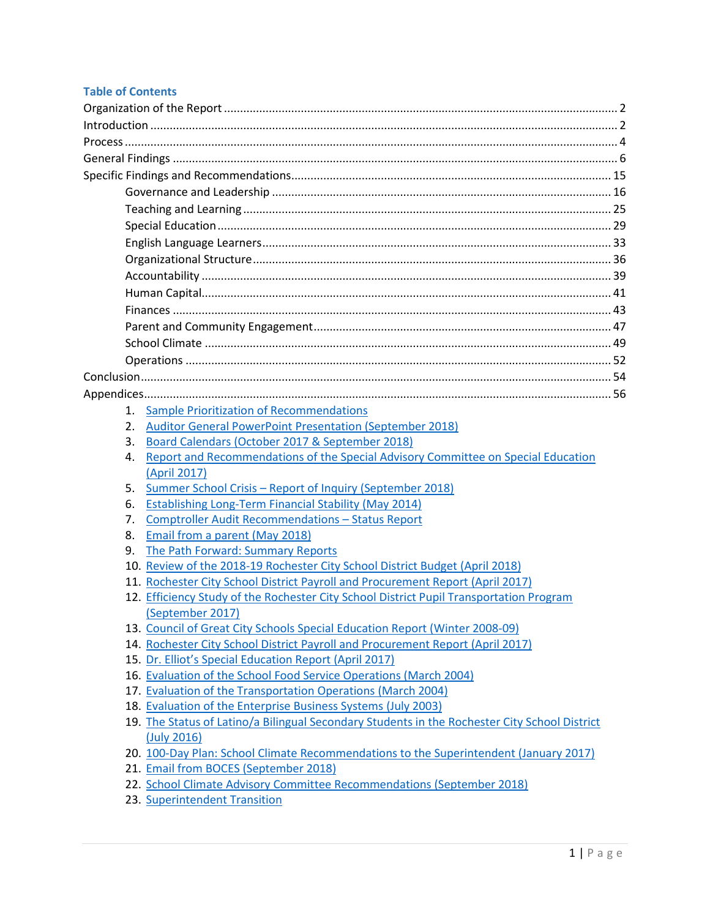## Table of Contents

Organization of the Report ........................................................ 2
Introduction ........................................................ 2
Process ........................................................ 4
General Findings ........................................................ 6
Specific Findings and Recommendations ........................................................ 15
- Governance and Leadership ........................................................ 16
- Teaching and Learning ........................................................ 25
- Special Education ........................................................ 29
- English Language Learners ........................................................ 33
- Organizational Structure ........................................................ 36
- Accountability ........................................................ 39
- Human Capital ........................................................ 41
- Finances ........................................................ 43
- Parent and Community Engagement ........................................................ 47
- School Climate ........................................................ 49
- Operations ........................................................ 52

Conclusion ........................................................ 54
Appendices ........................................................ 56

1. Sample Prioritization of Recommendations
2. Auditor General PowerPoint Presentation (September 2018)
3. Board Calendars (October 2017 & September 2018)
4. Report and Recommendations of the Special Advisory Committee on Special Education (April 2017)
5. Summer School Crisis – Report of Inquiry (September 2018)
6. Establishing Long-Term Financial Stability (May 2014)
7. Comptroller Audit Recommendations – Status Report
8. Email from a parent (May 2018)
9. The Path Forward: Summary Reports
10. Review of the 2018-19 Rochester City School District Budget (April 2018)
11. Rochester City School District Payroll and Procurement Report (April 2017)
12. Efficiency Study of the Rochester City School District Pupil Transportation Program (September 2017)
13. Council of Great City Schools Special Education Report (Winter 2008-09)
14. Rochester City School District Payroll and Procurement Report (April 2017)
15. Dr. Elliot's Special Education Report (April 2017)
16. Evaluation of the School Food Service Operations (March 2004)
17. Evaluation of the Transportation Operations (March 2004)
18. Evaluation of the Enterprise Business Systems (July 2003)
19. The Status of Latino/a Bilingual Secondary Students in the Rochester City School District (July 2016)
20. 100-Day Plan: School Climate Recommendations to the Superintendent (January 2017)
21. Email from BOCES (September 2018)
22. School Climate Advisory Committee Recommendations (September 2018)
23. Superintendent Transition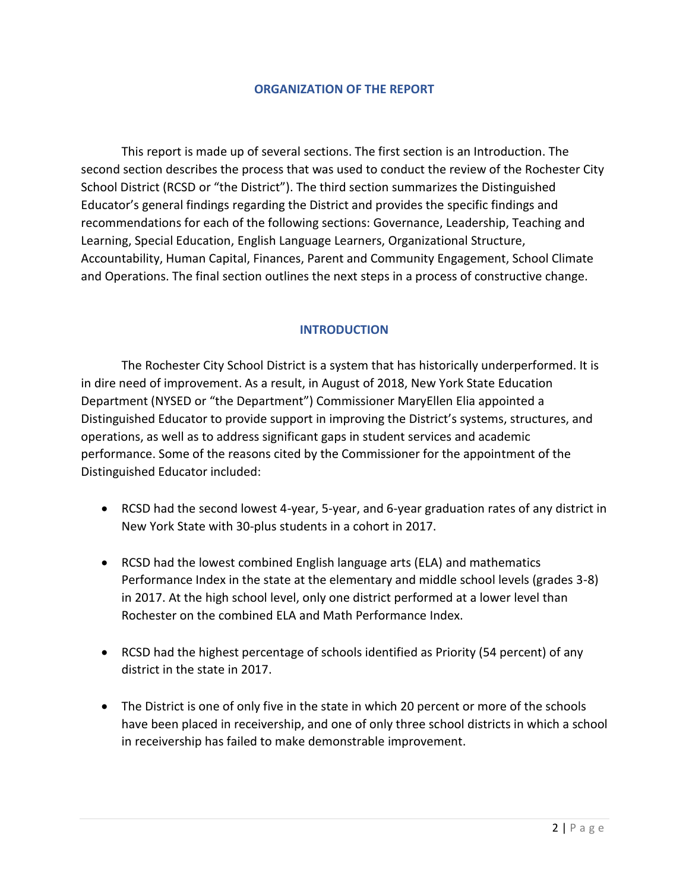## ORGANIZATION OF THE REPORT

This report is made up of several sections. The first section is an Introduction. The second section describes the process that was used to conduct the review of the Rochester City School District (RCSD or "the District"). The third section summarizes the Distinguished Educator's general findings regarding the District and provides the specific findings and recommendations for each of the following sections: Governance, Leadership, Teaching and Learning, Special Education, English Language Learners, Organizational Structure, Accountability, Human Capital, Finances, Parent and Community Engagement, School Climate and Operations. The final section outlines the next steps in a process of constructive change.

## INTRODUCTION

The Rochester City School District is a system that has historically underperformed. It is in dire need of improvement. As a result, in August of 2018, New York State Education Department (NYSED or "the Department") Commissioner MaryEllen Elia appointed a Distinguished Educator to provide support in improving the District's systems, structures, and operations, as well as to address significant gaps in student services and academic performance. Some of the reasons cited by the Commissioner for the appointment of the Distinguished Educator included:

- RCSD had the second lowest 4-year, 5-year, and 6-year graduation rates of any district in New York State with 30-plus students in a cohort in 2017.
- RCSD had the lowest combined English language arts (ELA) and mathematics Performance Index in the state at the elementary and middle school levels (grades 3-8) in 2017. At the high school level, only one district performed at a lower level than Rochester on the combined ELA and Math Performance Index.
- RCSD had the highest percentage of schools identified as Priority (54 percent) of any district in the state in 2017.
- The District is one of only five in the state in which 20 percent or more of the schools have been placed in receivership, and one of only three school districts in which a school in receivership has failed to make demonstrable improvement.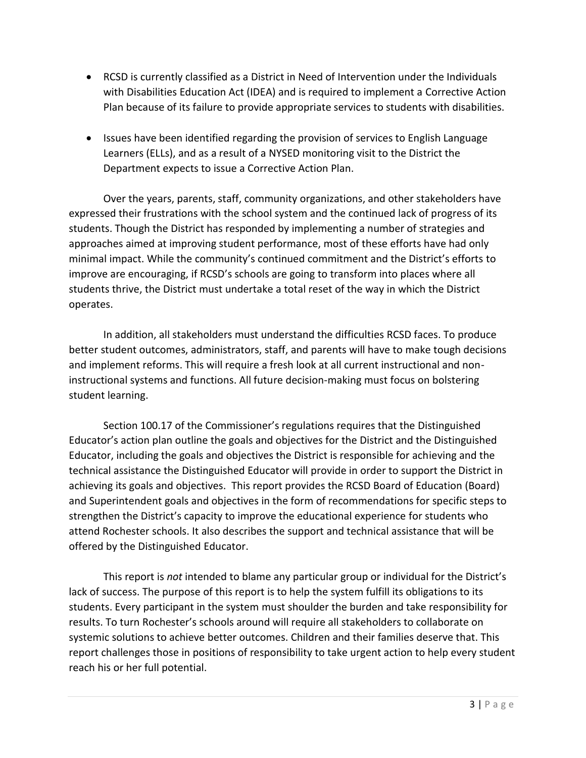- RCSD is currently classified as a District in Need of Intervention under the Individuals with Disabilities Education Act (IDEA) and is required to implement a Corrective Action Plan because of its failure to provide appropriate services to students with disabilities.

- Issues have been identified regarding the provision of services to English Language Learners (ELLs), and as a result of a NYSED monitoring visit to the District the Department expects to issue a Corrective Action Plan.

Over the years, parents, staff, community organizations, and other stakeholders have expressed their frustrations with the school system and the continued lack of progress of its students. Though the District has responded by implementing a number of strategies and approaches aimed at improving student performance, most of these efforts have had only minimal impact. While the community's continued commitment and the District's efforts to improve are encouraging, if RCSD's schools are going to transform into places where all students thrive, the District must undertake a total reset of the way in which the District operates.

In addition, all stakeholders must understand the difficulties RCSD faces. To produce better student outcomes, administrators, staff, and parents will have to make tough decisions and implement reforms. This will require a fresh look at all current instructional and non-instructional systems and functions. All future decision-making must focus on bolstering student learning.

Section 100.17 of the Commissioner's regulations requires that the Distinguished Educator's action plan outline the goals and objectives for the District and the Distinguished Educator, including the goals and objectives the District is responsible for achieving and the technical assistance the Distinguished Educator will provide in order to support the District in achieving its goals and objectives. This report provides the RCSD Board of Education (Board) and Superintendent goals and objectives in the form of recommendations for specific steps to strengthen the District's capacity to improve the educational experience for students who attend Rochester schools. It also describes the support and technical assistance that will be offered by the Distinguished Educator.

This report is *not* intended to blame any particular group or individual for the District's lack of success. The purpose of this report is to help the system fulfill its obligations to its students. Every participant in the system must shoulder the burden and take responsibility for results. To turn Rochester's schools around will require all stakeholders to collaborate on systemic solutions to achieve better outcomes. Children and their families deserve that. This report challenges those in positions of responsibility to take urgent action to help every student reach his or her full potential.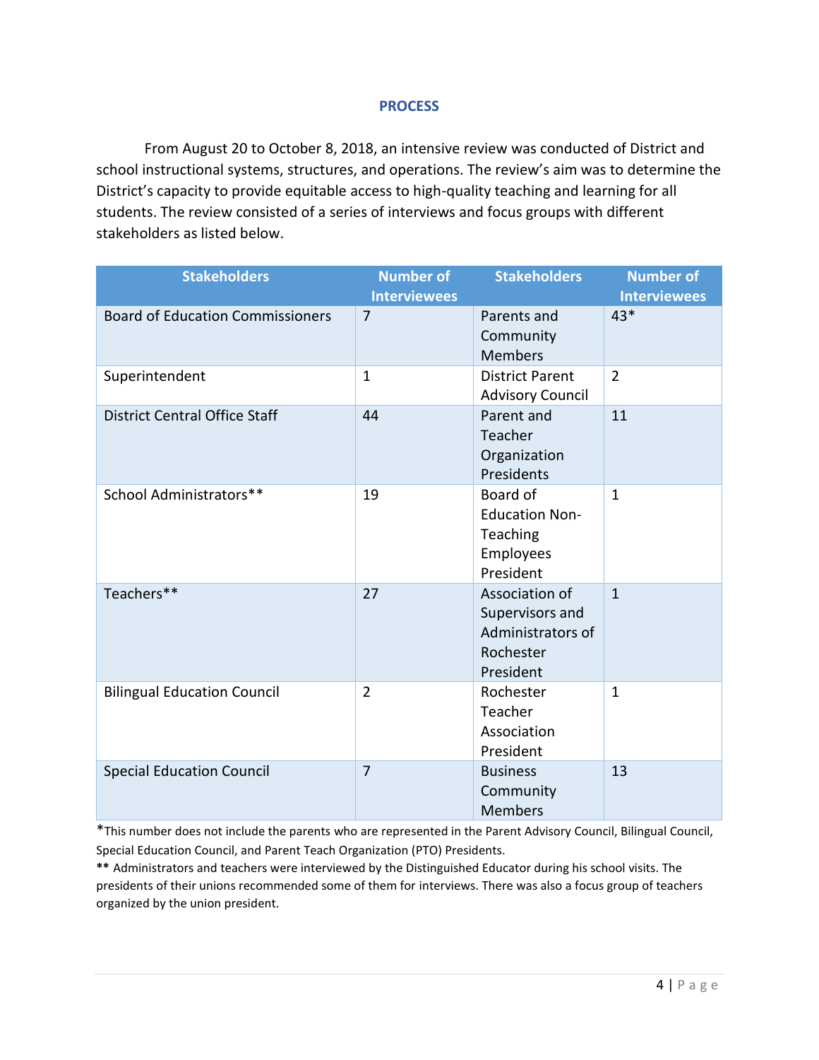## PROCESS

From August 20 to October 8, 2018, an intensive review was conducted of District and school instructional systems, structures, and operations. The review's aim was to determine the District's capacity to provide equitable access to high-quality teaching and learning for all students. The review consisted of a series of interviews and focus groups with different stakeholders as listed below.

| Stakeholders | Number of Interviewees | Stakeholders | Number of Interviewees |
|---|---|---|---|
| Board of Education Commissioners | 7 | Parents and Community Members | 43* |
| Superintendent | 1 | District Parent Advisory Council | 2 |
| District Central Office Staff | 44 | Parent and Teacher Organization Presidents | 11 |
| School Administrators** | 19 | Board of Education Non-Teaching Employees President | 1 |
| Teachers** | 27 | Association of Supervisors and Administrators of Rochester President | 1 |
| Bilingual Education Council | 2 | Rochester Teacher Association President | 1 |
| Special Education Council | 7 | Business Community Members | 13 |

*This number does not include the parents who are represented in the Parent Advisory Council, Bilingual Council, Special Education Council, and Parent Teach Organization (PTO) Presidents.

** Administrators and teachers were interviewed by the Distinguished Educator during his school visits. The presidents of their unions recommended some of them for interviews. There was also a focus group of teachers organized by the union president.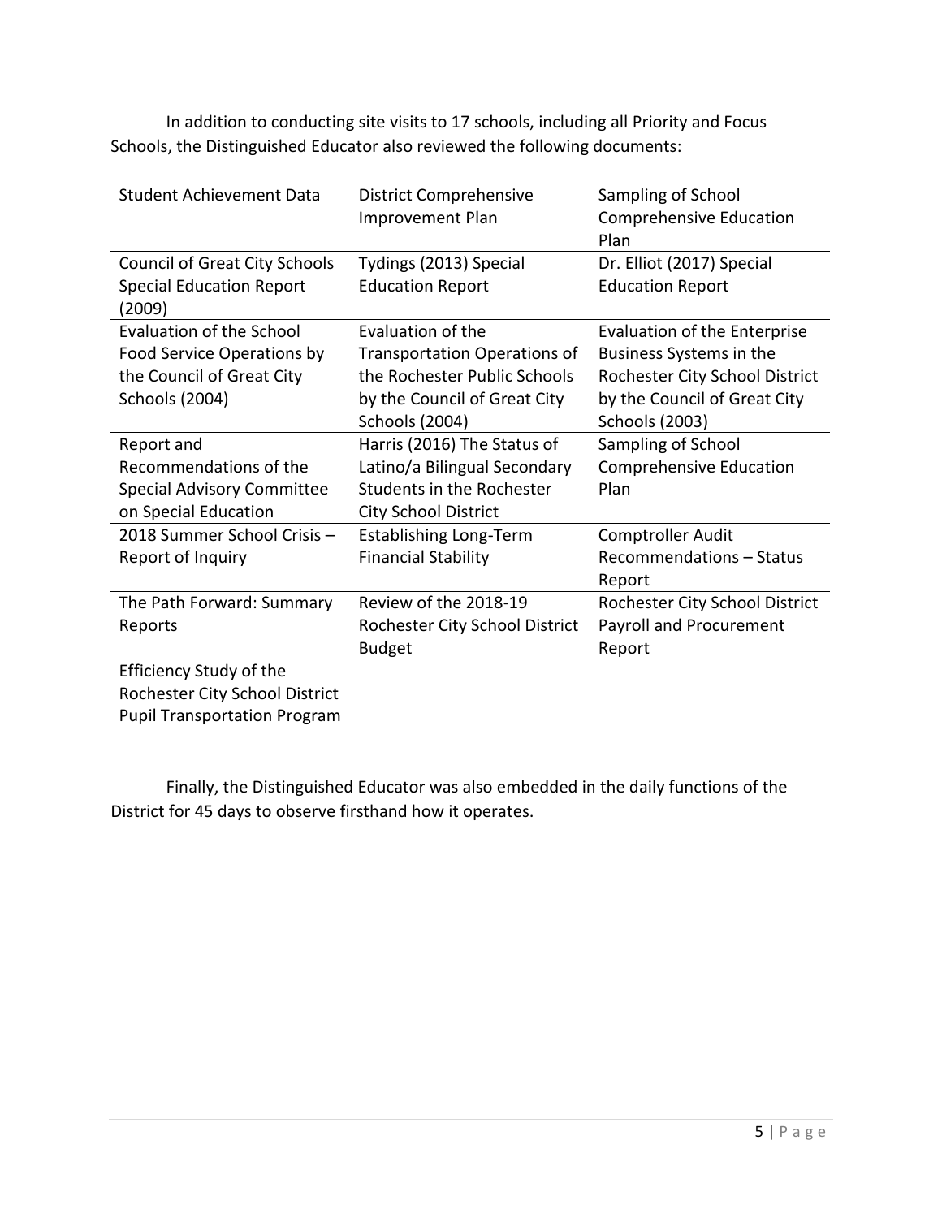In addition to conducting site visits to 17 schools, including all Priority and Focus Schools, the Distinguished Educator also reviewed the following documents:

| | | |
|---|---|---|
| Student Achievement Data | District Comprehensive Improvement Plan | Sampling of School Comprehensive Education Plan |
| Council of Great City Schools Special Education Report (2009) | Tydings (2013) Special Education Report | Dr. Elliot (2017) Special Education Report |
| Evaluation of the School Food Service Operations by the Council of Great City Schools (2004) | Evaluation of the Transportation Operations of the Rochester Public Schools by the Council of Great City Schools (2004) | Evaluation of the Enterprise Business Systems in the Rochester City School District by the Council of Great City Schools (2003) |
| Report and Recommendations of the Special Advisory Committee on Special Education | Harris (2016) The Status of Latino/a Bilingual Secondary Students in the Rochester City School District | Sampling of School Comprehensive Education Plan |
| 2018 Summer School Crisis – Report of Inquiry | Establishing Long-Term Financial Stability | Comptroller Audit Recommendations – Status Report |
| The Path Forward: Summary Reports | Review of the 2018-19 Rochester City School District Budget | Rochester City School District Payroll and Procurement Report |
| Efficiency Study of the Rochester City School District Pupil Transportation Program | | |

Finally, the Distinguished Educator was also embedded in the daily functions of the District for 45 days to observe firsthand how it operates.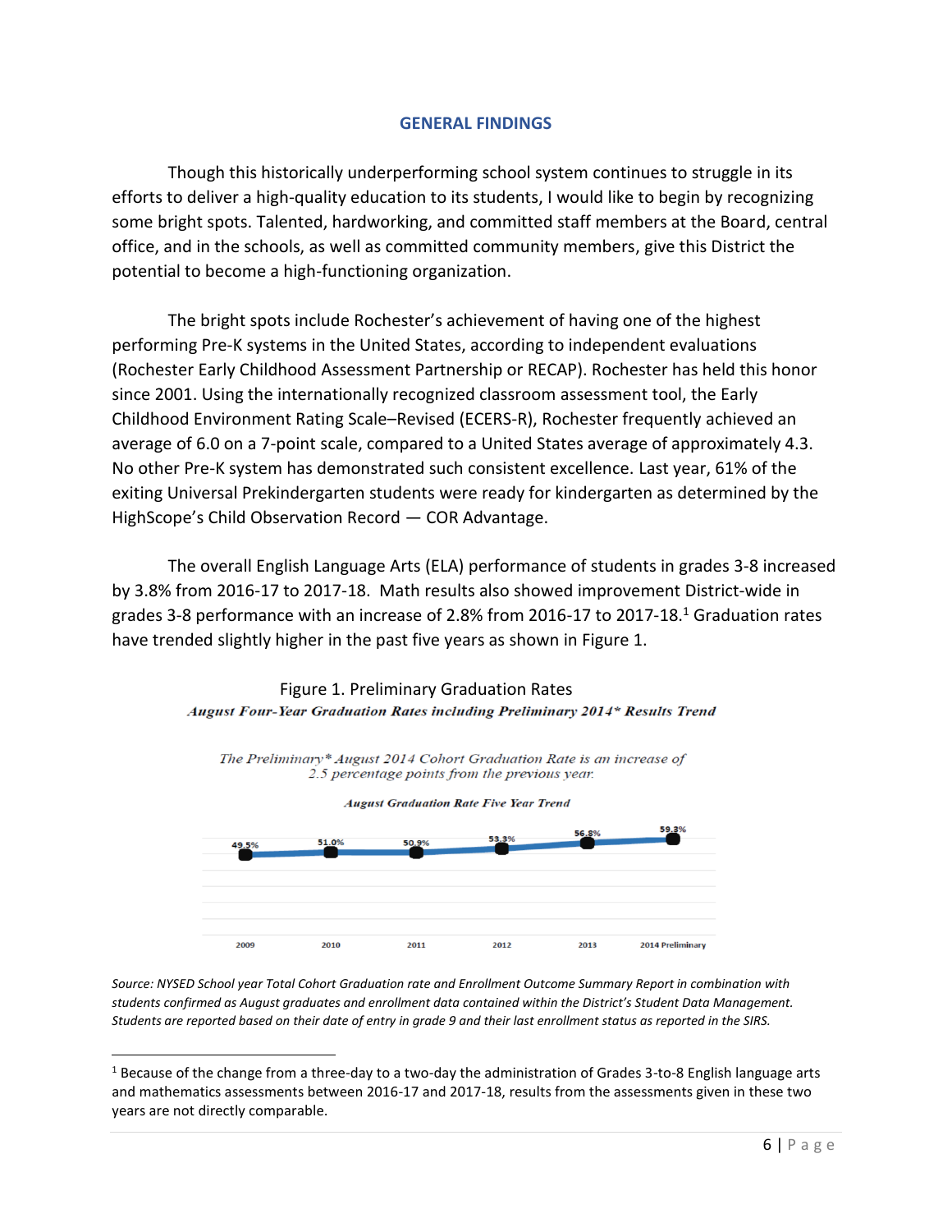## GENERAL FINDINGS

Though this historically underperforming school system continues to struggle in its efforts to deliver a high-quality education to its students, I would like to begin by recognizing some bright spots. Talented, hardworking, and committed staff members at the Board, central office, and in the schools, as well as committed community members, give this District the potential to become a high-functioning organization.

The bright spots include Rochester's achievement of having one of the highest performing Pre-K systems in the United States, according to independent evaluations (Rochester Early Childhood Assessment Partnership or RECAP). Rochester has held this honor since 2001. Using the internationally recognized classroom assessment tool, the Early Childhood Environment Rating Scale–Revised (ECERS-R), Rochester frequently achieved an average of 6.0 on a 7-point scale, compared to a United States average of approximately 4.3. No other Pre-K system has demonstrated such consistent excellence. Last year, 61% of the exiting Universal Prekindergarten students were ready for kindergarten as determined by the HighScope's Child Observation Record — COR Advantage.

The overall English Language Arts (ELA) performance of students in grades 3-8 increased by 3.8% from 2016-17 to 2017-18. Math results also showed improvement District-wide in grades 3-8 performance with an increase of 2.8% from 2016-17 to 2017-18.[1] Graduation rates have trended slightly higher in the past five years as shown in Figure 1.

Figure 1. Preliminary Graduation Rates

***August Four-Year Graduation Rates including Preliminary 2014* Results Trend***

*The Preliminary* August 2014 Cohort Graduation Rate is an increase of 2.5 percentage points from the previous year.*

**August Graduation Rate Five Year Trend**

| 2009 | 2010 | 2011 | 2012 | 2013 | 2014 Preliminary |
|---|---|---|---|---|---|
| 49.5% | 51.0% | 50.9% | 53.3% | 56.8% | 59.3% |

*Source: NYSED School year Total Cohort Graduation rate and Enrollment Outcome Summary Report in combination with students confirmed as August graduates and enrollment data contained within the District's Student Data Management. Students are reported based on their date of entry in grade 9 and their last enrollment status as reported in the SIRS.*

[1] Because of the change from a three-day to a two-day the administration of Grades 3-to-8 English language arts and mathematics assessments between 2016-17 and 2017-18, results from the assessments given in these two years are not directly comparable.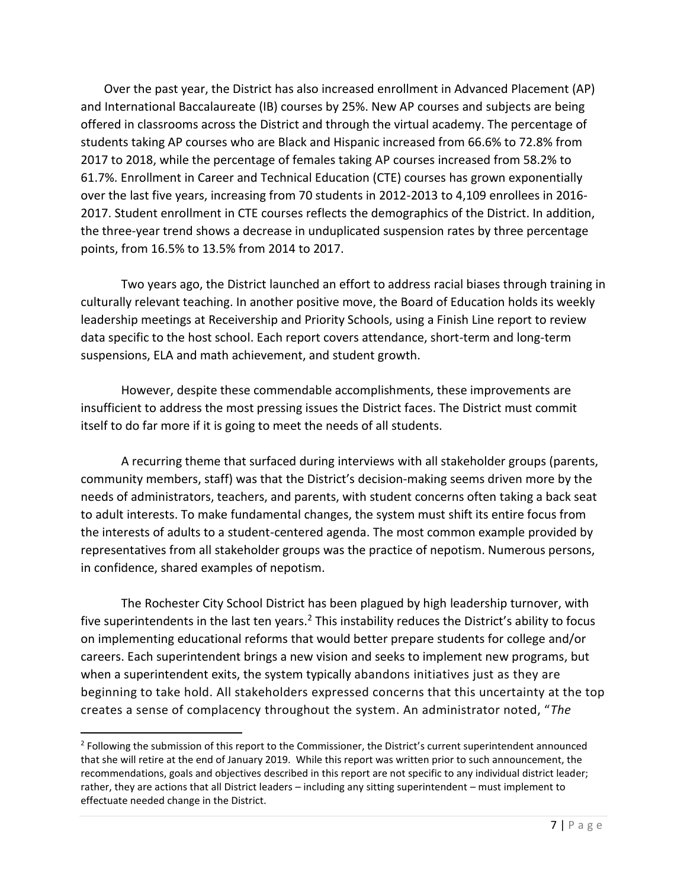Over the past year, the District has also increased enrollment in Advanced Placement (AP) and International Baccalaureate (IB) courses by 25%. New AP courses and subjects are being offered in classrooms across the District and through the virtual academy. The percentage of students taking AP courses who are Black and Hispanic increased from 66.6% to 72.8% from 2017 to 2018, while the percentage of females taking AP courses increased from 58.2% to 61.7%. Enrollment in Career and Technical Education (CTE) courses has grown exponentially over the last five years, increasing from 70 students in 2012-2013 to 4,109 enrollees in 2016-2017. Student enrollment in CTE courses reflects the demographics of the District. In addition, the three-year trend shows a decrease in unduplicated suspension rates by three percentage points, from 16.5% to 13.5% from 2014 to 2017.

Two years ago, the District launched an effort to address racial biases through training in culturally relevant teaching. In another positive move, the Board of Education holds its weekly leadership meetings at Receivership and Priority Schools, using a Finish Line report to review data specific to the host school. Each report covers attendance, short-term and long-term suspensions, ELA and math achievement, and student growth.

However, despite these commendable accomplishments, these improvements are insufficient to address the most pressing issues the District faces. The District must commit itself to do far more if it is going to meet the needs of all students.

A recurring theme that surfaced during interviews with all stakeholder groups (parents, community members, staff) was that the District's decision-making seems driven more by the needs of administrators, teachers, and parents, with student concerns often taking a back seat to adult interests. To make fundamental changes, the system must shift its entire focus from the interests of adults to a student-centered agenda. The most common example provided by representatives from all stakeholder groups was the practice of nepotism. Numerous persons, in confidence, shared examples of nepotism.

The Rochester City School District has been plagued by high leadership turnover, with five superintendents in the last ten years.[2] This instability reduces the District's ability to focus on implementing educational reforms that would better prepare students for college and/or careers. Each superintendent brings a new vision and seeks to implement new programs, but when a superintendent exits, the system typically abandons initiatives just as they are beginning to take hold. All stakeholders expressed concerns that this uncertainty at the top creates a sense of complacency throughout the system. An administrator noted, "*The*

[2] Following the submission of this report to the Commissioner, the District's current superintendent announced that she will retire at the end of January 2019. While this report was written prior to such announcement, the recommendations, goals and objectives described in this report are not specific to any individual district leader; rather, they are actions that all District leaders – including any sitting superintendent – must implement to effectuate needed change in the District.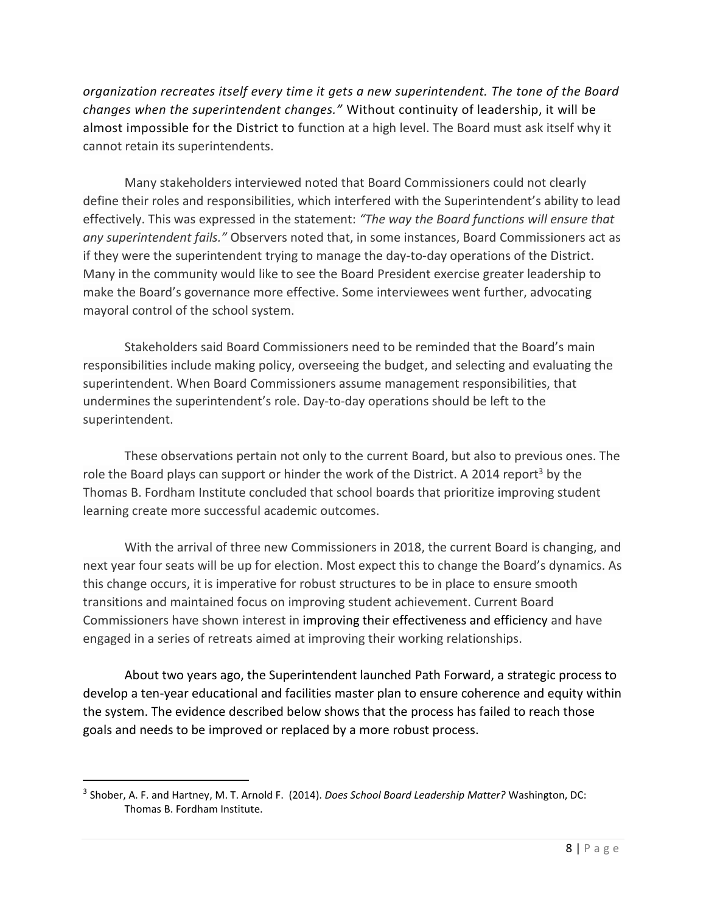*organization recreates itself every time it gets a new superintendent. The tone of the Board changes when the superintendent changes."* Without continuity of leadership, it will be almost impossible for the District to function at a high level. The Board must ask itself why it cannot retain its superintendents.

Many stakeholders interviewed noted that Board Commissioners could not clearly define their roles and responsibilities, which interfered with the Superintendent's ability to lead effectively. This was expressed in the statement: *"The way the Board functions will ensure that any superintendent fails."* Observers noted that, in some instances, Board Commissioners act as if they were the superintendent trying to manage the day-to-day operations of the District. Many in the community would like to see the Board President exercise greater leadership to make the Board's governance more effective. Some interviewees went further, advocating mayoral control of the school system.

Stakeholders said Board Commissioners need to be reminded that the Board's main responsibilities include making policy, overseeing the budget, and selecting and evaluating the superintendent. When Board Commissioners assume management responsibilities, that undermines the superintendent's role. Day-to-day operations should be left to the superintendent.

These observations pertain not only to the current Board, but also to previous ones. The role the Board plays can support or hinder the work of the District. A 2014 report[3] by the Thomas B. Fordham Institute concluded that school boards that prioritize improving student learning create more successful academic outcomes.

With the arrival of three new Commissioners in 2018, the current Board is changing, and next year four seats will be up for election. Most expect this to change the Board's dynamics. As this change occurs, it is imperative for robust structures to be in place to ensure smooth transitions and maintained focus on improving student achievement. Current Board Commissioners have shown interest in improving their effectiveness and efficiency and have engaged in a series of retreats aimed at improving their working relationships.

About two years ago, the Superintendent launched Path Forward, a strategic process to develop a ten-year educational and facilities master plan to ensure coherence and equity within the system. The evidence described below shows that the process has failed to reach those goals and needs to be improved or replaced by a more robust process.

---

[3] Shober, A. F. and Hartney, M. T. Arnold F. (2014). *Does School Board Leadership Matter?* Washington, DC: Thomas B. Fordham Institute.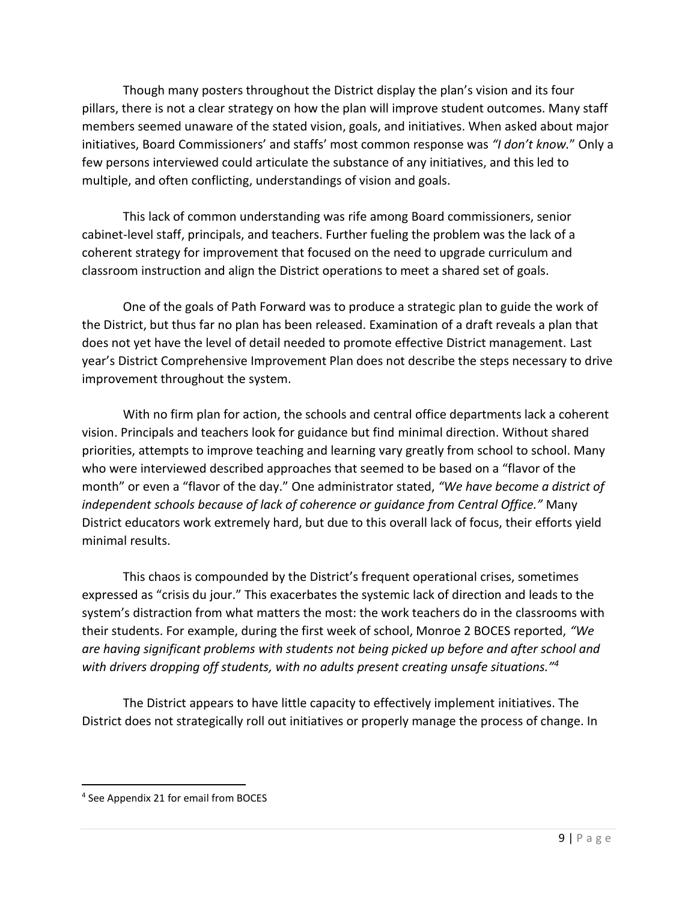Though many posters throughout the District display the plan's vision and its four pillars, there is not a clear strategy on how the plan will improve student outcomes. Many staff members seemed unaware of the stated vision, goals, and initiatives. When asked about major initiatives, Board Commissioners' and staffs' most common response was *"I don't know."* Only a few persons interviewed could articulate the substance of any initiatives, and this led to multiple, and often conflicting, understandings of vision and goals.

This lack of common understanding was rife among Board commissioners, senior cabinet-level staff, principals, and teachers. Further fueling the problem was the lack of a coherent strategy for improvement that focused on the need to upgrade curriculum and classroom instruction and align the District operations to meet a shared set of goals.

One of the goals of Path Forward was to produce a strategic plan to guide the work of the District, but thus far no plan has been released. Examination of a draft reveals a plan that does not yet have the level of detail needed to promote effective District management. Last year's District Comprehensive Improvement Plan does not describe the steps necessary to drive improvement throughout the system.

With no firm plan for action, the schools and central office departments lack a coherent vision. Principals and teachers look for guidance but find minimal direction. Without shared priorities, attempts to improve teaching and learning vary greatly from school to school. Many who were interviewed described approaches that seemed to be based on a "flavor of the month" or even a "flavor of the day." One administrator stated, *"We have become a district of independent schools because of lack of coherence or guidance from Central Office."* Many District educators work extremely hard, but due to this overall lack of focus, their efforts yield minimal results.

This chaos is compounded by the District's frequent operational crises, sometimes expressed as "crisis du jour." This exacerbates the systemic lack of direction and leads to the system's distraction from what matters the most: the work teachers do in the classrooms with their students. For example, during the first week of school, Monroe 2 BOCES reported, *"We are having significant problems with students not being picked up before and after school and with drivers dropping off students, with no adults present creating unsafe situations."*[4]

The District appears to have little capacity to effectively implement initiatives. The District does not strategically roll out initiatives or properly manage the process of change. In

[4] See Appendix 21 for email from BOCES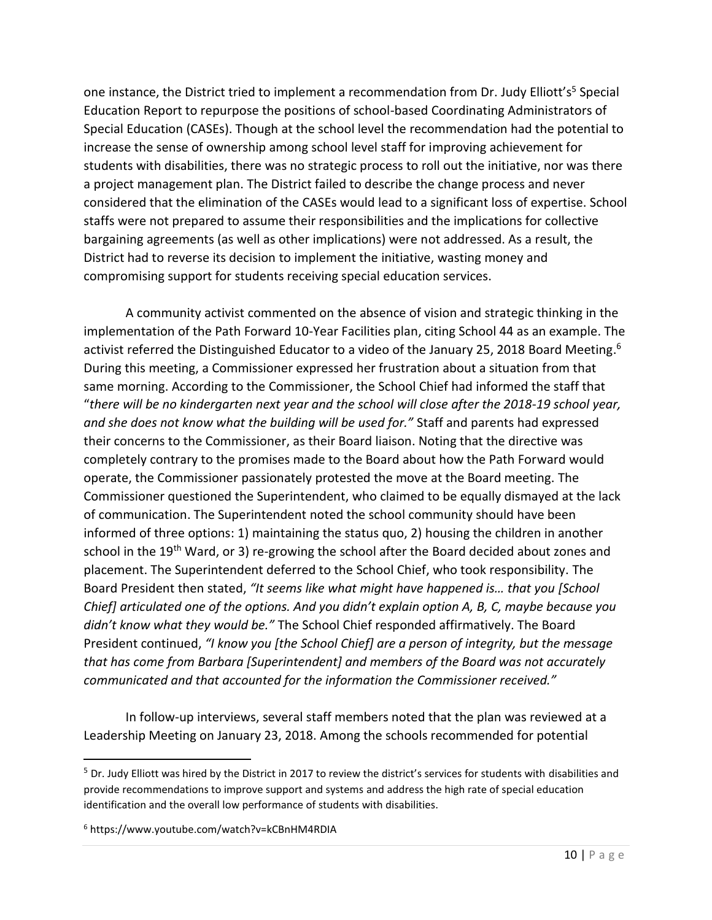one instance, the District tried to implement a recommendation from Dr. Judy Elliott's[5] Special Education Report to repurpose the positions of school-based Coordinating Administrators of Special Education (CASEs). Though at the school level the recommendation had the potential to increase the sense of ownership among school level staff for improving achievement for students with disabilities, there was no strategic process to roll out the initiative, nor was there a project management plan. The District failed to describe the change process and never considered that the elimination of the CASEs would lead to a significant loss of expertise. School staffs were not prepared to assume their responsibilities and the implications for collective bargaining agreements (as well as other implications) were not addressed. As a result, the District had to reverse its decision to implement the initiative, wasting money and compromising support for students receiving special education services.

A community activist commented on the absence of vision and strategic thinking in the implementation of the Path Forward 10-Year Facilities plan, citing School 44 as an example. The activist referred the Distinguished Educator to a video of the January 25, 2018 Board Meeting.[6] During this meeting, a Commissioner expressed her frustration about a situation from that same morning. According to the Commissioner, the School Chief had informed the staff that "*there will be no kindergarten next year and the school will close after the 2018-19 school year, and she does not know what the building will be used for."* Staff and parents had expressed their concerns to the Commissioner, as their Board liaison. Noting that the directive was completely contrary to the promises made to the Board about how the Path Forward would operate, the Commissioner passionately protested the move at the Board meeting. The Commissioner questioned the Superintendent, who claimed to be equally dismayed at the lack of communication. The Superintendent noted the school community should have been informed of three options: 1) maintaining the status quo, 2) housing the children in another school in the 19th Ward, or 3) re-growing the school after the Board decided about zones and placement. The Superintendent deferred to the School Chief, who took responsibility. The Board President then stated, *"It seems like what might have happened is… that you [School Chief] articulated one of the options. And you didn't explain option A, B, C, maybe because you didn't know what they would be."* The School Chief responded affirmatively. The Board President continued, *"I know you [the School Chief] are a person of integrity, but the message that has come from Barbara [Superintendent] and members of the Board was not accurately communicated and that accounted for the information the Commissioner received."*

In follow-up interviews, several staff members noted that the plan was reviewed at a Leadership Meeting on January 23, 2018. Among the schools recommended for potential

---

[5] Dr. Judy Elliott was hired by the District in 2017 to review the district's services for students with disabilities and provide recommendations to improve support and systems and address the high rate of special education identification and the overall low performance of students with disabilities.

[6] https://www.youtube.com/watch?v=kCBnHM4RDIA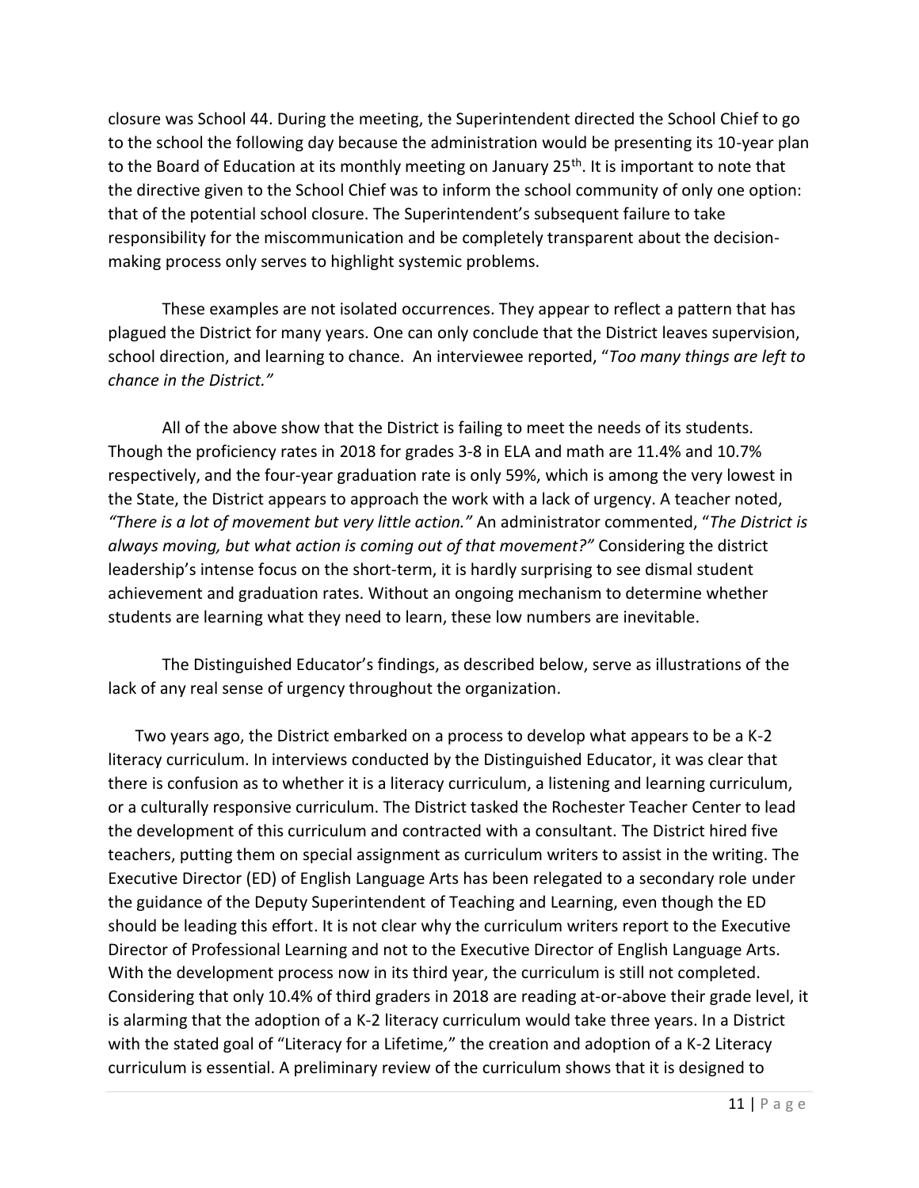closure was School 44. During the meeting, the Superintendent directed the School Chief to go to the school the following day because the administration would be presenting its 10-year plan to the Board of Education at its monthly meeting on January 25th. It is important to note that the directive given to the School Chief was to inform the school community of only one option: that of the potential school closure. The Superintendent's subsequent failure to take responsibility for the miscommunication and be completely transparent about the decision-making process only serves to highlight systemic problems.

These examples are not isolated occurrences. They appear to reflect a pattern that has plagued the District for many years. One can only conclude that the District leaves supervision, school direction, and learning to chance. An interviewee reported, "*Too many things are left to chance in the District.*"

All of the above show that the District is failing to meet the needs of its students. Though the proficiency rates in 2018 for grades 3-8 in ELA and math are 11.4% and 10.7% respectively, and the four-year graduation rate is only 59%, which is among the very lowest in the State, the District appears to approach the work with a lack of urgency. A teacher noted, *"There is a lot of movement but very little action."* An administrator commented, "*The District is always moving, but what action is coming out of that movement?"* Considering the district leadership's intense focus on the short-term, it is hardly surprising to see dismal student achievement and graduation rates. Without an ongoing mechanism to determine whether students are learning what they need to learn, these low numbers are inevitable.

The Distinguished Educator's findings, as described below, serve as illustrations of the lack of any real sense of urgency throughout the organization.

Two years ago, the District embarked on a process to develop what appears to be a K-2 literacy curriculum. In interviews conducted by the Distinguished Educator, it was clear that there is confusion as to whether it is a literacy curriculum, a listening and learning curriculum, or a culturally responsive curriculum. The District tasked the Rochester Teacher Center to lead the development of this curriculum and contracted with a consultant. The District hired five teachers, putting them on special assignment as curriculum writers to assist in the writing. The Executive Director (ED) of English Language Arts has been relegated to a secondary role under the guidance of the Deputy Superintendent of Teaching and Learning, even though the ED should be leading this effort. It is not clear why the curriculum writers report to the Executive Director of Professional Learning and not to the Executive Director of English Language Arts. With the development process now in its third year, the curriculum is still not completed. Considering that only 10.4% of third graders in 2018 are reading at-or-above their grade level, it is alarming that the adoption of a K-2 literacy curriculum would take three years. In a District with the stated goal of "Literacy for a Lifetime," the creation and adoption of a K-2 Literacy curriculum is essential. A preliminary review of the curriculum shows that it is designed to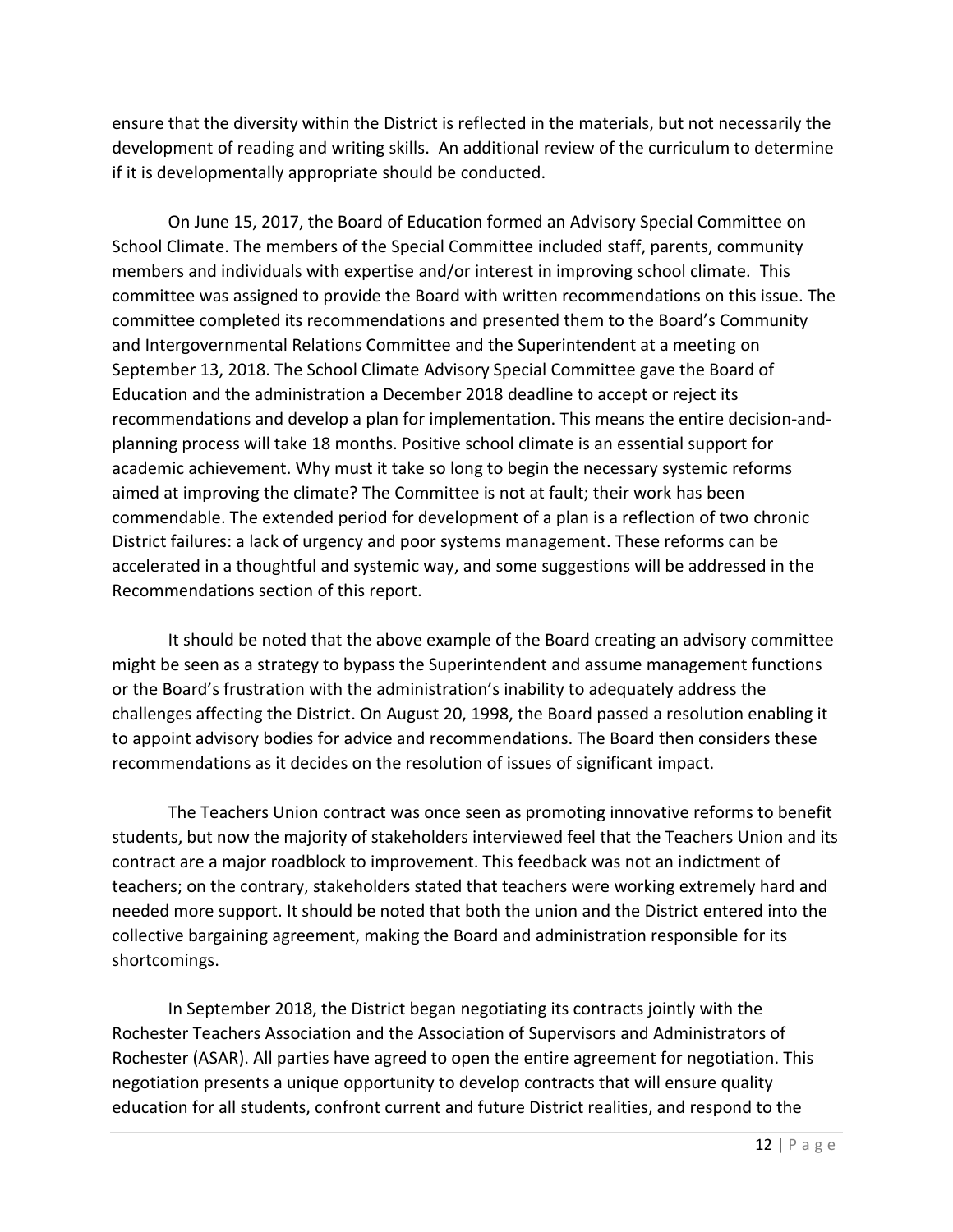ensure that the diversity within the District is reflected in the materials, but not necessarily the development of reading and writing skills. An additional review of the curriculum to determine if it is developmentally appropriate should be conducted.

On June 15, 2017, the Board of Education formed an Advisory Special Committee on School Climate. The members of the Special Committee included staff, parents, community members and individuals with expertise and/or interest in improving school climate. This committee was assigned to provide the Board with written recommendations on this issue. The committee completed its recommendations and presented them to the Board's Community and Intergovernmental Relations Committee and the Superintendent at a meeting on September 13, 2018. The School Climate Advisory Special Committee gave the Board of Education and the administration a December 2018 deadline to accept or reject its recommendations and develop a plan for implementation. This means the entire decision-and-planning process will take 18 months. Positive school climate is an essential support for academic achievement. Why must it take so long to begin the necessary systemic reforms aimed at improving the climate? The Committee is not at fault; their work has been commendable. The extended period for development of a plan is a reflection of two chronic District failures: a lack of urgency and poor systems management. These reforms can be accelerated in a thoughtful and systemic way, and some suggestions will be addressed in the Recommendations section of this report.

It should be noted that the above example of the Board creating an advisory committee might be seen as a strategy to bypass the Superintendent and assume management functions or the Board's frustration with the administration's inability to adequately address the challenges affecting the District. On August 20, 1998, the Board passed a resolution enabling it to appoint advisory bodies for advice and recommendations. The Board then considers these recommendations as it decides on the resolution of issues of significant impact.

The Teachers Union contract was once seen as promoting innovative reforms to benefit students, but now the majority of stakeholders interviewed feel that the Teachers Union and its contract are a major roadblock to improvement. This feedback was not an indictment of teachers; on the contrary, stakeholders stated that teachers were working extremely hard and needed more support. It should be noted that both the union and the District entered into the collective bargaining agreement, making the Board and administration responsible for its shortcomings.

In September 2018, the District began negotiating its contracts jointly with the Rochester Teachers Association and the Association of Supervisors and Administrators of Rochester (ASAR). All parties have agreed to open the entire agreement for negotiation. This negotiation presents a unique opportunity to develop contracts that will ensure quality education for all students, confront current and future District realities, and respond to the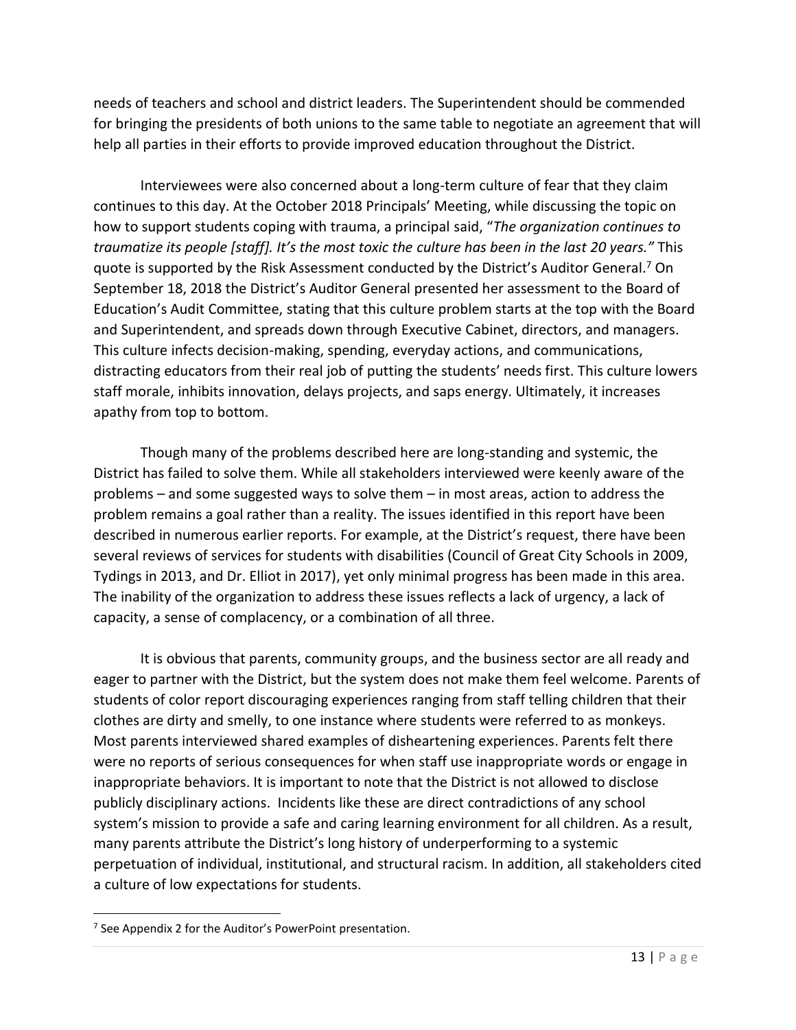needs of teachers and school and district leaders. The Superintendent should be commended for bringing the presidents of both unions to the same table to negotiate an agreement that will help all parties in their efforts to provide improved education throughout the District.

Interviewees were also concerned about a long-term culture of fear that they claim continues to this day. At the October 2018 Principals' Meeting, while discussing the topic on how to support students coping with trauma, a principal said, "*The organization continues to traumatize its people [staff]. It's the most toxic the culture has been in the last 20 years."* This quote is supported by the Risk Assessment conducted by the District's Auditor General.[7] On September 18, 2018 the District's Auditor General presented her assessment to the Board of Education's Audit Committee, stating that this culture problem starts at the top with the Board and Superintendent, and spreads down through Executive Cabinet, directors, and managers. This culture infects decision-making, spending, everyday actions, and communications, distracting educators from their real job of putting the students' needs first. This culture lowers staff morale, inhibits innovation, delays projects, and saps energy. Ultimately, it increases apathy from top to bottom.

Though many of the problems described here are long-standing and systemic, the District has failed to solve them. While all stakeholders interviewed were keenly aware of the problems – and some suggested ways to solve them – in most areas, action to address the problem remains a goal rather than a reality. The issues identified in this report have been described in numerous earlier reports. For example, at the District's request, there have been several reviews of services for students with disabilities (Council of Great City Schools in 2009, Tydings in 2013, and Dr. Elliot in 2017), yet only minimal progress has been made in this area. The inability of the organization to address these issues reflects a lack of urgency, a lack of capacity, a sense of complacency, or a combination of all three.

It is obvious that parents, community groups, and the business sector are all ready and eager to partner with the District, but the system does not make them feel welcome. Parents of students of color report discouraging experiences ranging from staff telling children that their clothes are dirty and smelly, to one instance where students were referred to as monkeys. Most parents interviewed shared examples of disheartening experiences. Parents felt there were no reports of serious consequences for when staff use inappropriate words or engage in inappropriate behaviors. It is important to note that the District is not allowed to disclose publicly disciplinary actions. Incidents like these are direct contradictions of any school system's mission to provide a safe and caring learning environment for all children. As a result, many parents attribute the District's long history of underperforming to a systemic perpetuation of individual, institutional, and structural racism. In addition, all stakeholders cited a culture of low expectations for students.

[7] See Appendix 2 for the Auditor's PowerPoint presentation.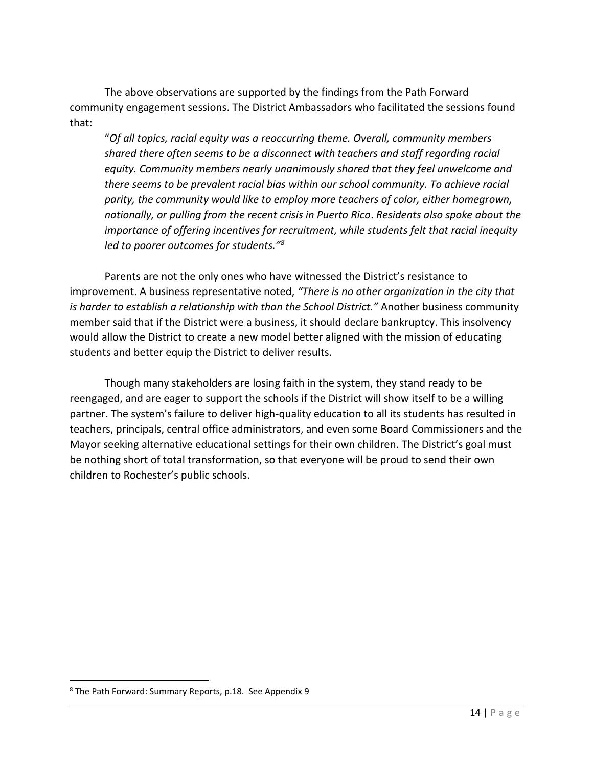The above observations are supported by the findings from the Path Forward community engagement sessions. The District Ambassadors who facilitated the sessions found that:

> "*Of all topics, racial equity was a reoccurring theme. Overall, community members shared there often seems to be a disconnect with teachers and staff regarding racial equity. Community members nearly unanimously shared that they feel unwelcome and there seems to be prevalent racial bias within our school community. To achieve racial parity, the community would like to employ more teachers of color, either homegrown, nationally, or pulling from the recent crisis in Puerto Rico. Residents also spoke about the importance of offering incentives for recruitment, while students felt that racial inequity led to poorer outcomes for students."*[8]

Parents are not the only ones who have witnessed the District's resistance to improvement. A business representative noted, *"There is no other organization in the city that is harder to establish a relationship with than the School District."* Another business community member said that if the District were a business, it should declare bankruptcy. This insolvency would allow the District to create a new model better aligned with the mission of educating students and better equip the District to deliver results.

Though many stakeholders are losing faith in the system, they stand ready to be reengaged, and are eager to support the schools if the District will show itself to be a willing partner. The system's failure to deliver high-quality education to all its students has resulted in teachers, principals, central office administrators, and even some Board Commissioners and the Mayor seeking alternative educational settings for their own children. The District's goal must be nothing short of total transformation, so that everyone will be proud to send their own children to Rochester's public schools.

---

[8] The Path Forward: Summary Reports, p.18. See Appendix 9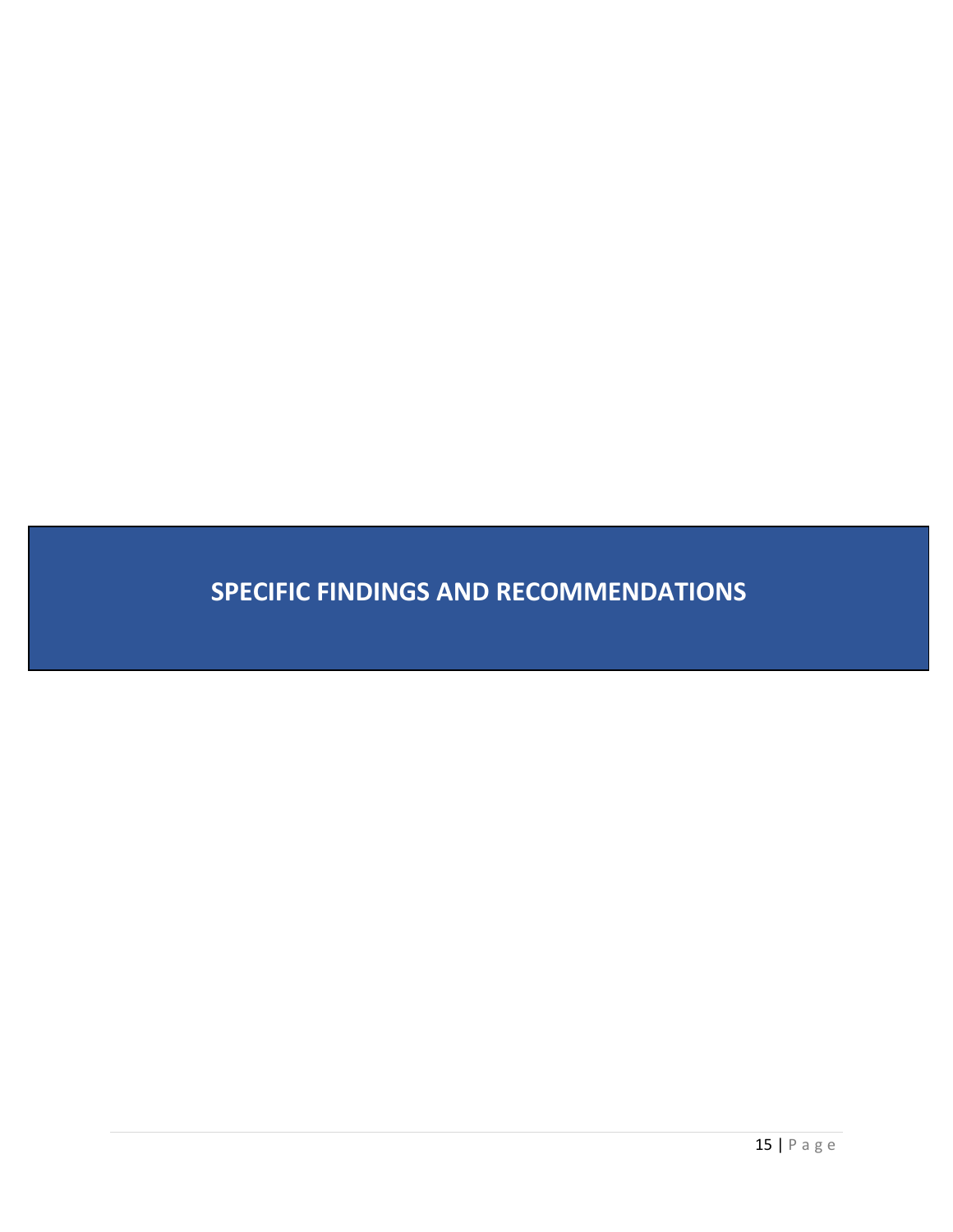# SPECIFIC FINDINGS AND RECOMMENDATIONS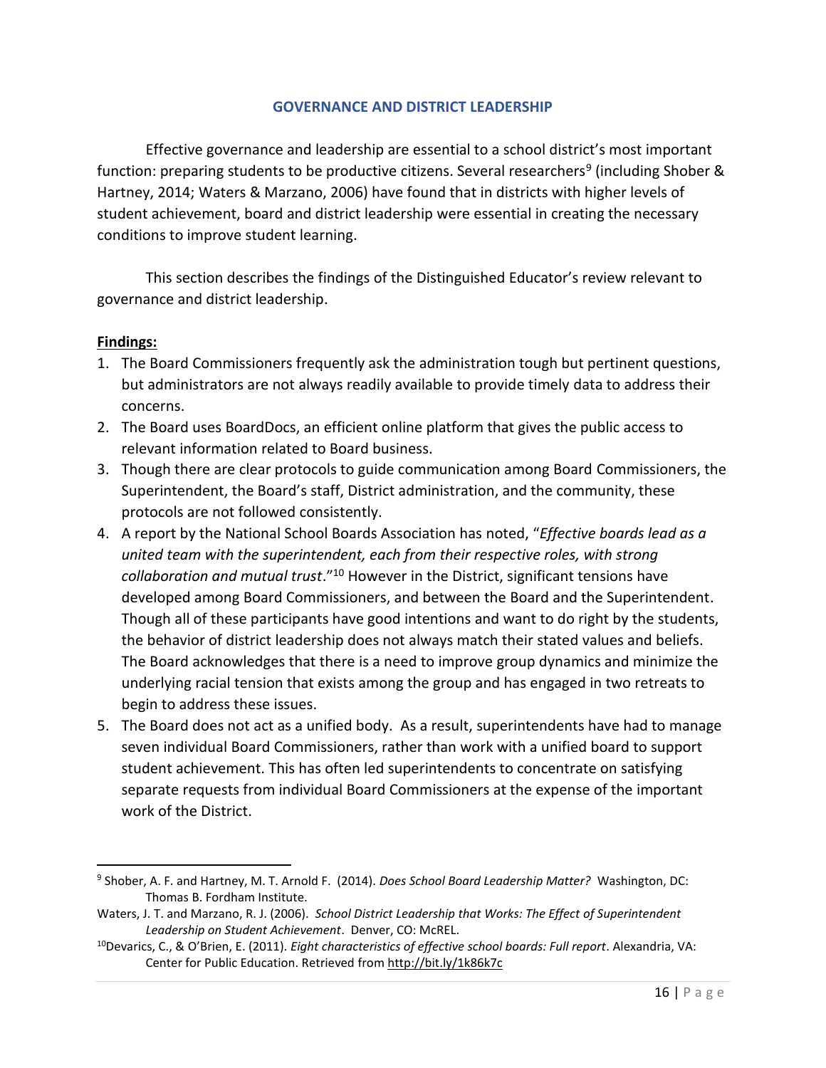## GOVERNANCE AND DISTRICT LEADERSHIP

Effective governance and leadership are essential to a school district's most important function: preparing students to be productive citizens. Several researchers[9] (including Shober & Hartney, 2014; Waters & Marzano, 2006) have found that in districts with higher levels of student achievement, board and district leadership were essential in creating the necessary conditions to improve student learning.

This section describes the findings of the Distinguished Educator's review relevant to governance and district leadership.

**Findings:**

1. The Board Commissioners frequently ask the administration tough but pertinent questions, but administrators are not always readily available to provide timely data to address their concerns.
2. The Board uses BoardDocs, an efficient online platform that gives the public access to relevant information related to Board business.
3. Though there are clear protocols to guide communication among Board Commissioners, the Superintendent, the Board's staff, District administration, and the community, these protocols are not followed consistently.
4. A report by the National School Boards Association has noted, "*Effective boards lead as a united team with the superintendent, each from their respective roles, with strong collaboration and mutual trust*."[10] However in the District, significant tensions have developed among Board Commissioners, and between the Board and the Superintendent. Though all of these participants have good intentions and want to do right by the students, the behavior of district leadership does not always match their stated values and beliefs. The Board acknowledges that there is a need to improve group dynamics and minimize the underlying racial tension that exists among the group and has engaged in two retreats to begin to address these issues.
5. The Board does not act as a unified body. As a result, superintendents have had to manage seven individual Board Commissioners, rather than work with a unified board to support student achievement. This has often led superintendents to concentrate on satisfying separate requests from individual Board Commissioners at the expense of the important work of the District.

---

[9] Shober, A. F. and Hartney, M. T. Arnold F. (2014). *Does School Board Leadership Matter?* Washington, DC: Thomas B. Fordham Institute.

Waters, J. T. and Marzano, R. J. (2006). *School District Leadership that Works: The Effect of Superintendent Leadership on Student Achievement*. Denver, CO: McREL.

[10] Devarics, C., & O'Brien, E. (2011). *Eight characteristics of effective school boards: Full report*. Alexandria, VA: Center for Public Education. Retrieved from http://bit.ly/1k86k7c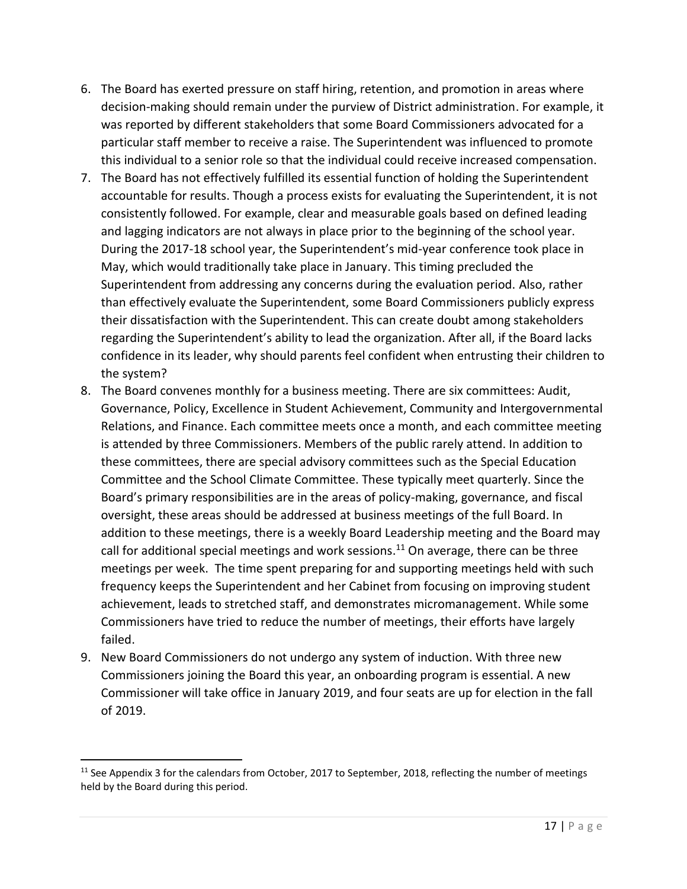6. The Board has exerted pressure on staff hiring, retention, and promotion in areas where decision-making should remain under the purview of District administration. For example, it was reported by different stakeholders that some Board Commissioners advocated for a particular staff member to receive a raise. The Superintendent was influenced to promote this individual to a senior role so that the individual could receive increased compensation.
7. The Board has not effectively fulfilled its essential function of holding the Superintendent accountable for results. Though a process exists for evaluating the Superintendent, it is not consistently followed. For example, clear and measurable goals based on defined leading and lagging indicators are not always in place prior to the beginning of the school year. During the 2017-18 school year, the Superintendent's mid-year conference took place in May, which would traditionally take place in January. This timing precluded the Superintendent from addressing any concerns during the evaluation period. Also, rather than effectively evaluate the Superintendent, some Board Commissioners publicly express their dissatisfaction with the Superintendent. This can create doubt among stakeholders regarding the Superintendent's ability to lead the organization. After all, if the Board lacks confidence in its leader, why should parents feel confident when entrusting their children to the system?
8. The Board convenes monthly for a business meeting. There are six committees: Audit, Governance, Policy, Excellence in Student Achievement, Community and Intergovernmental Relations, and Finance. Each committee meets once a month, and each committee meeting is attended by three Commissioners. Members of the public rarely attend. In addition to these committees, there are special advisory committees such as the Special Education Committee and the School Climate Committee. These typically meet quarterly. Since the Board's primary responsibilities are in the areas of policy-making, governance, and fiscal oversight, these areas should be addressed at business meetings of the full Board. In addition to these meetings, there is a weekly Board Leadership meeting and the Board may call for additional special meetings and work sessions.[11] On average, there can be three meetings per week. The time spent preparing for and supporting meetings held with such frequency keeps the Superintendent and her Cabinet from focusing on improving student achievement, leads to stretched staff, and demonstrates micromanagement. While some Commissioners have tried to reduce the number of meetings, their efforts have largely failed.
9. New Board Commissioners do not undergo any system of induction. With three new Commissioners joining the Board this year, an onboarding program is essential. A new Commissioner will take office in January 2019, and four seats are up for election in the fall of 2019.

---

[11] See Appendix 3 for the calendars from October, 2017 to September, 2018, reflecting the number of meetings held by the Board during this period.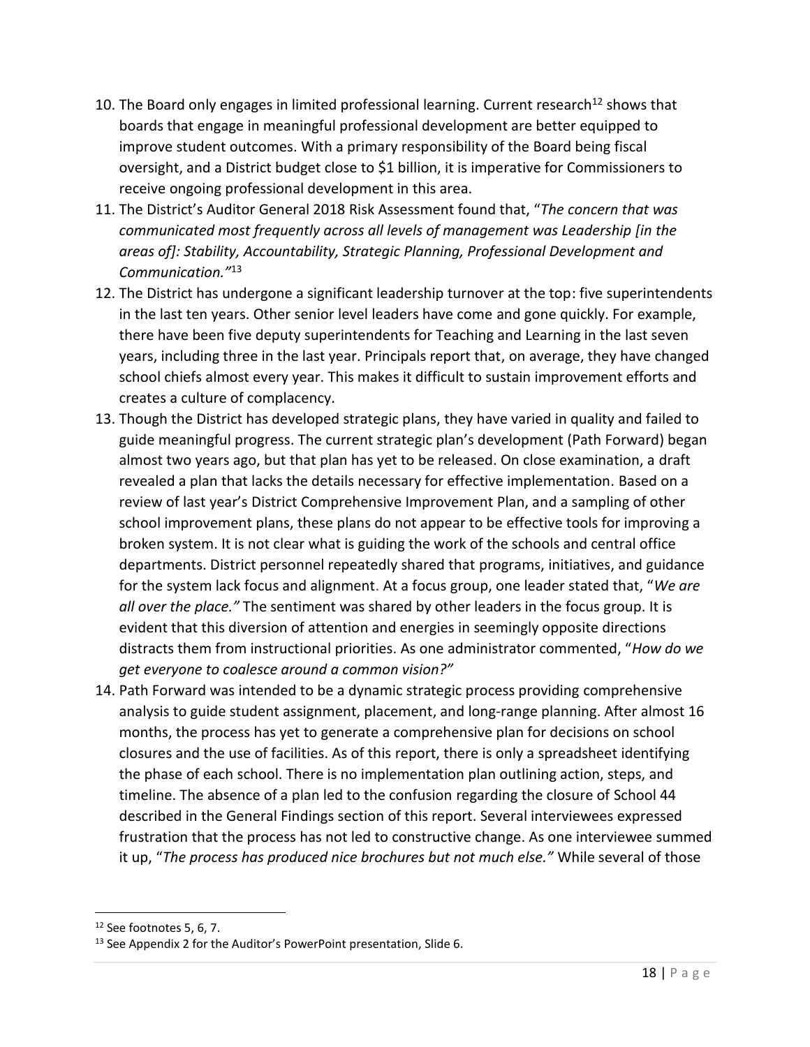10. The Board only engages in limited professional learning. Current research[12] shows that boards that engage in meaningful professional development are better equipped to improve student outcomes. With a primary responsibility of the Board being fiscal oversight, and a District budget close to $1 billion, it is imperative for Commissioners to receive ongoing professional development in this area.
11. The District's Auditor General 2018 Risk Assessment found that, "*The concern that was communicated most frequently across all levels of management was Leadership [in the areas of]: Stability, Accountability, Strategic Planning, Professional Development and Communication."*[13]
12. The District has undergone a significant leadership turnover at the top: five superintendents in the last ten years. Other senior level leaders have come and gone quickly. For example, there have been five deputy superintendents for Teaching and Learning in the last seven years, including three in the last year. Principals report that, on average, they have changed school chiefs almost every year. This makes it difficult to sustain improvement efforts and creates a culture of complacency.
13. Though the District has developed strategic plans, they have varied in quality and failed to guide meaningful progress. The current strategic plan's development (Path Forward) began almost two years ago, but that plan has yet to be released. On close examination, a draft revealed a plan that lacks the details necessary for effective implementation. Based on a review of last year's District Comprehensive Improvement Plan, and a sampling of other school improvement plans, these plans do not appear to be effective tools for improving a broken system. It is not clear what is guiding the work of the schools and central office departments. District personnel repeatedly shared that programs, initiatives, and guidance for the system lack focus and alignment. At a focus group, one leader stated that, "*We are all over the place."* The sentiment was shared by other leaders in the focus group. It is evident that this diversion of attention and energies in seemingly opposite directions distracts them from instructional priorities. As one administrator commented, "*How do we get everyone to coalesce around a common vision?"*
14. Path Forward was intended to be a dynamic strategic process providing comprehensive analysis to guide student assignment, placement, and long-range planning. After almost 16 months, the process has yet to generate a comprehensive plan for decisions on school closures and the use of facilities. As of this report, there is only a spreadsheet identifying the phase of each school. There is no implementation plan outlining action, steps, and timeline. The absence of a plan led to the confusion regarding the closure of School 44 described in the General Findings section of this report. Several interviewees expressed frustration that the process has not led to constructive change. As one interviewee summed it up, "*The process has produced nice brochures but not much else."* While several of those

[12] See footnotes 5, 6, 7.

[13] See Appendix 2 for the Auditor's PowerPoint presentation, Slide 6.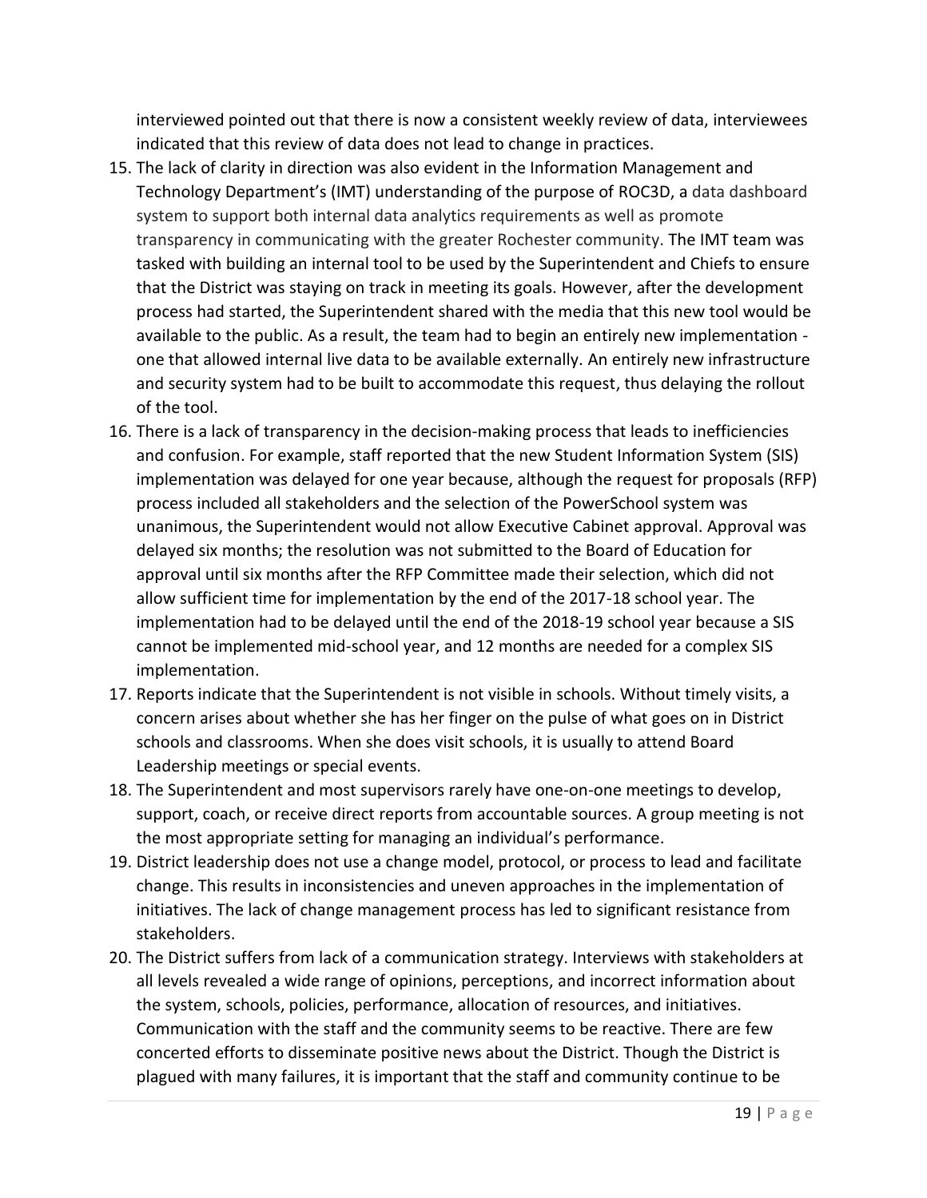interviewed pointed out that there is now a consistent weekly review of data, interviewees indicated that this review of data does not lead to change in practices.

15. The lack of clarity in direction was also evident in the Information Management and Technology Department's (IMT) understanding of the purpose of ROC3D, a data dashboard system to support both internal data analytics requirements as well as promote transparency in communicating with the greater Rochester community. The IMT team was tasked with building an internal tool to be used by the Superintendent and Chiefs to ensure that the District was staying on track in meeting its goals. However, after the development process had started, the Superintendent shared with the media that this new tool would be available to the public. As a result, the team had to begin an entirely new implementation - one that allowed internal live data to be available externally. An entirely new infrastructure and security system had to be built to accommodate this request, thus delaying the rollout of the tool.
16. There is a lack of transparency in the decision-making process that leads to inefficiencies and confusion. For example, staff reported that the new Student Information System (SIS) implementation was delayed for one year because, although the request for proposals (RFP) process included all stakeholders and the selection of the PowerSchool system was unanimous, the Superintendent would not allow Executive Cabinet approval. Approval was delayed six months; the resolution was not submitted to the Board of Education for approval until six months after the RFP Committee made their selection, which did not allow sufficient time for implementation by the end of the 2017-18 school year. The implementation had to be delayed until the end of the 2018-19 school year because a SIS cannot be implemented mid-school year, and 12 months are needed for a complex SIS implementation.
17. Reports indicate that the Superintendent is not visible in schools. Without timely visits, a concern arises about whether she has her finger on the pulse of what goes on in District schools and classrooms. When she does visit schools, it is usually to attend Board Leadership meetings or special events.
18. The Superintendent and most supervisors rarely have one-on-one meetings to develop, support, coach, or receive direct reports from accountable sources. A group meeting is not the most appropriate setting for managing an individual's performance.
19. District leadership does not use a change model, protocol, or process to lead and facilitate change. This results in inconsistencies and uneven approaches in the implementation of initiatives. The lack of change management process has led to significant resistance from stakeholders.
20. The District suffers from lack of a communication strategy. Interviews with stakeholders at all levels revealed a wide range of opinions, perceptions, and incorrect information about the system, schools, policies, performance, allocation of resources, and initiatives. Communication with the staff and the community seems to be reactive. There are few concerted efforts to disseminate positive news about the District. Though the District is plagued with many failures, it is important that the staff and community continue to be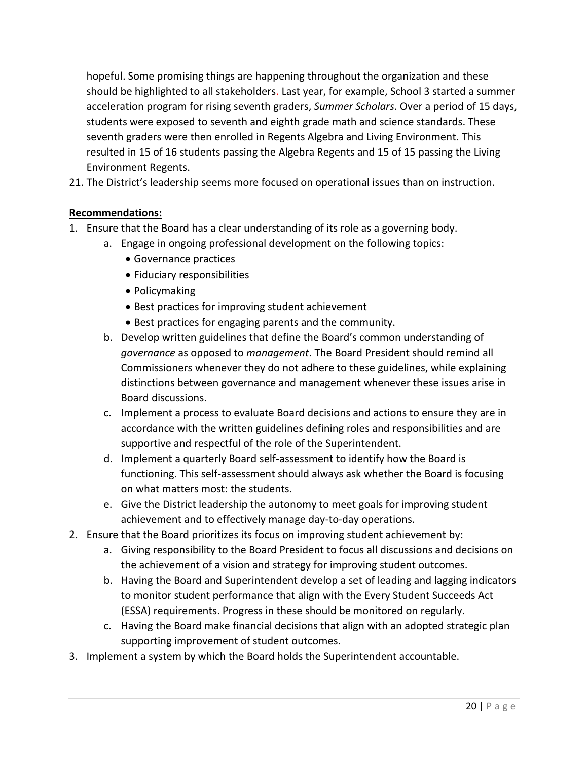hopeful. Some promising things are happening throughout the organization and these should be highlighted to all stakeholders. Last year, for example, School 3 started a summer acceleration program for rising seventh graders, *Summer Scholars*. Over a period of 15 days, students were exposed to seventh and eighth grade math and science standards. These seventh graders were then enrolled in Regents Algebra and Living Environment. This resulted in 15 of 16 students passing the Algebra Regents and 15 of 15 passing the Living Environment Regents.

21. The District's leadership seems more focused on operational issues than on instruction.

**Recommendations:**

1. Ensure that the Board has a clear understanding of its role as a governing body.
    a. Engage in ongoing professional development on the following topics:
        - Governance practices
        - Fiduciary responsibilities
        - Policymaking
        - Best practices for improving student achievement
        - Best practices for engaging parents and the community.
    b. Develop written guidelines that define the Board's common understanding of *governance* as opposed to *management*. The Board President should remind all Commissioners whenever they do not adhere to these guidelines, while explaining distinctions between governance and management whenever these issues arise in Board discussions.
    c. Implement a process to evaluate Board decisions and actions to ensure they are in accordance with the written guidelines defining roles and responsibilities and are supportive and respectful of the role of the Superintendent.
    d. Implement a quarterly Board self-assessment to identify how the Board is functioning. This self-assessment should always ask whether the Board is focusing on what matters most: the students.
    e. Give the District leadership the autonomy to meet goals for improving student achievement and to effectively manage day-to-day operations.
2. Ensure that the Board prioritizes its focus on improving student achievement by:
    a. Giving responsibility to the Board President to focus all discussions and decisions on the achievement of a vision and strategy for improving student outcomes.
    b. Having the Board and Superintendent develop a set of leading and lagging indicators to monitor student performance that align with the Every Student Succeeds Act (ESSA) requirements. Progress in these should be monitored on regularly.
    c. Having the Board make financial decisions that align with an adopted strategic plan supporting improvement of student outcomes.
3. Implement a system by which the Board holds the Superintendent accountable.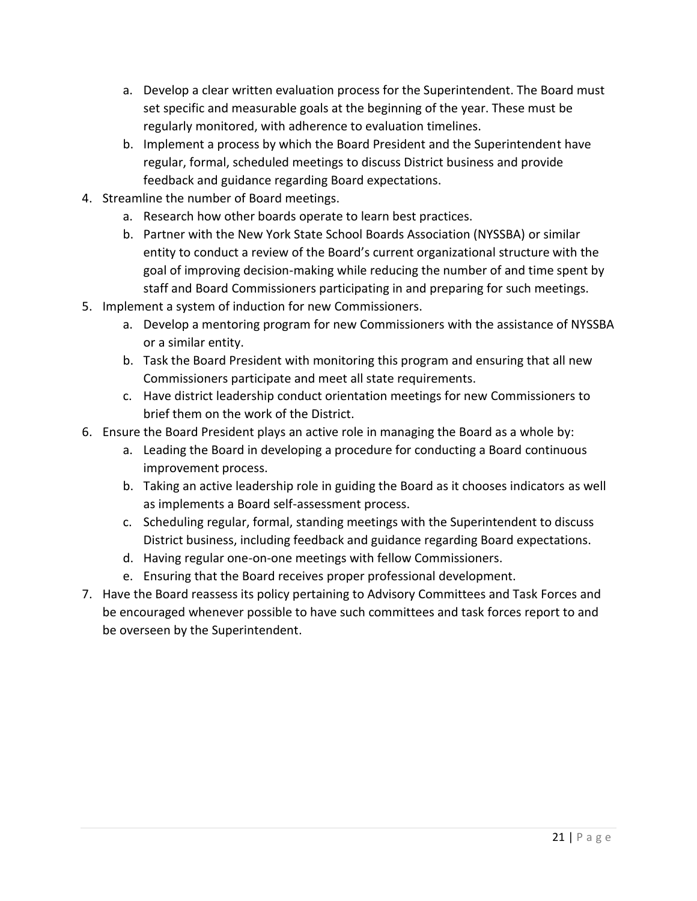a. Develop a clear written evaluation process for the Superintendent. The Board must set specific and measurable goals at the beginning of the year. These must be regularly monitored, with adherence to evaluation timelines.
   b. Implement a process by which the Board President and the Superintendent have regular, formal, scheduled meetings to discuss District business and provide feedback and guidance regarding Board expectations.

4. Streamline the number of Board meetings.
   a. Research how other boards operate to learn best practices.
   b. Partner with the New York State School Boards Association (NYSSBA) or similar entity to conduct a review of the Board's current organizational structure with the goal of improving decision-making while reducing the number of and time spent by staff and Board Commissioners participating in and preparing for such meetings.
5. Implement a system of induction for new Commissioners.
   a. Develop a mentoring program for new Commissioners with the assistance of NYSSBA or a similar entity.
   b. Task the Board President with monitoring this program and ensuring that all new Commissioners participate and meet all state requirements.
   c. Have district leadership conduct orientation meetings for new Commissioners to brief them on the work of the District.
6. Ensure the Board President plays an active role in managing the Board as a whole by:
   a. Leading the Board in developing a procedure for conducting a Board continuous improvement process.
   b. Taking an active leadership role in guiding the Board as it chooses indicators as well as implements a Board self-assessment process.
   c. Scheduling regular, formal, standing meetings with the Superintendent to discuss District business, including feedback and guidance regarding Board expectations.
   d. Having regular one-on-one meetings with fellow Commissioners.
   e. Ensuring that the Board receives proper professional development.
7. Have the Board reassess its policy pertaining to Advisory Committees and Task Forces and be encouraged whenever possible to have such committees and task forces report to and be overseen by the Superintendent.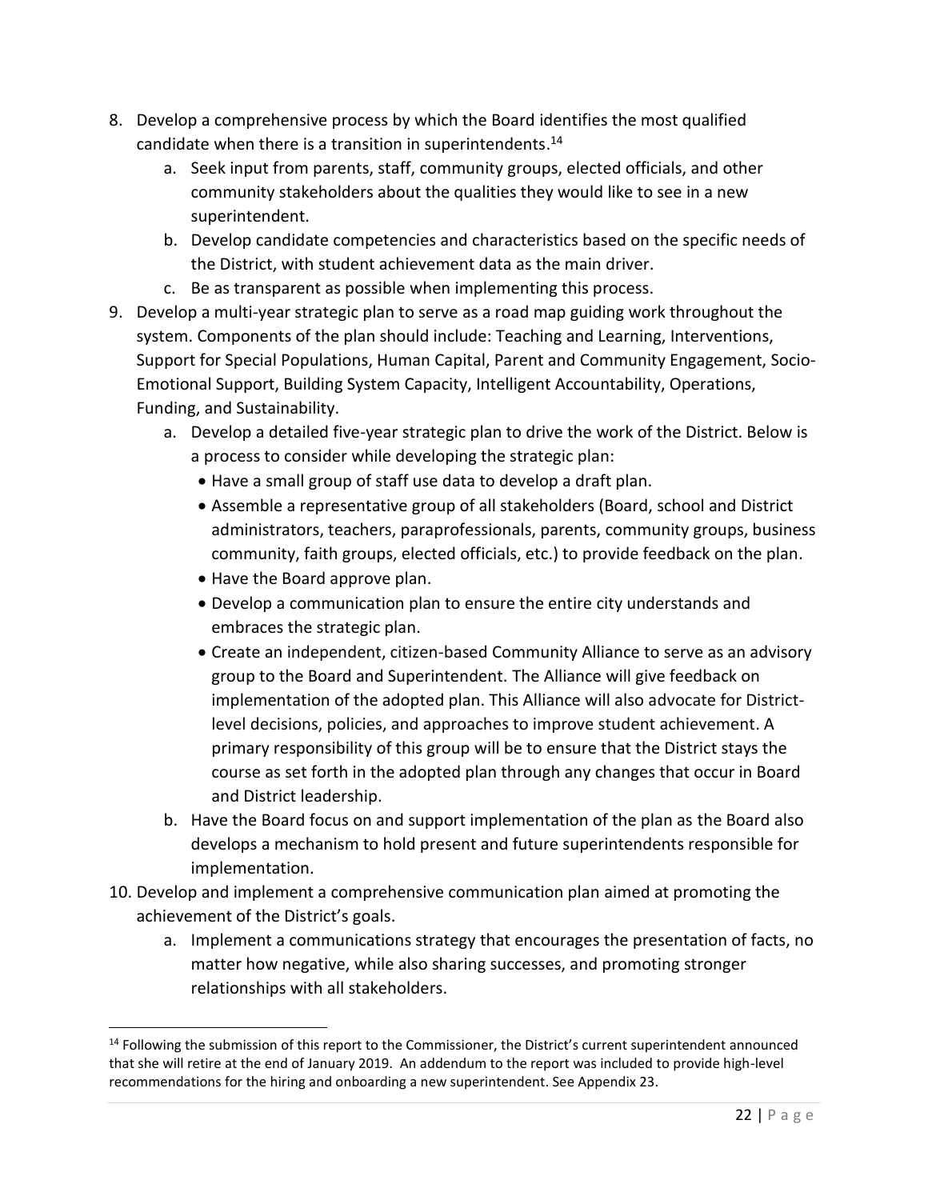8. Develop a comprehensive process by which the Board identifies the most qualified candidate when there is a transition in superintendents.[14]
   a. Seek input from parents, staff, community groups, elected officials, and other community stakeholders about the qualities they would like to see in a new superintendent.
   b. Develop candidate competencies and characteristics based on the specific needs of the District, with student achievement data as the main driver.
   c. Be as transparent as possible when implementing this process.
9. Develop a multi-year strategic plan to serve as a road map guiding work throughout the system. Components of the plan should include: Teaching and Learning, Interventions, Support for Special Populations, Human Capital, Parent and Community Engagement, Socio-Emotional Support, Building System Capacity, Intelligent Accountability, Operations, Funding, and Sustainability.
   a. Develop a detailed five-year strategic plan to drive the work of the District. Below is a process to consider while developing the strategic plan:
      - Have a small group of staff use data to develop a draft plan.
      - Assemble a representative group of all stakeholders (Board, school and District administrators, teachers, paraprofessionals, parents, community groups, business community, faith groups, elected officials, etc.) to provide feedback on the plan.
      - Have the Board approve plan.
      - Develop a communication plan to ensure the entire city understands and embraces the strategic plan.
      - Create an independent, citizen-based Community Alliance to serve as an advisory group to the Board and Superintendent. The Alliance will give feedback on implementation of the adopted plan. This Alliance will also advocate for District-level decisions, policies, and approaches to improve student achievement. A primary responsibility of this group will be to ensure that the District stays the course as set forth in the adopted plan through any changes that occur in Board and District leadership.
   b. Have the Board focus on and support implementation of the plan as the Board also develops a mechanism to hold present and future superintendents responsible for implementation.
10. Develop and implement a comprehensive communication plan aimed at promoting the achievement of the District's goals.
    a. Implement a communications strategy that encourages the presentation of facts, no matter how negative, while also sharing successes, and promoting stronger relationships with all stakeholders.

---

[14] Following the submission of this report to the Commissioner, the District's current superintendent announced that she will retire at the end of January 2019. An addendum to the report was included to provide high-level recommendations for the hiring and onboarding a new superintendent. See Appendix 23.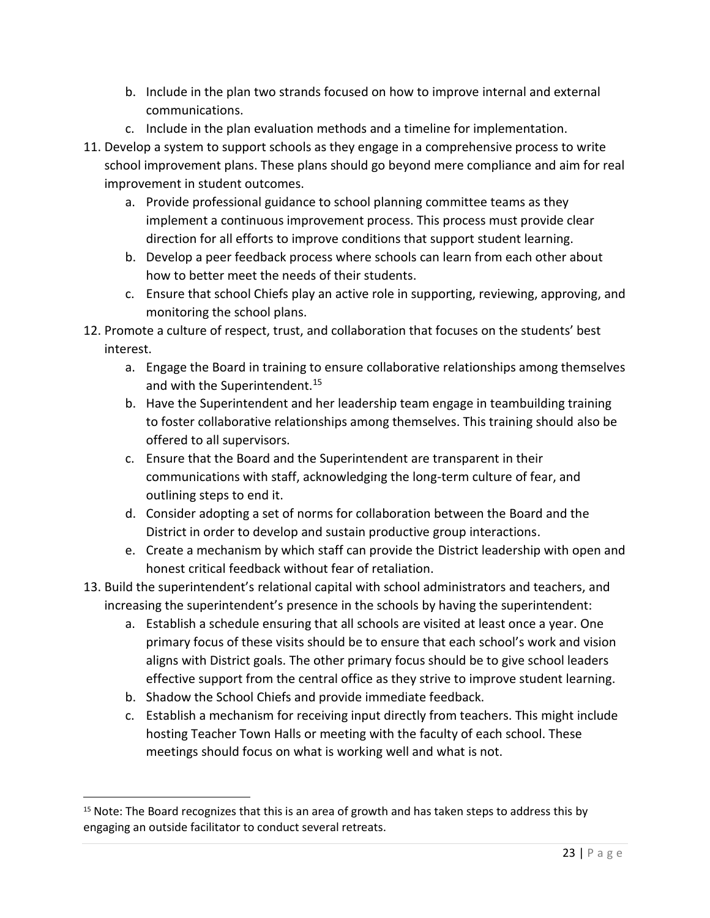b. Include in the plan two strands focused on how to improve internal and external communications.
c. Include in the plan evaluation methods and a timeline for implementation.

11. Develop a system to support schools as they engage in a comprehensive process to write school improvement plans. These plans should go beyond mere compliance and aim for real improvement in student outcomes.
    a. Provide professional guidance to school planning committee teams as they implement a continuous improvement process. This process must provide clear direction for all efforts to improve conditions that support student learning.
    b. Develop a peer feedback process where schools can learn from each other about how to better meet the needs of their students.
    c. Ensure that school Chiefs play an active role in supporting, reviewing, approving, and monitoring the school plans.
12. Promote a culture of respect, trust, and collaboration that focuses on the students' best interest.
    a. Engage the Board in training to ensure collaborative relationships among themselves and with the Superintendent.[15]
    b. Have the Superintendent and her leadership team engage in teambuilding training to foster collaborative relationships among themselves. This training should also be offered to all supervisors.
    c. Ensure that the Board and the Superintendent are transparent in their communications with staff, acknowledging the long-term culture of fear, and outlining steps to end it.
    d. Consider adopting a set of norms for collaboration between the Board and the District in order to develop and sustain productive group interactions.
    e. Create a mechanism by which staff can provide the District leadership with open and honest critical feedback without fear of retaliation.
13. Build the superintendent's relational capital with school administrators and teachers, and increasing the superintendent's presence in the schools by having the superintendent:
    a. Establish a schedule ensuring that all schools are visited at least once a year. One primary focus of these visits should be to ensure that each school's work and vision aligns with District goals. The other primary focus should be to give school leaders effective support from the central office as they strive to improve student learning.
    b. Shadow the School Chiefs and provide immediate feedback.
    c. Establish a mechanism for receiving input directly from teachers. This might include hosting Teacher Town Halls or meeting with the faculty of each school. These meetings should focus on what is working well and what is not.

---

[15] Note: The Board recognizes that this is an area of growth and has taken steps to address this by engaging an outside facilitator to conduct several retreats.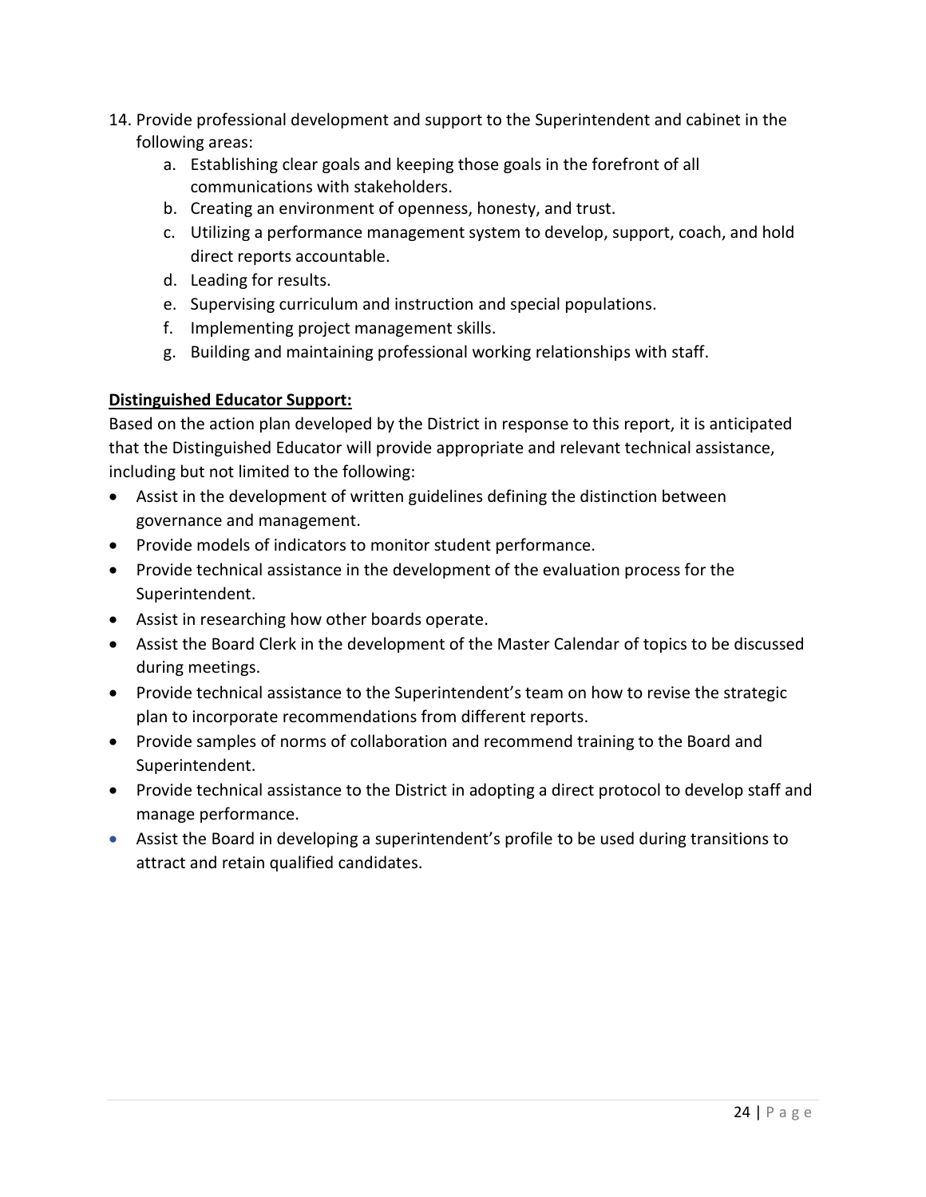14. Provide professional development and support to the Superintendent and cabinet in the following areas:
    a. Establishing clear goals and keeping those goals in the forefront of all communications with stakeholders.
    b. Creating an environment of openness, honesty, and trust.
    c. Utilizing a performance management system to develop, support, coach, and hold direct reports accountable.
    d. Leading for results.
    e. Supervising curriculum and instruction and special populations.
    f. Implementing project management skills.
    g. Building and maintaining professional working relationships with staff.

**Distinguished Educator Support:**

Based on the action plan developed by the District in response to this report, it is anticipated that the Distinguished Educator will provide appropriate and relevant technical assistance, including but not limited to the following:

- Assist in the development of written guidelines defining the distinction between governance and management.
- Provide models of indicators to monitor student performance.
- Provide technical assistance in the development of the evaluation process for the Superintendent.
- Assist in researching how other boards operate.
- Assist the Board Clerk in the development of the Master Calendar of topics to be discussed during meetings.
- Provide technical assistance to the Superintendent's team on how to revise the strategic plan to incorporate recommendations from different reports.
- Provide samples of norms of collaboration and recommend training to the Board and Superintendent.
- Provide technical assistance to the District in adopting a direct protocol to develop staff and manage performance.
- Assist the Board in developing a superintendent's profile to be used during transitions to attract and retain qualified candidates.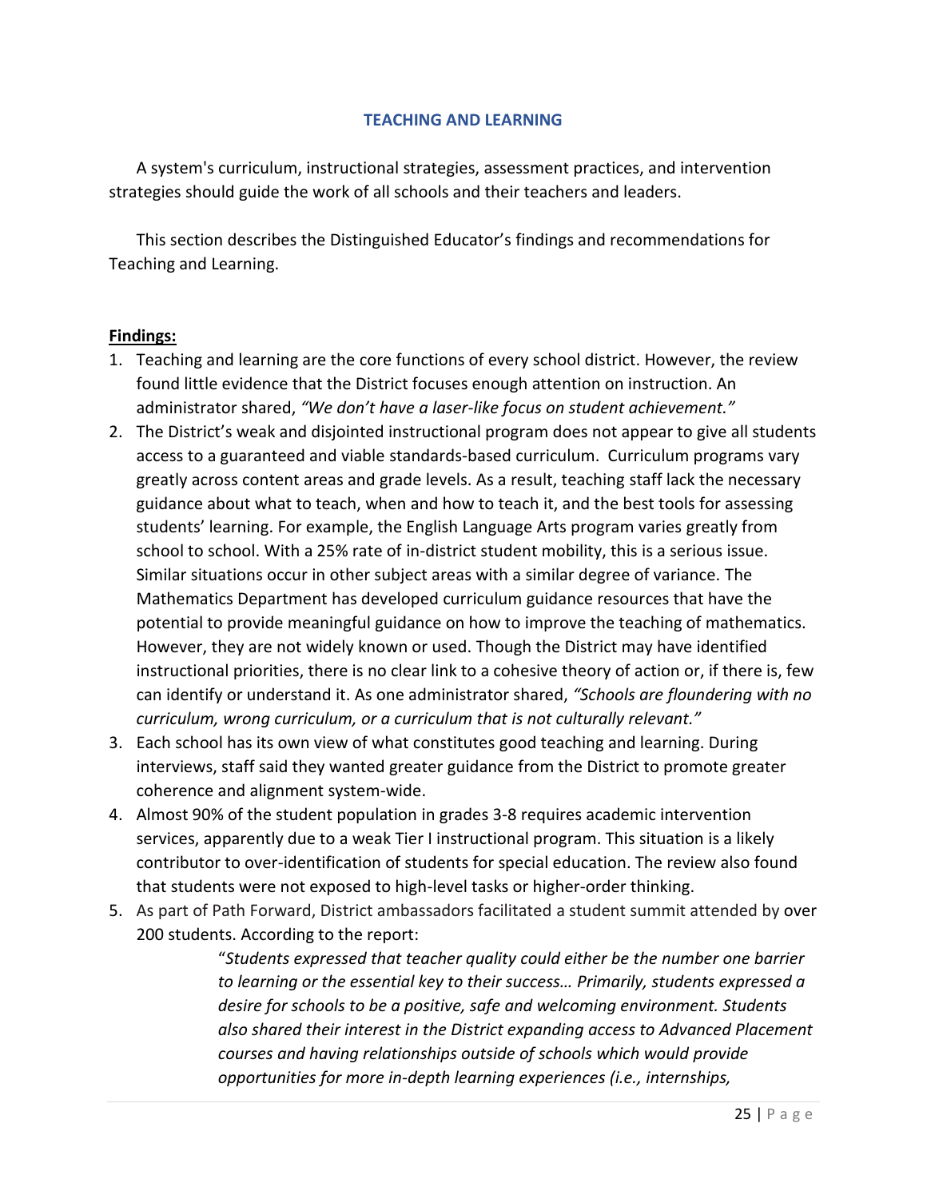## TEACHING AND LEARNING

A system's curriculum, instructional strategies, assessment practices, and intervention strategies should guide the work of all schools and their teachers and leaders.

This section describes the Distinguished Educator's findings and recommendations for Teaching and Learning.

**Findings:**

1. Teaching and learning are the core functions of every school district. However, the review found little evidence that the District focuses enough attention on instruction. An administrator shared, *"We don't have a laser-like focus on student achievement."*
2. The District's weak and disjointed instructional program does not appear to give all students access to a guaranteed and viable standards-based curriculum. Curriculum programs vary greatly across content areas and grade levels. As a result, teaching staff lack the necessary guidance about what to teach, when and how to teach it, and the best tools for assessing students' learning. For example, the English Language Arts program varies greatly from school to school. With a 25% rate of in-district student mobility, this is a serious issue. Similar situations occur in other subject areas with a similar degree of variance. The Mathematics Department has developed curriculum guidance resources that have the potential to provide meaningful guidance on how to improve the teaching of mathematics. However, they are not widely known or used. Though the District may have identified instructional priorities, there is no clear link to a cohesive theory of action or, if there is, few can identify or understand it. As one administrator shared, *"Schools are floundering with no curriculum, wrong curriculum, or a curriculum that is not culturally relevant."*
3. Each school has its own view of what constitutes good teaching and learning. During interviews, staff said they wanted greater guidance from the District to promote greater coherence and alignment system-wide.
4. Almost 90% of the student population in grades 3-8 requires academic intervention services, apparently due to a weak Tier I instructional program. This situation is a likely contributor to over-identification of students for special education. The review also found that students were not exposed to high-level tasks or higher-order thinking.
5. As part of Path Forward, District ambassadors facilitated a student summit attended by over 200 students. According to the report:

   > "*Students expressed that teacher quality could either be the number one barrier to learning or the essential key to their success… Primarily, students expressed a desire for schools to be a positive, safe and welcoming environment. Students also shared their interest in the District expanding access to Advanced Placement courses and having relationships outside of schools which would provide opportunities for more in-depth learning experiences (i.e., internships,*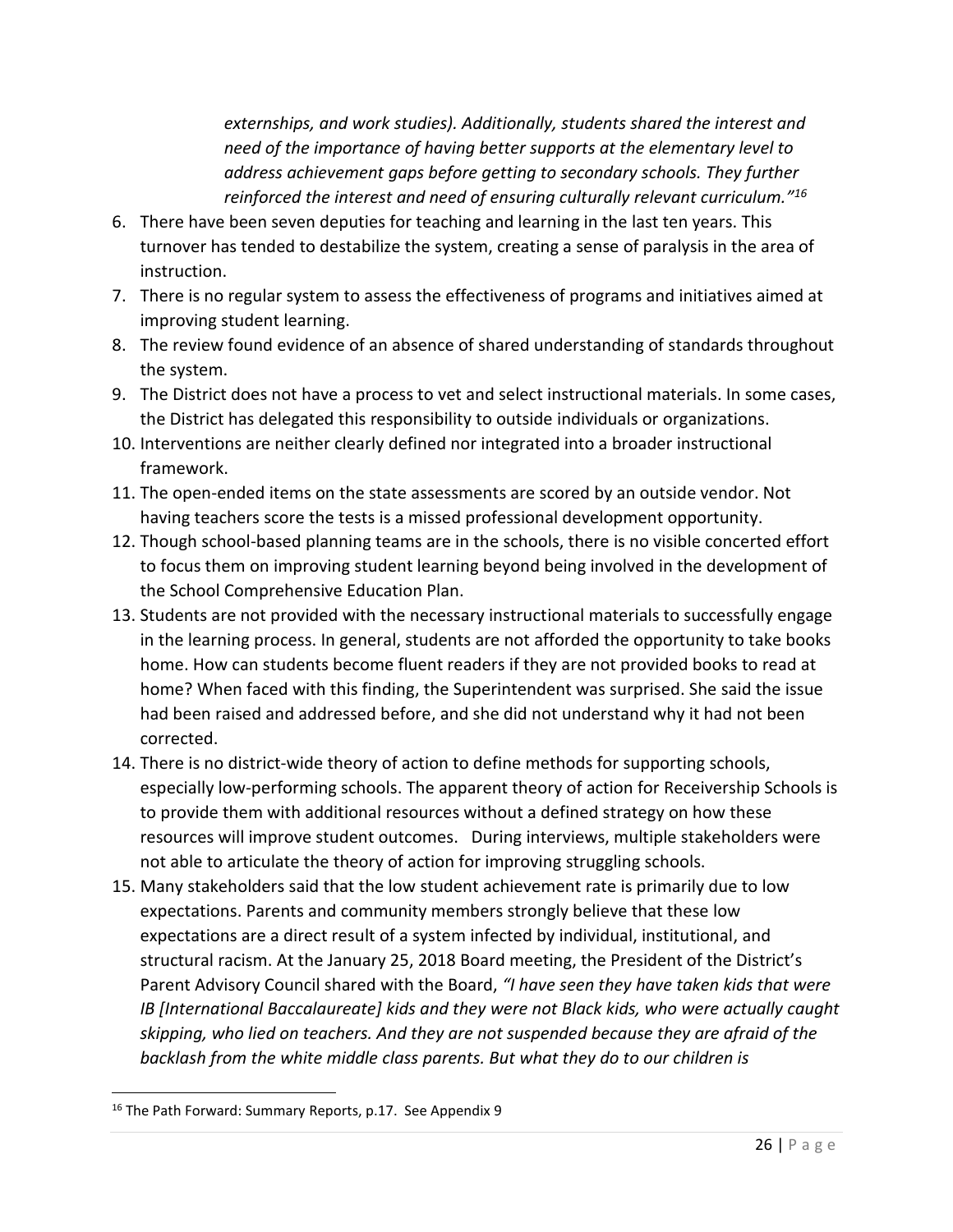*externships, and work studies). Additionally, students shared the interest and need of the importance of having better supports at the elementary level to address achievement gaps before getting to secondary schools. They further reinforced the interest and need of ensuring culturally relevant curriculum."*[16]

6. There have been seven deputies for teaching and learning in the last ten years. This turnover has tended to destabilize the system, creating a sense of paralysis in the area of instruction.
7. There is no regular system to assess the effectiveness of programs and initiatives aimed at improving student learning.
8. The review found evidence of an absence of shared understanding of standards throughout the system.
9. The District does not have a process to vet and select instructional materials. In some cases, the District has delegated this responsibility to outside individuals or organizations.
10. Interventions are neither clearly defined nor integrated into a broader instructional framework.
11. The open-ended items on the state assessments are scored by an outside vendor. Not having teachers score the tests is a missed professional development opportunity.
12. Though school-based planning teams are in the schools, there is no visible concerted effort to focus them on improving student learning beyond being involved in the development of the School Comprehensive Education Plan.
13. Students are not provided with the necessary instructional materials to successfully engage in the learning process. In general, students are not afforded the opportunity to take books home. How can students become fluent readers if they are not provided books to read at home? When faced with this finding, the Superintendent was surprised. She said the issue had been raised and addressed before, and she did not understand why it had not been corrected.
14. There is no district-wide theory of action to define methods for supporting schools, especially low-performing schools. The apparent theory of action for Receivership Schools is to provide them with additional resources without a defined strategy on how these resources will improve student outcomes. During interviews, multiple stakeholders were not able to articulate the theory of action for improving struggling schools.
15. Many stakeholders said that the low student achievement rate is primarily due to low expectations. Parents and community members strongly believe that these low expectations are a direct result of a system infected by individual, institutional, and structural racism. At the January 25, 2018 Board meeting, the President of the District's Parent Advisory Council shared with the Board, *"I have seen they have taken kids that were IB [International Baccalaureate] kids and they were not Black kids, who were actually caught skipping, who lied on teachers. And they are not suspended because they are afraid of the backlash from the white middle class parents. But what they do to our children is*

[16] The Path Forward: Summary Reports, p.17. See Appendix 9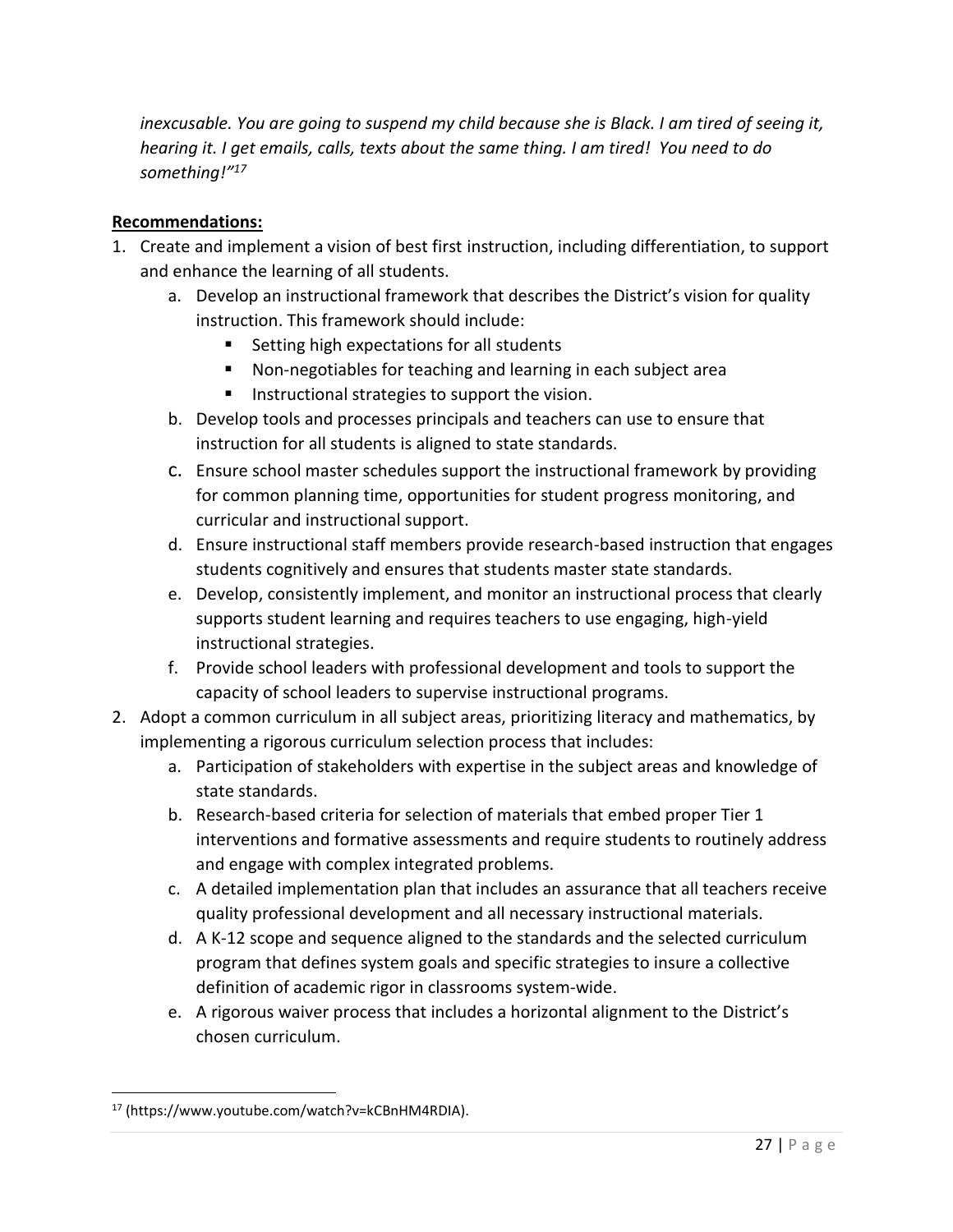*inexcusable. You are going to suspend my child because she is Black. I am tired of seeing it, hearing it. I get emails, calls, texts about the same thing. I am tired! You need to do something!"*[17]

**Recommendations:**

1. Create and implement a vision of best first instruction, including differentiation, to support and enhance the learning of all students.
   a. Develop an instructional framework that describes the District's vision for quality instruction. This framework should include:
      - Setting high expectations for all students
      - Non-negotiables for teaching and learning in each subject area
      - Instructional strategies to support the vision.
   b. Develop tools and processes principals and teachers can use to ensure that instruction for all students is aligned to state standards.
   c. Ensure school master schedules support the instructional framework by providing for common planning time, opportunities for student progress monitoring, and curricular and instructional support.
   d. Ensure instructional staff members provide research-based instruction that engages students cognitively and ensures that students master state standards.
   e. Develop, consistently implement, and monitor an instructional process that clearly supports student learning and requires teachers to use engaging, high-yield instructional strategies.
   f. Provide school leaders with professional development and tools to support the capacity of school leaders to supervise instructional programs.
2. Adopt a common curriculum in all subject areas, prioritizing literacy and mathematics, by implementing a rigorous curriculum selection process that includes:
   a. Participation of stakeholders with expertise in the subject areas and knowledge of state standards.
   b. Research-based criteria for selection of materials that embed proper Tier 1 interventions and formative assessments and require students to routinely address and engage with complex integrated problems.
   c. A detailed implementation plan that includes an assurance that all teachers receive quality professional development and all necessary instructional materials.
   d. A K-12 scope and sequence aligned to the standards and the selected curriculum program that defines system goals and specific strategies to insure a collective definition of academic rigor in classrooms system-wide.
   e. A rigorous waiver process that includes a horizontal alignment to the District's chosen curriculum.

---

[17] (https://www.youtube.com/watch?v=kCBnHM4RDIA).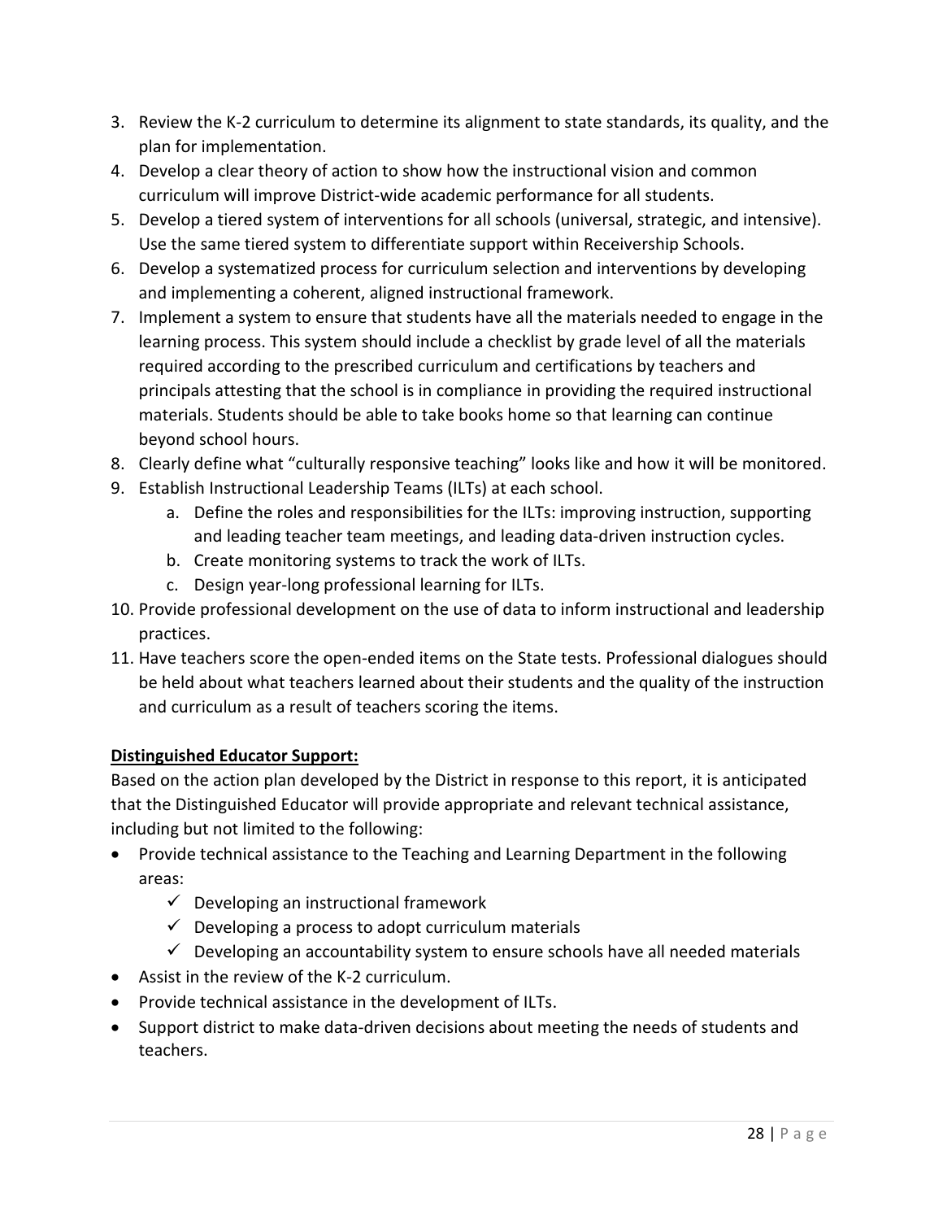3. Review the K-2 curriculum to determine its alignment to state standards, its quality, and the plan for implementation.
4. Develop a clear theory of action to show how the instructional vision and common curriculum will improve District-wide academic performance for all students.
5. Develop a tiered system of interventions for all schools (universal, strategic, and intensive). Use the same tiered system to differentiate support within Receivership Schools.
6. Develop a systematized process for curriculum selection and interventions by developing and implementing a coherent, aligned instructional framework.
7. Implement a system to ensure that students have all the materials needed to engage in the learning process. This system should include a checklist by grade level of all the materials required according to the prescribed curriculum and certifications by teachers and principals attesting that the school is in compliance in providing the required instructional materials. Students should be able to take books home so that learning can continue beyond school hours.
8. Clearly define what "culturally responsive teaching" looks like and how it will be monitored.
9. Establish Instructional Leadership Teams (ILTs) at each school.
    a. Define the roles and responsibilities for the ILTs: improving instruction, supporting and leading teacher team meetings, and leading data-driven instruction cycles.
    b. Create monitoring systems to track the work of ILTs.
    c. Design year-long professional learning for ILTs.
10. Provide professional development on the use of data to inform instructional and leadership practices.
11. Have teachers score the open-ended items on the State tests. Professional dialogues should be held about what teachers learned about their students and the quality of the instruction and curriculum as a result of teachers scoring the items.

**<u>Distinguished Educator Support:</u>**

Based on the action plan developed by the District in response to this report, it is anticipated that the Distinguished Educator will provide appropriate and relevant technical assistance, including but not limited to the following:

- Provide technical assistance to the Teaching and Learning Department in the following areas:
    - ✓ Developing an instructional framework
    - ✓ Developing a process to adopt curriculum materials
    - ✓ Developing an accountability system to ensure schools have all needed materials
- Assist in the review of the K-2 curriculum.
- Provide technical assistance in the development of ILTs.
- Support district to make data-driven decisions about meeting the needs of students and teachers.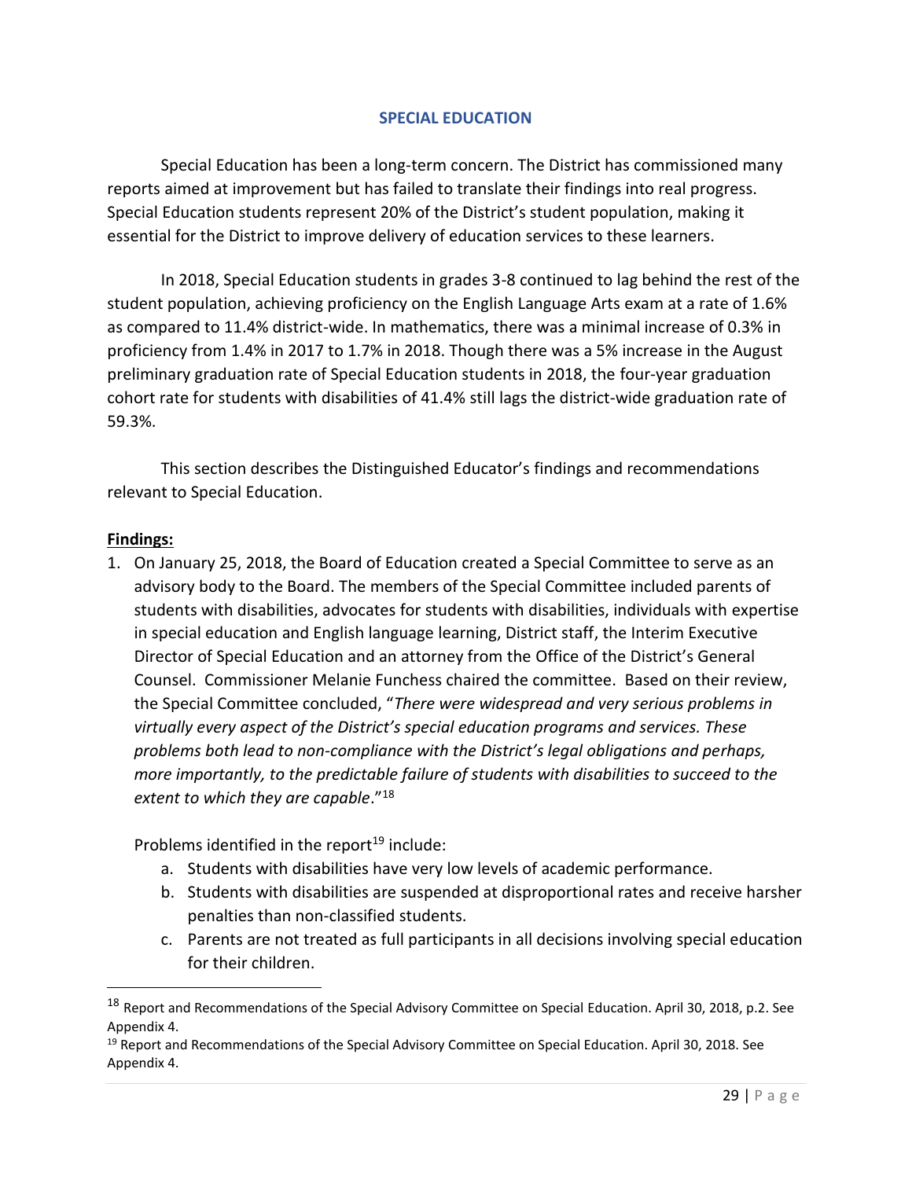## SPECIAL EDUCATION

Special Education has been a long-term concern. The District has commissioned many reports aimed at improvement but has failed to translate their findings into real progress. Special Education students represent 20% of the District's student population, making it essential for the District to improve delivery of education services to these learners.

In 2018, Special Education students in grades 3-8 continued to lag behind the rest of the student population, achieving proficiency on the English Language Arts exam at a rate of 1.6% as compared to 11.4% district-wide. In mathematics, there was a minimal increase of 0.3% in proficiency from 1.4% in 2017 to 1.7% in 2018. Though there was a 5% increase in the August preliminary graduation rate of Special Education students in 2018, the four-year graduation cohort rate for students with disabilities of 41.4% still lags the district-wide graduation rate of 59.3%.

This section describes the Distinguished Educator's findings and recommendations relevant to Special Education.

**Findings:**

1. On January 25, 2018, the Board of Education created a Special Committee to serve as an advisory body to the Board. The members of the Special Committee included parents of students with disabilities, advocates for students with disabilities, individuals with expertise in special education and English language learning, District staff, the Interim Executive Director of Special Education and an attorney from the Office of the District's General Counsel. Commissioner Melanie Funchess chaired the committee. Based on their review, the Special Committee concluded, "*There were widespread and very serious problems in virtually every aspect of the District's special education programs and services. These problems both lead to non-compliance with the District's legal obligations and perhaps, more importantly, to the predictable failure of students with disabilities to succeed to the extent to which they are capable*."[18]

   Problems identified in the report[19] include:

   a. Students with disabilities have very low levels of academic performance.
   b. Students with disabilities are suspended at disproportional rates and receive harsher penalties than non-classified students.
   c. Parents are not treated as full participants in all decisions involving special education for their children.

---

[18] Report and Recommendations of the Special Advisory Committee on Special Education. April 30, 2018, p.2. See Appendix 4.

[19] Report and Recommendations of the Special Advisory Committee on Special Education. April 30, 2018. See Appendix 4.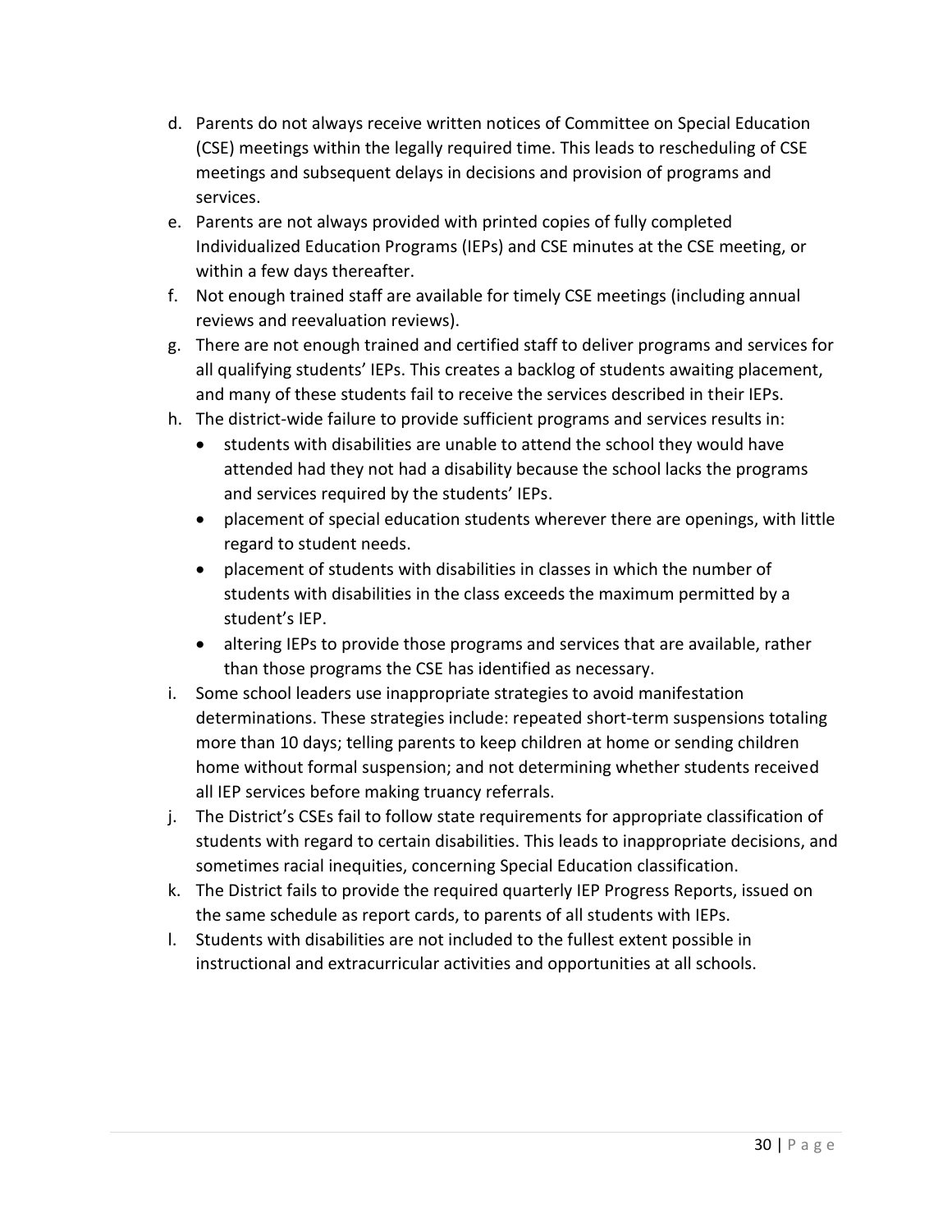d. Parents do not always receive written notices of Committee on Special Education (CSE) meetings within the legally required time. This leads to rescheduling of CSE meetings and subsequent delays in decisions and provision of programs and services.
e. Parents are not always provided with printed copies of fully completed Individualized Education Programs (IEPs) and CSE minutes at the CSE meeting, or within a few days thereafter.
f. Not enough trained staff are available for timely CSE meetings (including annual reviews and reevaluation reviews).
g. There are not enough trained and certified staff to deliver programs and services for all qualifying students' IEPs. This creates a backlog of students awaiting placement, and many of these students fail to receive the services described in their IEPs.
h. The district-wide failure to provide sufficient programs and services results in:
   - students with disabilities are unable to attend the school they would have attended had they not had a disability because the school lacks the programs and services required by the students' IEPs.
   - placement of special education students wherever there are openings, with little regard to student needs.
   - placement of students with disabilities in classes in which the number of students with disabilities in the class exceeds the maximum permitted by a student's IEP.
   - altering IEPs to provide those programs and services that are available, rather than those programs the CSE has identified as necessary.
i. Some school leaders use inappropriate strategies to avoid manifestation determinations. These strategies include: repeated short-term suspensions totaling more than 10 days; telling parents to keep children at home or sending children home without formal suspension; and not determining whether students received all IEP services before making truancy referrals.
j. The District's CSEs fail to follow state requirements for appropriate classification of students with regard to certain disabilities. This leads to inappropriate decisions, and sometimes racial inequities, concerning Special Education classification.
k. The District fails to provide the required quarterly IEP Progress Reports, issued on the same schedule as report cards, to parents of all students with IEPs.
l. Students with disabilities are not included to the fullest extent possible in instructional and extracurricular activities and opportunities at all schools.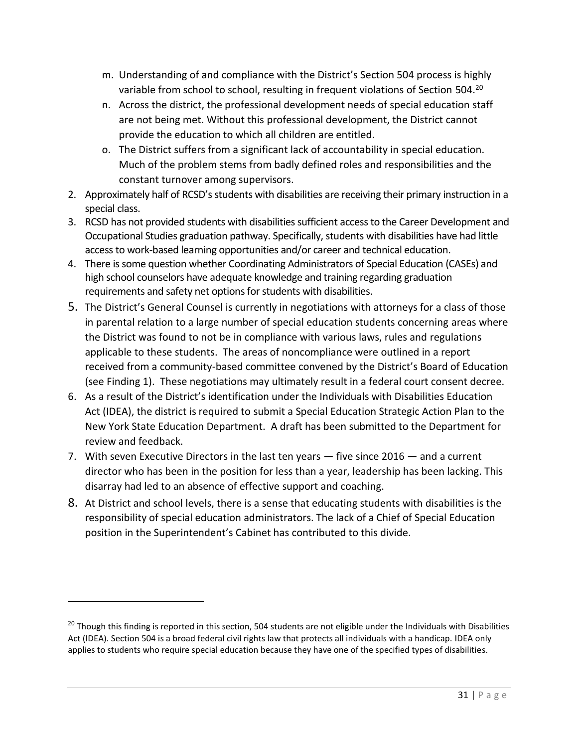m. Understanding of and compliance with the District's Section 504 process is highly variable from school to school, resulting in frequent violations of Section 504.[20]
   n. Across the district, the professional development needs of special education staff are not being met. Without this professional development, the District cannot provide the education to which all children are entitled.
   o. The District suffers from a significant lack of accountability in special education. Much of the problem stems from badly defined roles and responsibilities and the constant turnover among supervisors.

2. Approximately half of RCSD's students with disabilities are receiving their primary instruction in a special class.
3. RCSD has not provided students with disabilities sufficient access to the Career Development and Occupational Studies graduation pathway. Specifically, students with disabilities have had little access to work-based learning opportunities and/or career and technical education.
4. There is some question whether Coordinating Administrators of Special Education (CASEs) and high school counselors have adequate knowledge and training regarding graduation requirements and safety net options for students with disabilities.
5. The District's General Counsel is currently in negotiations with attorneys for a class of those in parental relation to a large number of special education students concerning areas where the District was found to not be in compliance with various laws, rules and regulations applicable to these students. The areas of noncompliance were outlined in a report received from a community-based committee convened by the District's Board of Education (see Finding 1). These negotiations may ultimately result in a federal court consent decree.
6. As a result of the District's identification under the Individuals with Disabilities Education Act (IDEA), the district is required to submit a Special Education Strategic Action Plan to the New York State Education Department. A draft has been submitted to the Department for review and feedback.
7. With seven Executive Directors in the last ten years — five since 2016 — and a current director who has been in the position for less than a year, leadership has been lacking. This disarray had led to an absence of effective support and coaching.
8. At District and school levels, there is a sense that educating students with disabilities is the responsibility of special education administrators. The lack of a Chief of Special Education position in the Superintendent's Cabinet has contributed to this divide.

---

[20] Though this finding is reported in this section, 504 students are not eligible under the Individuals with Disabilities Act (IDEA). Section 504 is a broad federal civil rights law that protects all individuals with a handicap. IDEA only applies to students who require special education because they have one of the specified types of disabilities.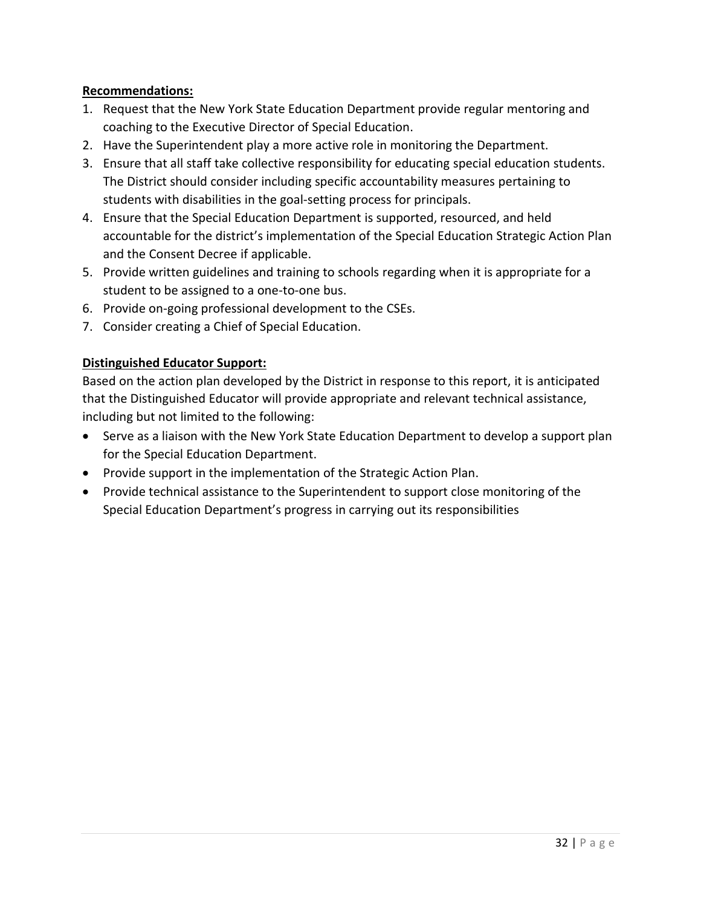**Recommendations:**

1. Request that the New York State Education Department provide regular mentoring and coaching to the Executive Director of Special Education.
2. Have the Superintendent play a more active role in monitoring the Department.
3. Ensure that all staff take collective responsibility for educating special education students. The District should consider including specific accountability measures pertaining to students with disabilities in the goal-setting process for principals.
4. Ensure that the Special Education Department is supported, resourced, and held accountable for the district's implementation of the Special Education Strategic Action Plan and the Consent Decree if applicable.
5. Provide written guidelines and training to schools regarding when it is appropriate for a student to be assigned to a one-to-one bus.
6. Provide on-going professional development to the CSEs.
7. Consider creating a Chief of Special Education.

**Distinguished Educator Support:**

Based on the action plan developed by the District in response to this report, it is anticipated that the Distinguished Educator will provide appropriate and relevant technical assistance, including but not limited to the following:

- Serve as a liaison with the New York State Education Department to develop a support plan for the Special Education Department.
- Provide support in the implementation of the Strategic Action Plan.
- Provide technical assistance to the Superintendent to support close monitoring of the Special Education Department's progress in carrying out its responsibilities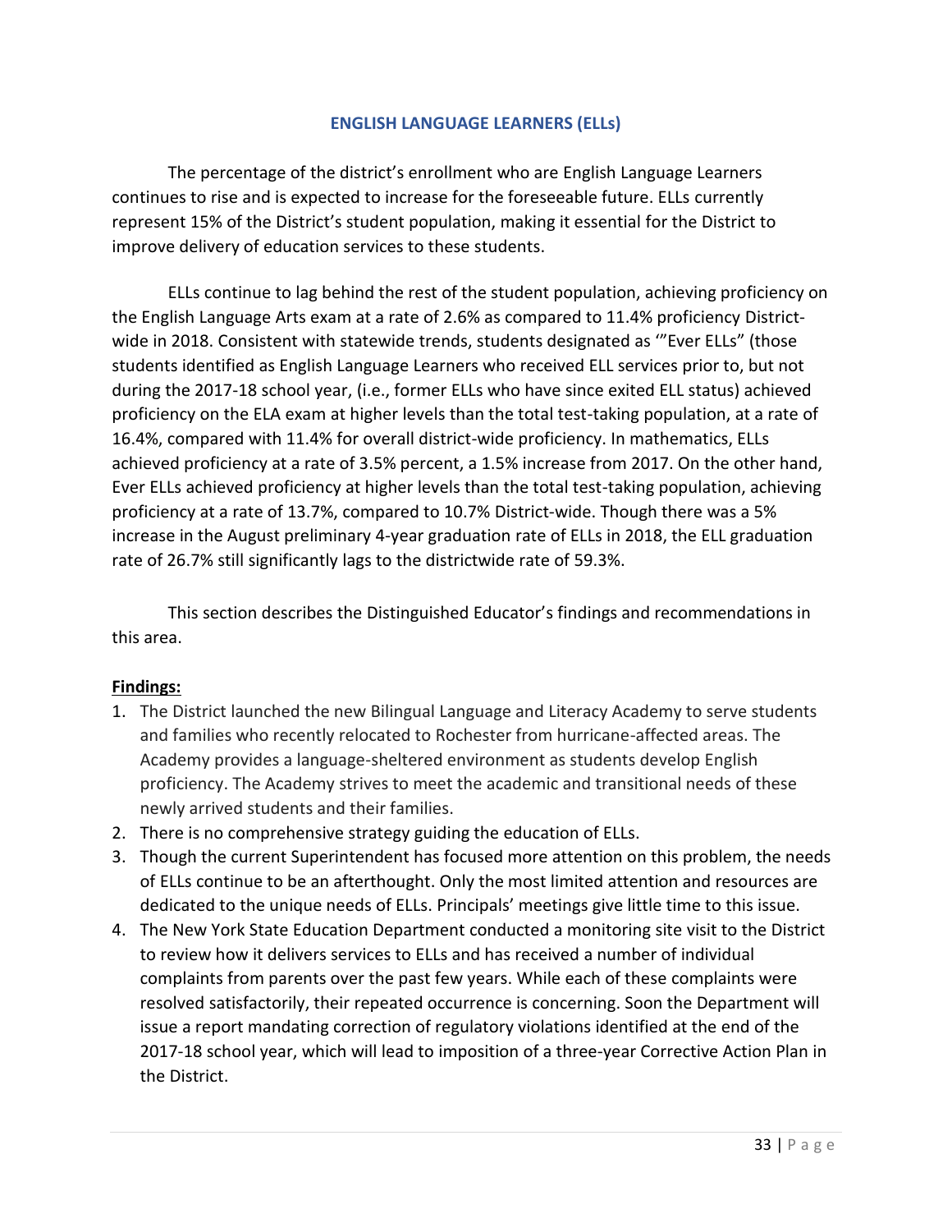## ENGLISH LANGUAGE LEARNERS (ELLs)

The percentage of the district's enrollment who are English Language Learners continues to rise and is expected to increase for the foreseeable future. ELLs currently represent 15% of the District's student population, making it essential for the District to improve delivery of education services to these students.

ELLs continue to lag behind the rest of the student population, achieving proficiency on the English Language Arts exam at a rate of 2.6% as compared to 11.4% proficiency District-wide in 2018. Consistent with statewide trends, students designated as '"Ever ELLs" (those students identified as English Language Learners who received ELL services prior to, but not during the 2017-18 school year, (i.e., former ELLs who have since exited ELL status) achieved proficiency on the ELA exam at higher levels than the total test-taking population, at a rate of 16.4%, compared with 11.4% for overall district-wide proficiency. In mathematics, ELLs achieved proficiency at a rate of 3.5% percent, a 1.5% increase from 2017. On the other hand, Ever ELLs achieved proficiency at higher levels than the total test-taking population, achieving proficiency at a rate of 13.7%, compared to 10.7% District-wide. Though there was a 5% increase in the August preliminary 4-year graduation rate of ELLs in 2018, the ELL graduation rate of 26.7% still significantly lags to the districtwide rate of 59.3%.

This section describes the Distinguished Educator's findings and recommendations in this area.

**Findings:**

1. The District launched the new Bilingual Language and Literacy Academy to serve students and families who recently relocated to Rochester from hurricane-affected areas. The Academy provides a language-sheltered environment as students develop English proficiency. The Academy strives to meet the academic and transitional needs of these newly arrived students and their families.
2. There is no comprehensive strategy guiding the education of ELLs.
3. Though the current Superintendent has focused more attention on this problem, the needs of ELLs continue to be an afterthought. Only the most limited attention and resources are dedicated to the unique needs of ELLs. Principals' meetings give little time to this issue.
4. The New York State Education Department conducted a monitoring site visit to the District to review how it delivers services to ELLs and has received a number of individual complaints from parents over the past few years. While each of these complaints were resolved satisfactorily, their repeated occurrence is concerning. Soon the Department will issue a report mandating correction of regulatory violations identified at the end of the 2017-18 school year, which will lead to imposition of a three-year Corrective Action Plan in the District.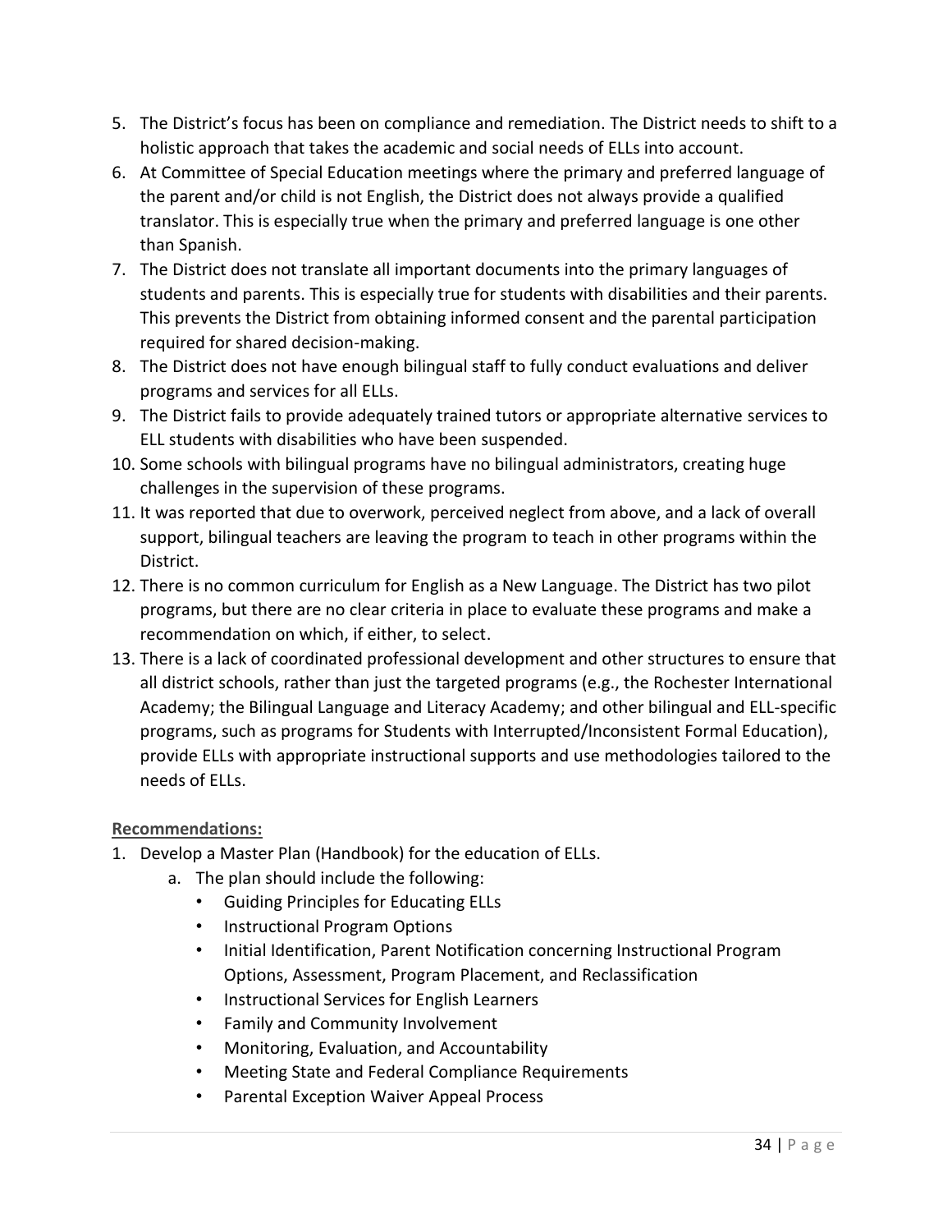5. The District's focus has been on compliance and remediation. The District needs to shift to a holistic approach that takes the academic and social needs of ELLs into account.
6. At Committee of Special Education meetings where the primary and preferred language of the parent and/or child is not English, the District does not always provide a qualified translator. This is especially true when the primary and preferred language is one other than Spanish.
7. The District does not translate all important documents into the primary languages of students and parents. This is especially true for students with disabilities and their parents. This prevents the District from obtaining informed consent and the parental participation required for shared decision-making.
8. The District does not have enough bilingual staff to fully conduct evaluations and deliver programs and services for all ELLs.
9. The District fails to provide adequately trained tutors or appropriate alternative services to ELL students with disabilities who have been suspended.
10. Some schools with bilingual programs have no bilingual administrators, creating huge challenges in the supervision of these programs.
11. It was reported that due to overwork, perceived neglect from above, and a lack of overall support, bilingual teachers are leaving the program to teach in other programs within the District.
12. There is no common curriculum for English as a New Language. The District has two pilot programs, but there are no clear criteria in place to evaluate these programs and make a recommendation on which, if either, to select.
13. There is a lack of coordinated professional development and other structures to ensure that all district schools, rather than just the targeted programs (e.g., the Rochester International Academy; the Bilingual Language and Literacy Academy; and other bilingual and ELL-specific programs, such as programs for Students with Interrupted/Inconsistent Formal Education), provide ELLs with appropriate instructional supports and use methodologies tailored to the needs of ELLs.

**Recommendations:**

1. Develop a Master Plan (Handbook) for the education of ELLs.
   a. The plan should include the following:
      - Guiding Principles for Educating ELLs
      - Instructional Program Options
      - Initial Identification, Parent Notification concerning Instructional Program Options, Assessment, Program Placement, and Reclassification
      - Instructional Services for English Learners
      - Family and Community Involvement
      - Monitoring, Evaluation, and Accountability
      - Meeting State and Federal Compliance Requirements
      - Parental Exception Waiver Appeal Process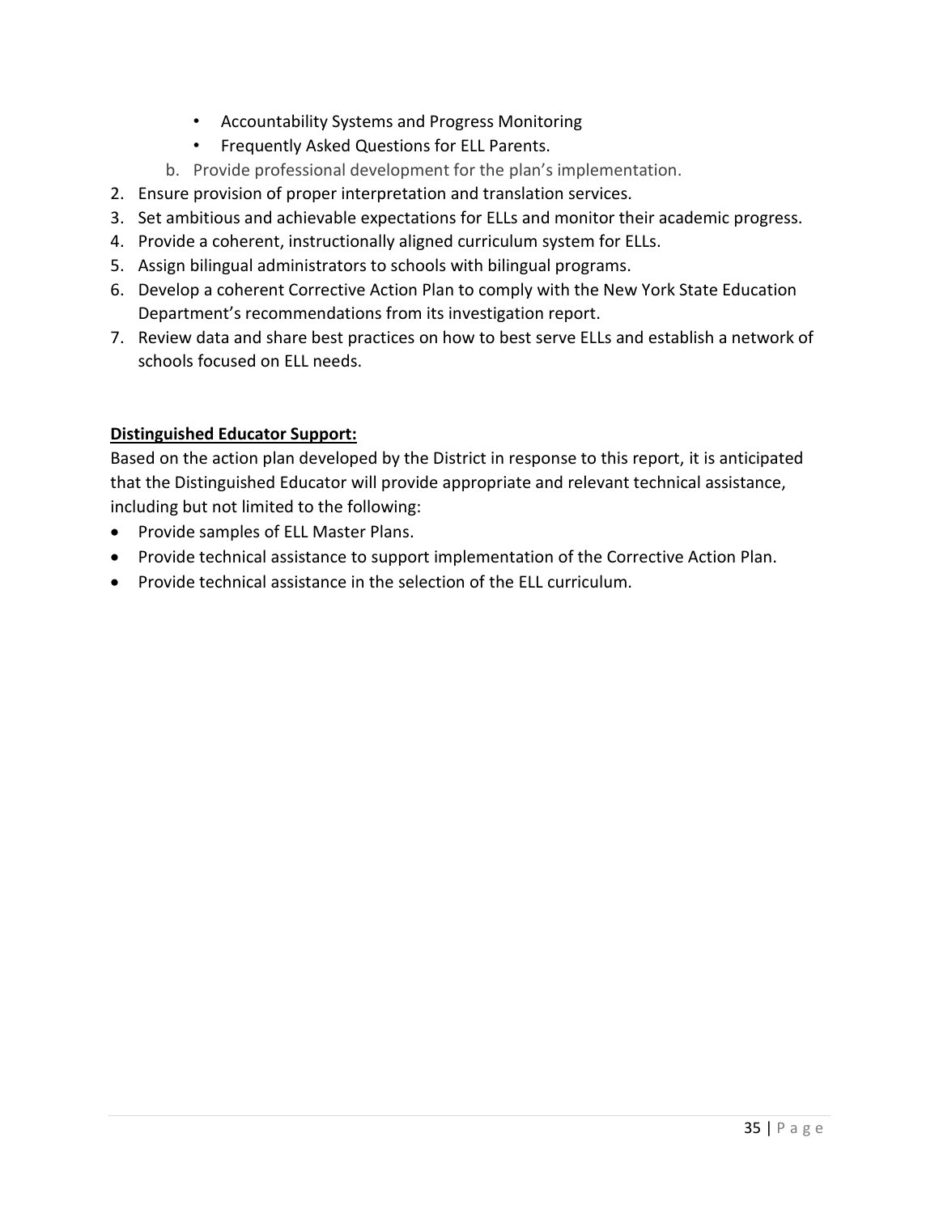- Accountability Systems and Progress Monitoring
   - Frequently Asked Questions for ELL Parents.

   b. Provide professional development for the plan's implementation.

2. Ensure provision of proper interpretation and translation services.
3. Set ambitious and achievable expectations for ELLs and monitor their academic progress.
4. Provide a coherent, instructionally aligned curriculum system for ELLs.
5. Assign bilingual administrators to schools with bilingual programs.
6. Develop a coherent Corrective Action Plan to comply with the New York State Education Department's recommendations from its investigation report.
7. Review data and share best practices on how to best serve ELLs and establish a network of schools focused on ELL needs.

**Distinguished Educator Support:**

Based on the action plan developed by the District in response to this report, it is anticipated that the Distinguished Educator will provide appropriate and relevant technical assistance, including but not limited to the following:

- Provide samples of ELL Master Plans.
- Provide technical assistance to support implementation of the Corrective Action Plan.
- Provide technical assistance in the selection of the ELL curriculum.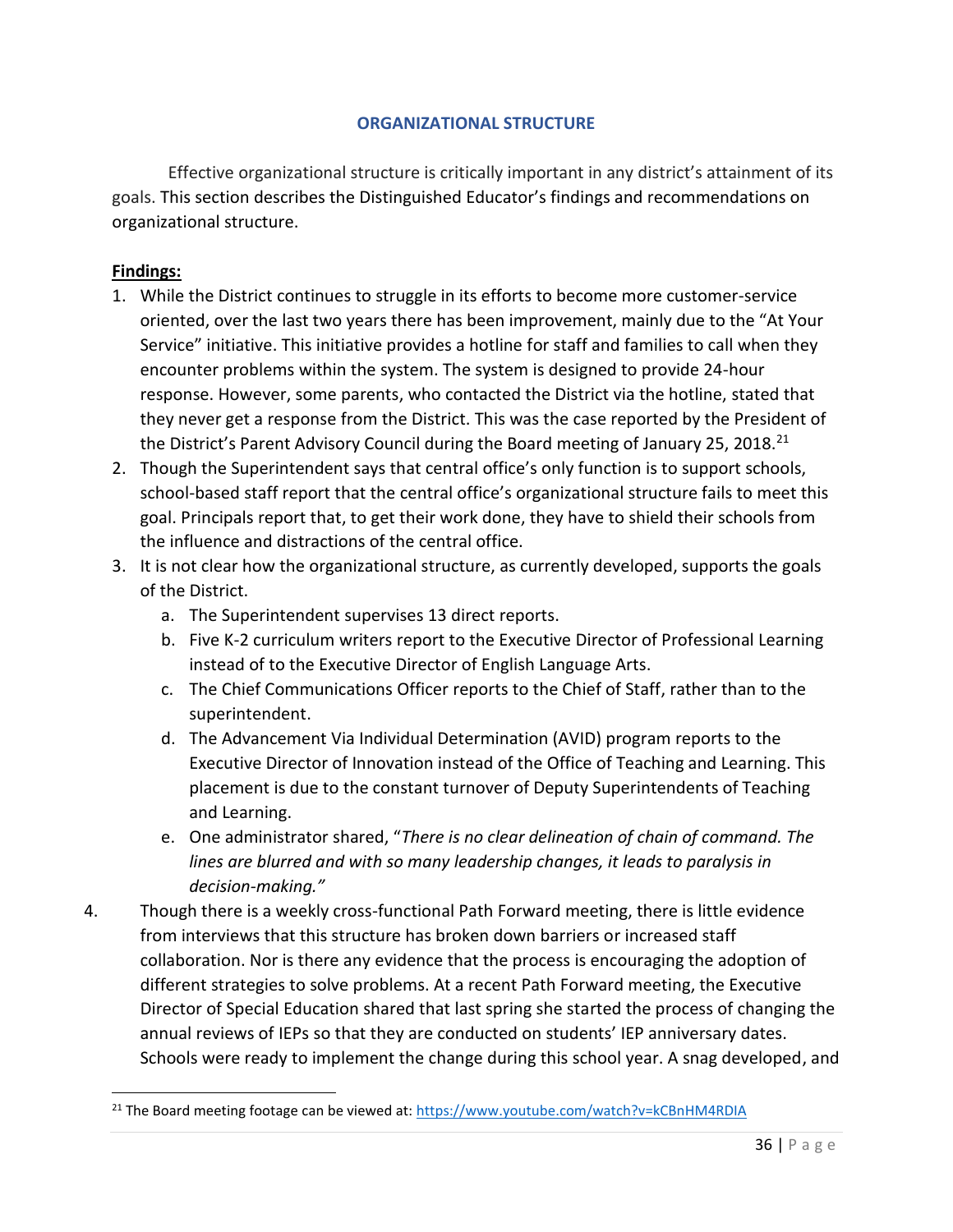## ORGANIZATIONAL STRUCTURE

Effective organizational structure is critically important in any district's attainment of its goals. This section describes the Distinguished Educator's findings and recommendations on organizational structure.

**Findings:**

1. While the District continues to struggle in its efforts to become more customer-service oriented, over the last two years there has been improvement, mainly due to the "At Your Service" initiative. This initiative provides a hotline for staff and families to call when they encounter problems within the system. The system is designed to provide 24-hour response. However, some parents, who contacted the District via the hotline, stated that they never get a response from the District. This was the case reported by the President of the District's Parent Advisory Council during the Board meeting of January 25, 2018.[21]
2. Though the Superintendent says that central office's only function is to support schools, school-based staff report that the central office's organizational structure fails to meet this goal. Principals report that, to get their work done, they have to shield their schools from the influence and distractions of the central office.
3. It is not clear how the organizational structure, as currently developed, supports the goals of the District.
   a. The Superintendent supervises 13 direct reports.
   b. Five K-2 curriculum writers report to the Executive Director of Professional Learning instead of to the Executive Director of English Language Arts.
   c. The Chief Communications Officer reports to the Chief of Staff, rather than to the superintendent.
   d. The Advancement Via Individual Determination (AVID) program reports to the Executive Director of Innovation instead of the Office of Teaching and Learning. This placement is due to the constant turnover of Deputy Superintendents of Teaching and Learning.
   e. One administrator shared, "*There is no clear delineation of chain of command. The lines are blurred and with so many leadership changes, it leads to paralysis in decision-making.*"
4. Though there is a weekly cross-functional Path Forward meeting, there is little evidence from interviews that this structure has broken down barriers or increased staff collaboration. Nor is there any evidence that the process is encouraging the adoption of different strategies to solve problems. At a recent Path Forward meeting, the Executive Director of Special Education shared that last spring she started the process of changing the annual reviews of IEPs so that they are conducted on students' IEP anniversary dates. Schools were ready to implement the change during this school year. A snag developed, and

[21] The Board meeting footage can be viewed at: https://www.youtube.com/watch?v=kCBnHM4RDIA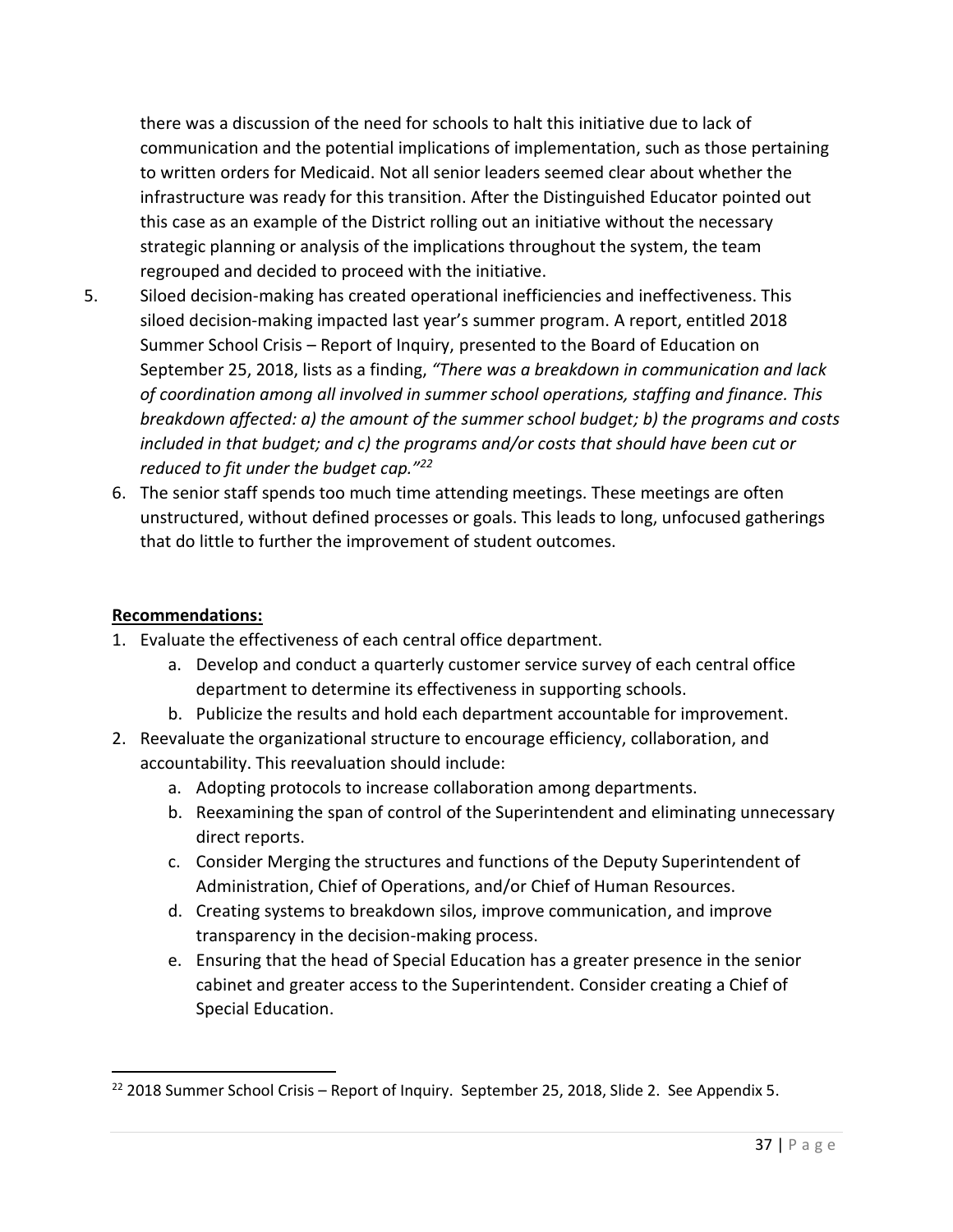there was a discussion of the need for schools to halt this initiative due to lack of communication and the potential implications of implementation, such as those pertaining to written orders for Medicaid. Not all senior leaders seemed clear about whether the infrastructure was ready for this transition. After the Distinguished Educator pointed out this case as an example of the District rolling out an initiative without the necessary strategic planning or analysis of the implications throughout the system, the team regrouped and decided to proceed with the initiative.

5. Siloed decision-making has created operational inefficiencies and ineffectiveness. This siloed decision-making impacted last year's summer program. A report, entitled 2018 Summer School Crisis – Report of Inquiry, presented to the Board of Education on September 25, 2018, lists as a finding, *"There was a breakdown in communication and lack of coordination among all involved in summer school operations, staffing and finance. This breakdown affected: a) the amount of the summer school budget; b) the programs and costs included in that budget; and c) the programs and/or costs that should have been cut or reduced to fit under the budget cap."*[22]
6. The senior staff spends too much time attending meetings. These meetings are often unstructured, without defined processes or goals. This leads to long, unfocused gatherings that do little to further the improvement of student outcomes.

**Recommendations:**

1. Evaluate the effectiveness of each central office department.
   a. Develop and conduct a quarterly customer service survey of each central office department to determine its effectiveness in supporting schools.
   b. Publicize the results and hold each department accountable for improvement.
2. Reevaluate the organizational structure to encourage efficiency, collaboration, and accountability. This reevaluation should include:
   a. Adopting protocols to increase collaboration among departments.
   b. Reexamining the span of control of the Superintendent and eliminating unnecessary direct reports.
   c. Consider Merging the structures and functions of the Deputy Superintendent of Administration, Chief of Operations, and/or Chief of Human Resources.
   d. Creating systems to breakdown silos, improve communication, and improve transparency in the decision-making process.
   e. Ensuring that the head of Special Education has a greater presence in the senior cabinet and greater access to the Superintendent. Consider creating a Chief of Special Education.

[22] 2018 Summer School Crisis – Report of Inquiry. September 25, 2018, Slide 2. See Appendix 5.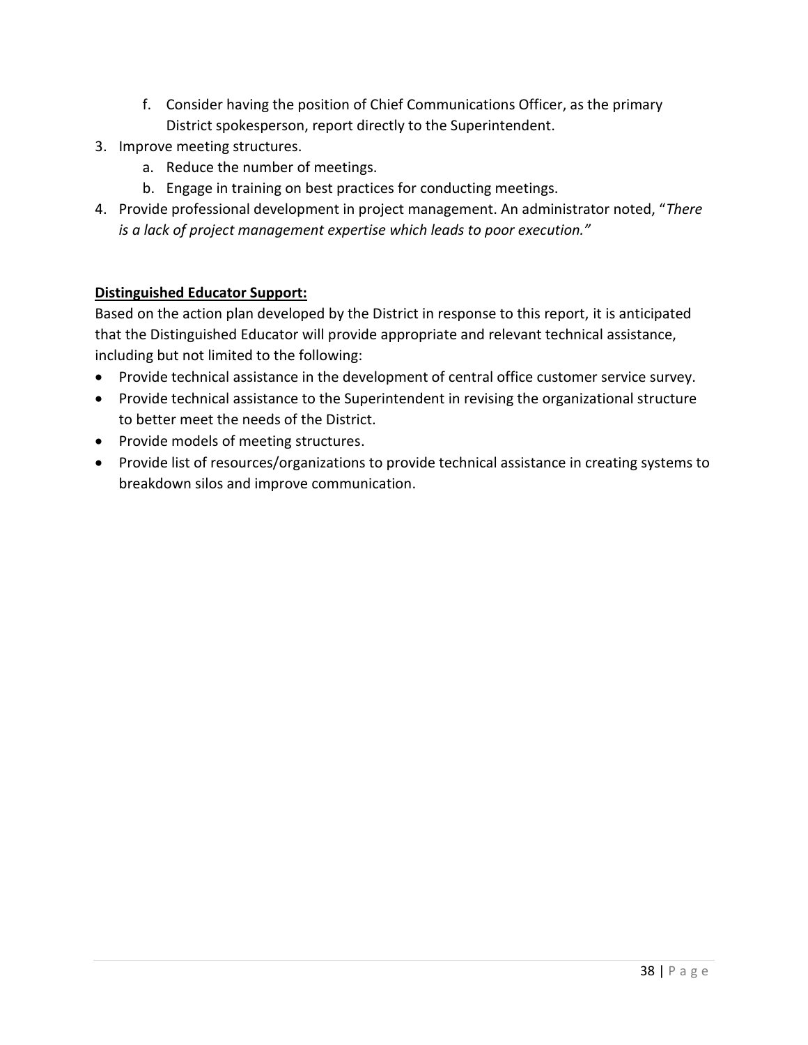f. Consider having the position of Chief Communications Officer, as the primary District spokesperson, report directly to the Superintendent.

3. Improve meeting structures.
   a. Reduce the number of meetings.
   b. Engage in training on best practices for conducting meetings.
4. Provide professional development in project management. An administrator noted, "*There is a lack of project management expertise which leads to poor execution."*

**Distinguished Educator Support:**

Based on the action plan developed by the District in response to this report, it is anticipated that the Distinguished Educator will provide appropriate and relevant technical assistance, including but not limited to the following:

- Provide technical assistance in the development of central office customer service survey.
- Provide technical assistance to the Superintendent in revising the organizational structure to better meet the needs of the District.
- Provide models of meeting structures.
- Provide list of resources/organizations to provide technical assistance in creating systems to breakdown silos and improve communication.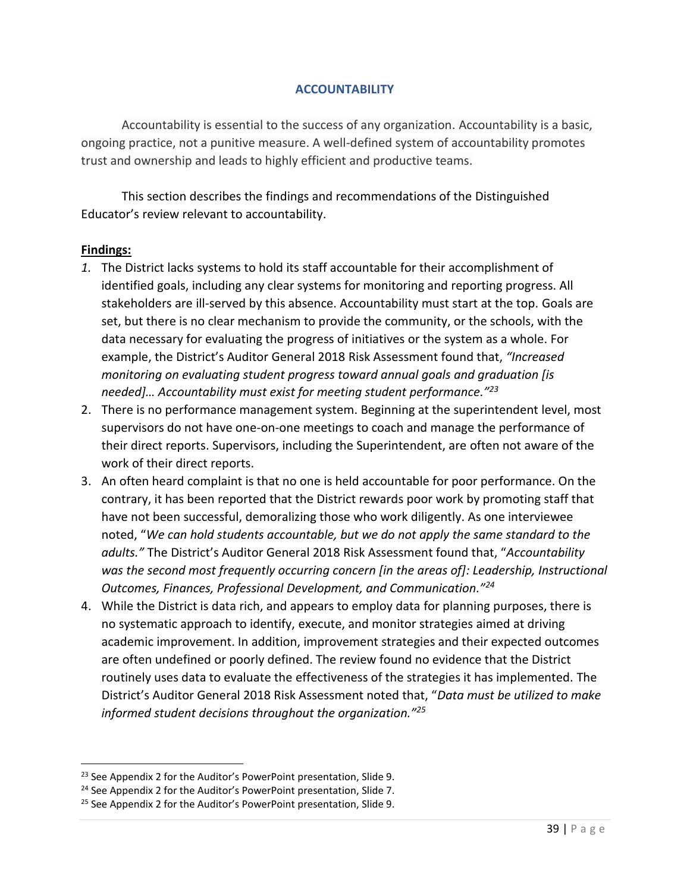## ACCOUNTABILITY

Accountability is essential to the success of any organization. Accountability is a basic, ongoing practice, not a punitive measure. A well-defined system of accountability promotes trust and ownership and leads to highly efficient and productive teams.

This section describes the findings and recommendations of the Distinguished Educator's review relevant to accountability.

**Findings:**

1. The District lacks systems to hold its staff accountable for their accomplishment of identified goals, including any clear systems for monitoring and reporting progress. All stakeholders are ill-served by this absence. Accountability must start at the top. Goals are set, but there is no clear mechanism to provide the community, or the schools, with the data necessary for evaluating the progress of initiatives or the system as a whole. For example, the District's Auditor General 2018 Risk Assessment found that, *"Increased monitoring on evaluating student progress toward annual goals and graduation [is needed]… Accountability must exist for meeting student performance."*[23]
2. There is no performance management system. Beginning at the superintendent level, most supervisors do not have one-on-one meetings to coach and manage the performance of their direct reports. Supervisors, including the Superintendent, are often not aware of the work of their direct reports.
3. An often heard complaint is that no one is held accountable for poor performance. On the contrary, it has been reported that the District rewards poor work by promoting staff that have not been successful, demoralizing those who work diligently. As one interviewee noted, "*We can hold students accountable, but we do not apply the same standard to the adults."* The District's Auditor General 2018 Risk Assessment found that, "*Accountability was the second most frequently occurring concern [in the areas of]: Leadership, Instructional Outcomes, Finances, Professional Development, and Communication."*[24]
4. While the District is data rich, and appears to employ data for planning purposes, there is no systematic approach to identify, execute, and monitor strategies aimed at driving academic improvement. In addition, improvement strategies and their expected outcomes are often undefined or poorly defined. The review found no evidence that the District routinely uses data to evaluate the effectiveness of the strategies it has implemented. The District's Auditor General 2018 Risk Assessment noted that, "*Data must be utilized to make informed student decisions throughout the organization."*[25]

---

[23] See Appendix 2 for the Auditor's PowerPoint presentation, Slide 9.

[24] See Appendix 2 for the Auditor's PowerPoint presentation, Slide 7.

[25] See Appendix 2 for the Auditor's PowerPoint presentation, Slide 9.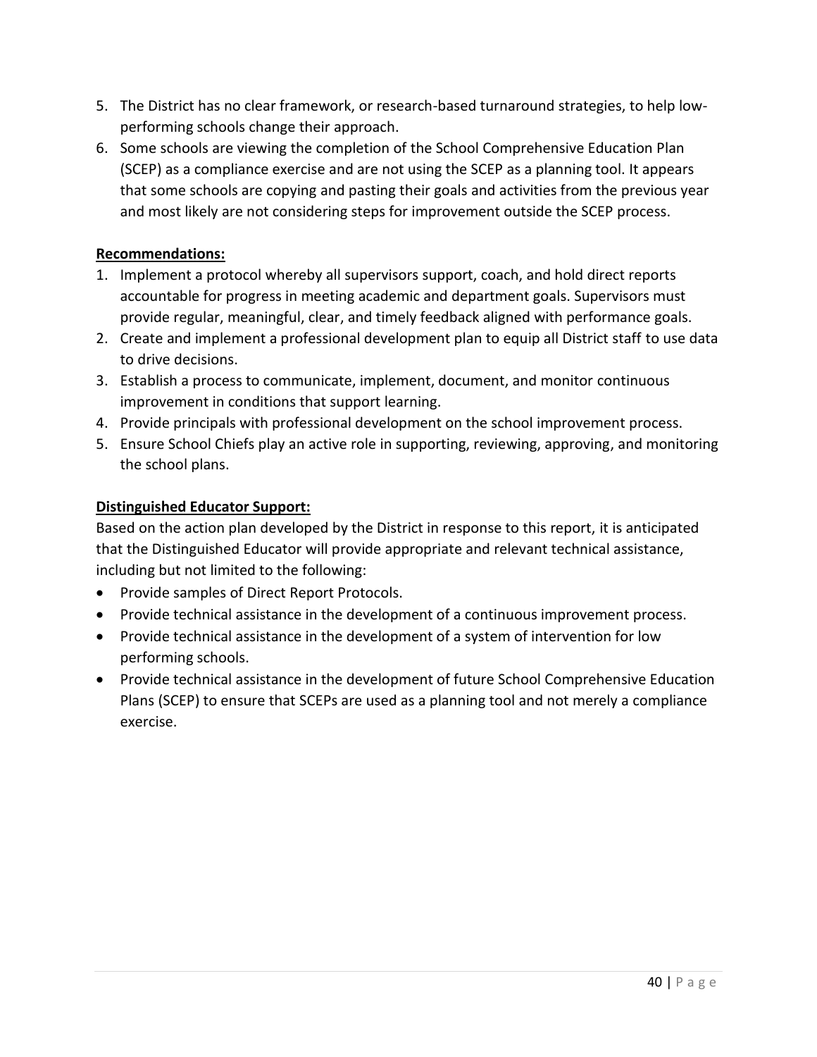5. The District has no clear framework, or research-based turnaround strategies, to help low-performing schools change their approach.
6. Some schools are viewing the completion of the School Comprehensive Education Plan (SCEP) as a compliance exercise and are not using the SCEP as a planning tool. It appears that some schools are copying and pasting their goals and activities from the previous year and most likely are not considering steps for improvement outside the SCEP process.

**Recommendations:**

1. Implement a protocol whereby all supervisors support, coach, and hold direct reports accountable for progress in meeting academic and department goals. Supervisors must provide regular, meaningful, clear, and timely feedback aligned with performance goals.
2. Create and implement a professional development plan to equip all District staff to use data to drive decisions.
3. Establish a process to communicate, implement, document, and monitor continuous improvement in conditions that support learning.
4. Provide principals with professional development on the school improvement process.
5. Ensure School Chiefs play an active role in supporting, reviewing, approving, and monitoring the school plans.

**Distinguished Educator Support:**

Based on the action plan developed by the District in response to this report, it is anticipated that the Distinguished Educator will provide appropriate and relevant technical assistance, including but not limited to the following:

- Provide samples of Direct Report Protocols.
- Provide technical assistance in the development of a continuous improvement process.
- Provide technical assistance in the development of a system of intervention for low performing schools.
- Provide technical assistance in the development of future School Comprehensive Education Plans (SCEP) to ensure that SCEPs are used as a planning tool and not merely a compliance exercise.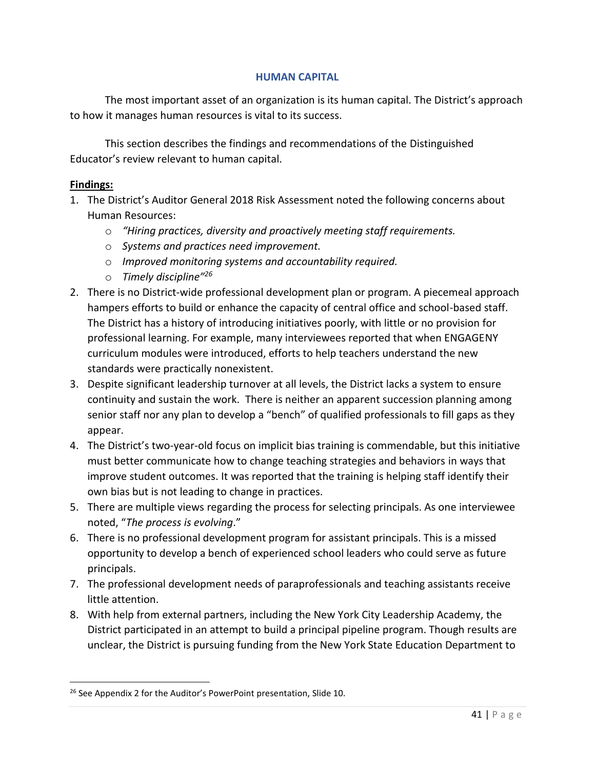## HUMAN CAPITAL

The most important asset of an organization is its human capital. The District's approach to how it manages human resources is vital to its success.

This section describes the findings and recommendations of the Distinguished Educator's review relevant to human capital.

**Findings:**

1. The District's Auditor General 2018 Risk Assessment noted the following concerns about Human Resources:
   - *"Hiring practices, diversity and proactively meeting staff requirements.*
   - *Systems and practices need improvement.*
   - *Improved monitoring systems and accountability required.*
   - *Timely discipline"*[26]
2. There is no District-wide professional development plan or program. A piecemeal approach hampers efforts to build or enhance the capacity of central office and school-based staff. The District has a history of introducing initiatives poorly, with little or no provision for professional learning. For example, many interviewees reported that when ENGAGENY curriculum modules were introduced, efforts to help teachers understand the new standards were practically nonexistent.
3. Despite significant leadership turnover at all levels, the District lacks a system to ensure continuity and sustain the work. There is neither an apparent succession planning among senior staff nor any plan to develop a "bench" of qualified professionals to fill gaps as they appear.
4. The District's two-year-old focus on implicit bias training is commendable, but this initiative must better communicate how to change teaching strategies and behaviors in ways that improve student outcomes. It was reported that the training is helping staff identify their own bias but is not leading to change in practices.
5. There are multiple views regarding the process for selecting principals. As one interviewee noted, "*The process is evolving*."
6. There is no professional development program for assistant principals. This is a missed opportunity to develop a bench of experienced school leaders who could serve as future principals.
7. The professional development needs of paraprofessionals and teaching assistants receive little attention.
8. With help from external partners, including the New York City Leadership Academy, the District participated in an attempt to build a principal pipeline program. Though results are unclear, the District is pursuing funding from the New York State Education Department to

[26] See Appendix 2 for the Auditor's PowerPoint presentation, Slide 10.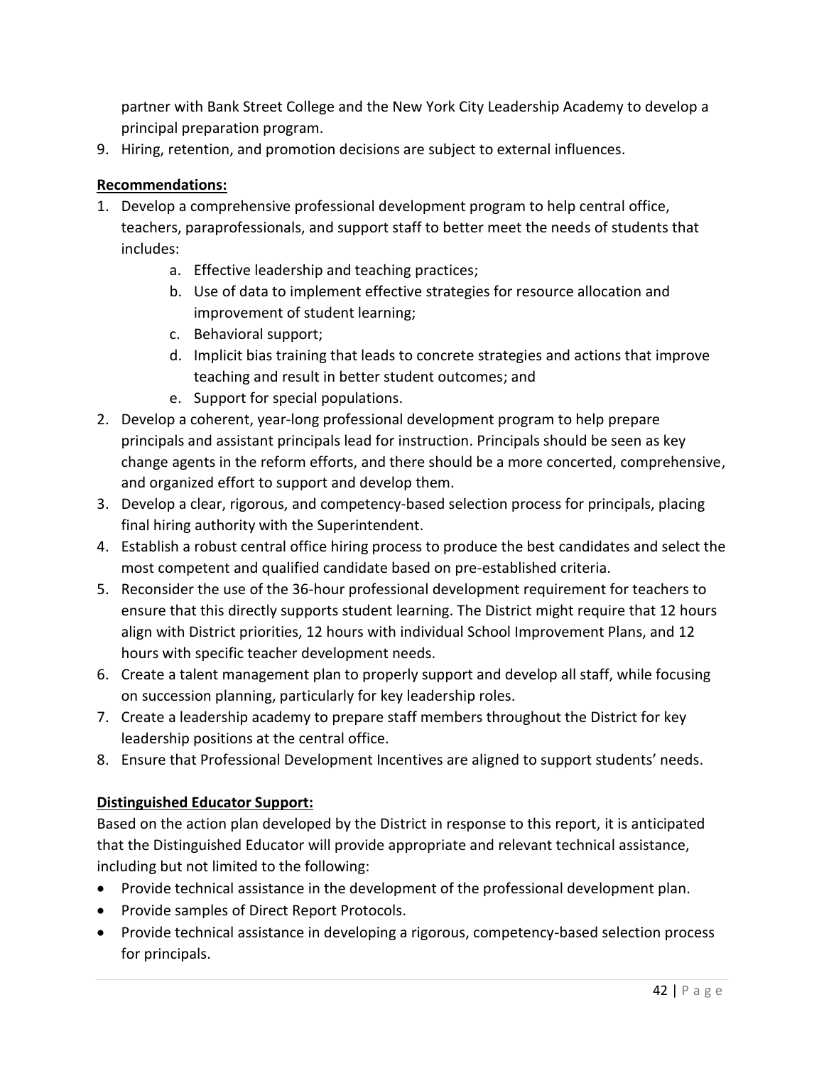partner with Bank Street College and the New York City Leadership Academy to develop a principal preparation program.

9. Hiring, retention, and promotion decisions are subject to external influences.

**Recommendations:**

1. Develop a comprehensive professional development program to help central office, teachers, paraprofessionals, and support staff to better meet the needs of students that includes:
    a. Effective leadership and teaching practices;
    b. Use of data to implement effective strategies for resource allocation and improvement of student learning;
    c. Behavioral support;
    d. Implicit bias training that leads to concrete strategies and actions that improve teaching and result in better student outcomes; and
    e. Support for special populations.
2. Develop a coherent, year-long professional development program to help prepare principals and assistant principals lead for instruction. Principals should be seen as key change agents in the reform efforts, and there should be a more concerted, comprehensive, and organized effort to support and develop them.
3. Develop a clear, rigorous, and competency-based selection process for principals, placing final hiring authority with the Superintendent.
4. Establish a robust central office hiring process to produce the best candidates and select the most competent and qualified candidate based on pre-established criteria.
5. Reconsider the use of the 36-hour professional development requirement for teachers to ensure that this directly supports student learning. The District might require that 12 hours align with District priorities, 12 hours with individual School Improvement Plans, and 12 hours with specific teacher development needs.
6. Create a talent management plan to properly support and develop all staff, while focusing on succession planning, particularly for key leadership roles.
7. Create a leadership academy to prepare staff members throughout the District for key leadership positions at the central office.
8. Ensure that Professional Development Incentives are aligned to support students' needs.

**Distinguished Educator Support:**

Based on the action plan developed by the District in response to this report, it is anticipated that the Distinguished Educator will provide appropriate and relevant technical assistance, including but not limited to the following:

- Provide technical assistance in the development of the professional development plan.
- Provide samples of Direct Report Protocols.
- Provide technical assistance in developing a rigorous, competency-based selection process for principals.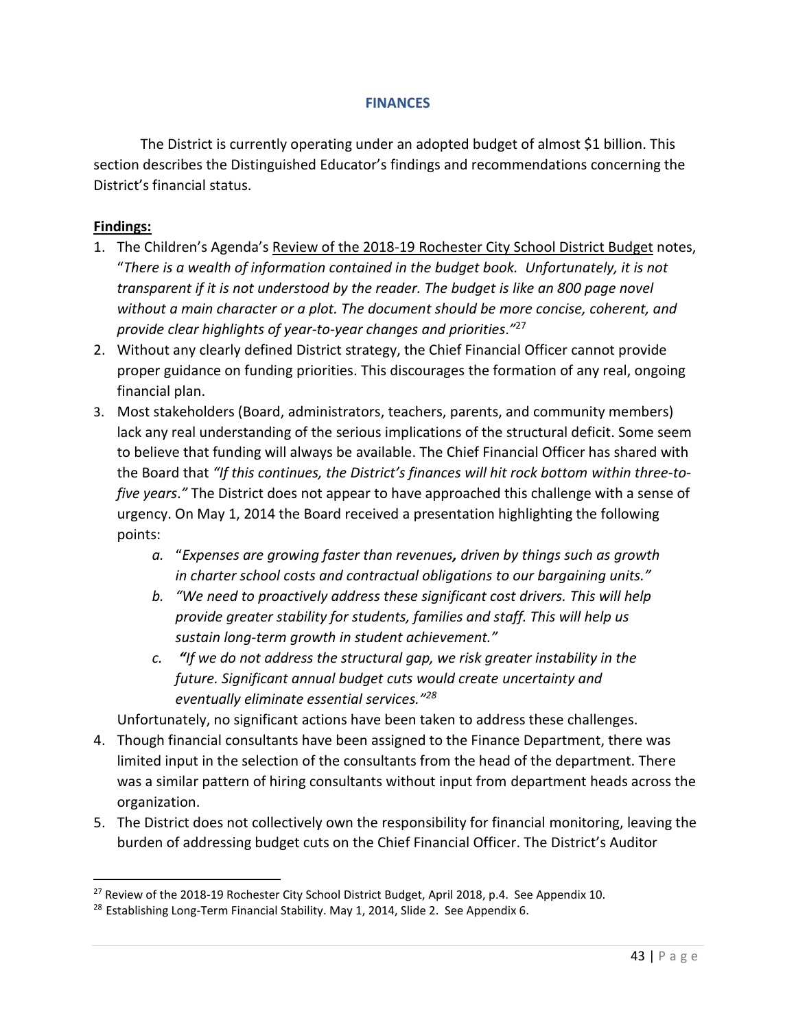## FINANCES

The District is currently operating under an adopted budget of almost $1 billion. This section describes the Distinguished Educator's findings and recommendations concerning the District's financial status.

**Findings:**

1. The Children's Agenda's Review of the 2018-19 Rochester City School District Budget notes, "*There is a wealth of information contained in the budget book. Unfortunately, it is not transparent if it is not understood by the reader. The budget is like an 800 page novel without a main character or a plot. The document should be more concise, coherent, and provide clear highlights of year-to-year changes and priorities*."[27]
2. Without any clearly defined District strategy, the Chief Financial Officer cannot provide proper guidance on funding priorities. This discourages the formation of any real, ongoing financial plan.
3. Most stakeholders (Board, administrators, teachers, parents, and community members) lack any real understanding of the serious implications of the structural deficit. Some seem to believe that funding will always be available. The Chief Financial Officer has shared with the Board that *"If this continues, the District's finances will hit rock bottom within three-to-five years*." The District does not appear to have approached this challenge with a sense of urgency. On May 1, 2014 the Board received a presentation highlighting the following points:
    a. "*Expenses are growing faster than revenues, driven by things such as growth in charter school costs and contractual obligations to our bargaining units."*
    b. *"We need to proactively address these significant cost drivers. This will help provide greater stability for students, families and staff. This will help us sustain long-term growth in student achievement."*
    c. *"If we do not address the structural gap, we risk greater instability in the future. Significant annual budget cuts would create uncertainty and eventually eliminate essential services."*[28]

    Unfortunately, no significant actions have been taken to address these challenges.
4. Though financial consultants have been assigned to the Finance Department, there was limited input in the selection of the consultants from the head of the department. There was a similar pattern of hiring consultants without input from department heads across the organization.
5. The District does not collectively own the responsibility for financial monitoring, leaving the burden of addressing budget cuts on the Chief Financial Officer. The District's Auditor

---

[27] Review of the 2018-19 Rochester City School District Budget, April 2018, p.4. See Appendix 10.

[28] Establishing Long-Term Financial Stability. May 1, 2014, Slide 2. See Appendix 6.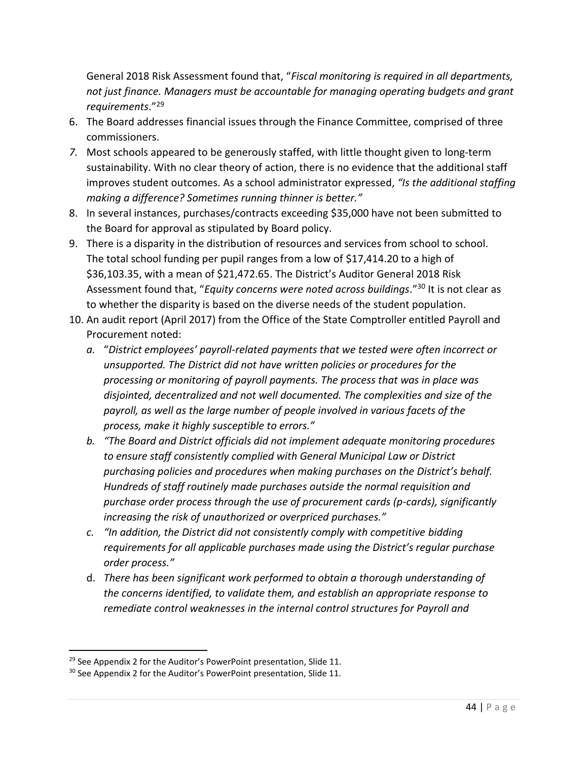General 2018 Risk Assessment found that, "*Fiscal monitoring is required in all departments, not just finance. Managers must be accountable for managing operating budgets and grant requirements*."[29]

6. The Board addresses financial issues through the Finance Committee, comprised of three commissioners.
7. Most schools appeared to be generously staffed, with little thought given to long-term sustainability. With no clear theory of action, there is no evidence that the additional staff improves student outcomes. As a school administrator expressed, *"Is the additional staffing making a difference? Sometimes running thinner is better."*
8. In several instances, purchases/contracts exceeding $35,000 have not been submitted to the Board for approval as stipulated by Board policy.
9. There is a disparity in the distribution of resources and services from school to school. The total school funding per pupil ranges from a low of $17,414.20 to a high of $36,103.35, with a mean of $21,472.65. The District's Auditor General 2018 Risk Assessment found that, "*Equity concerns were noted across buildings*."[30] It is not clear as to whether the disparity is based on the diverse needs of the student population.
10. An audit report (April 2017) from the Office of the State Comptroller entitled Payroll and Procurement noted:
    a. "*District employees' payroll-related payments that we tested were often incorrect or unsupported. The District did not have written policies or procedures for the processing or monitoring of payroll payments. The process that was in place was disjointed, decentralized and not well documented. The complexities and size of the payroll, as well as the large number of people involved in various facets of the process, make it highly susceptible to errors."*
    b. *"The Board and District officials did not implement adequate monitoring procedures to ensure staff consistently complied with General Municipal Law or District purchasing policies and procedures when making purchases on the District's behalf. Hundreds of staff routinely made purchases outside the normal requisition and purchase order process through the use of procurement cards (p-cards), significantly increasing the risk of unauthorized or overpriced purchases."*
    c. *"In addition, the District did not consistently comply with competitive bidding requirements for all applicable purchases made using the District's regular purchase order process."*
    d. *There has been significant work performed to obtain a thorough understanding of the concerns identified, to validate them, and establish an appropriate response to remediate control weaknesses in the internal control structures for Payroll and*

---

[29] See Appendix 2 for the Auditor's PowerPoint presentation, Slide 11.

[30] See Appendix 2 for the Auditor's PowerPoint presentation, Slide 11.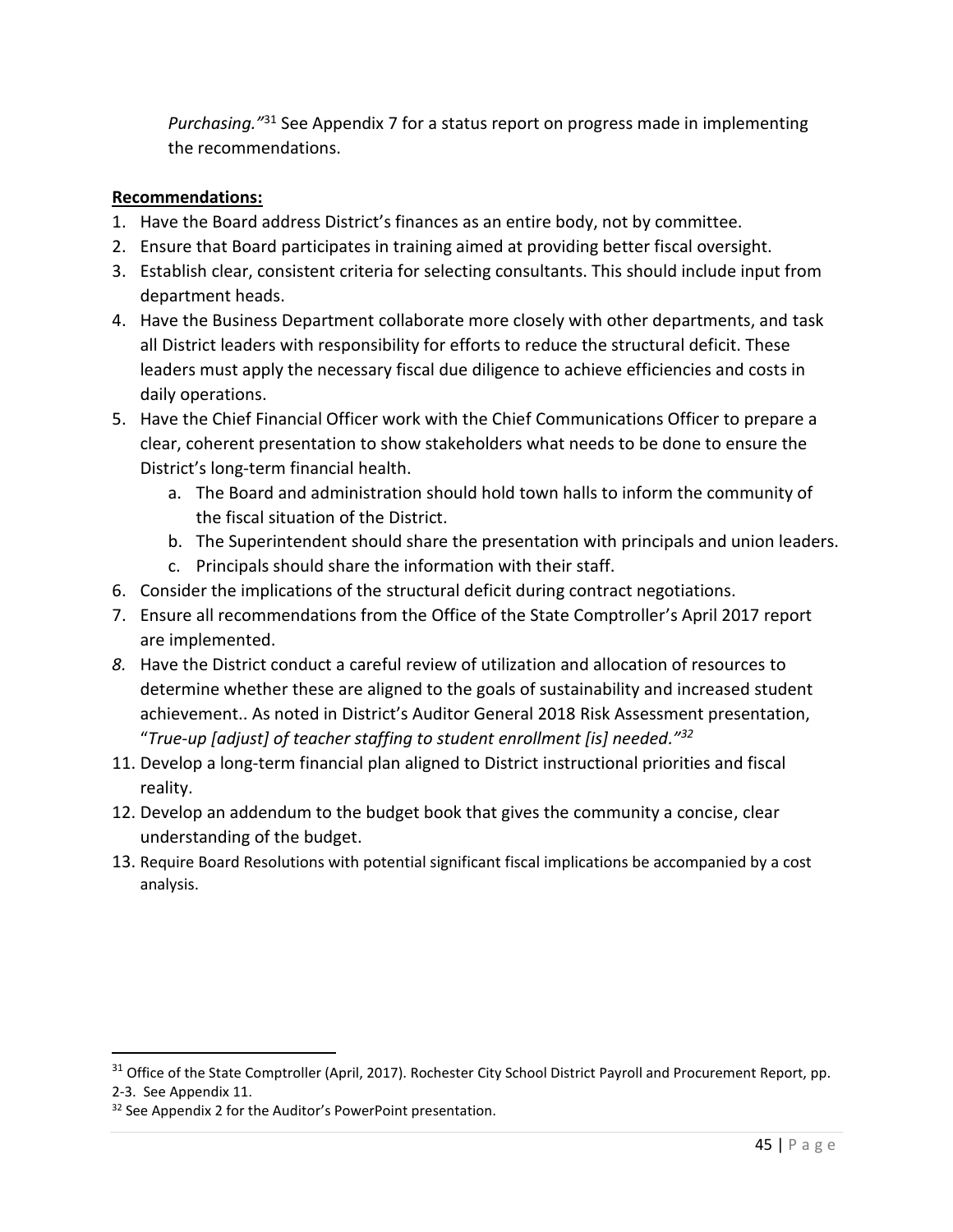*Purchasing."*[31] See Appendix 7 for a status report on progress made in implementing the recommendations.

**Recommendations:**

1. Have the Board address District's finances as an entire body, not by committee.
2. Ensure that Board participates in training aimed at providing better fiscal oversight.
3. Establish clear, consistent criteria for selecting consultants. This should include input from department heads.
4. Have the Business Department collaborate more closely with other departments, and task all District leaders with responsibility for efforts to reduce the structural deficit. These leaders must apply the necessary fiscal due diligence to achieve efficiencies and costs in daily operations.
5. Have the Chief Financial Officer work with the Chief Communications Officer to prepare a clear, coherent presentation to show stakeholders what needs to be done to ensure the District's long-term financial health.
   a. The Board and administration should hold town halls to inform the community of the fiscal situation of the District.
   b. The Superintendent should share the presentation with principals and union leaders.
   c. Principals should share the information with their staff.
6. Consider the implications of the structural deficit during contract negotiations.
7. Ensure all recommendations from the Office of the State Comptroller's April 2017 report are implemented.
8. Have the District conduct a careful review of utilization and allocation of resources to determine whether these are aligned to the goals of sustainability and increased student achievement.. As noted in District's Auditor General 2018 Risk Assessment presentation, "*True-up [adjust] of teacher staffing to student enrollment [is] needed."*[32]

11. Develop a long-term financial plan aligned to District instructional priorities and fiscal reality.
12. Develop an addendum to the budget book that gives the community a concise, clear understanding of the budget.
13. Require Board Resolutions with potential significant fiscal implications be accompanied by a cost analysis.

---

[31] Office of the State Comptroller (April, 2017). Rochester City School District Payroll and Procurement Report, pp. 2-3. See Appendix 11.

[32] See Appendix 2 for the Auditor's PowerPoint presentation.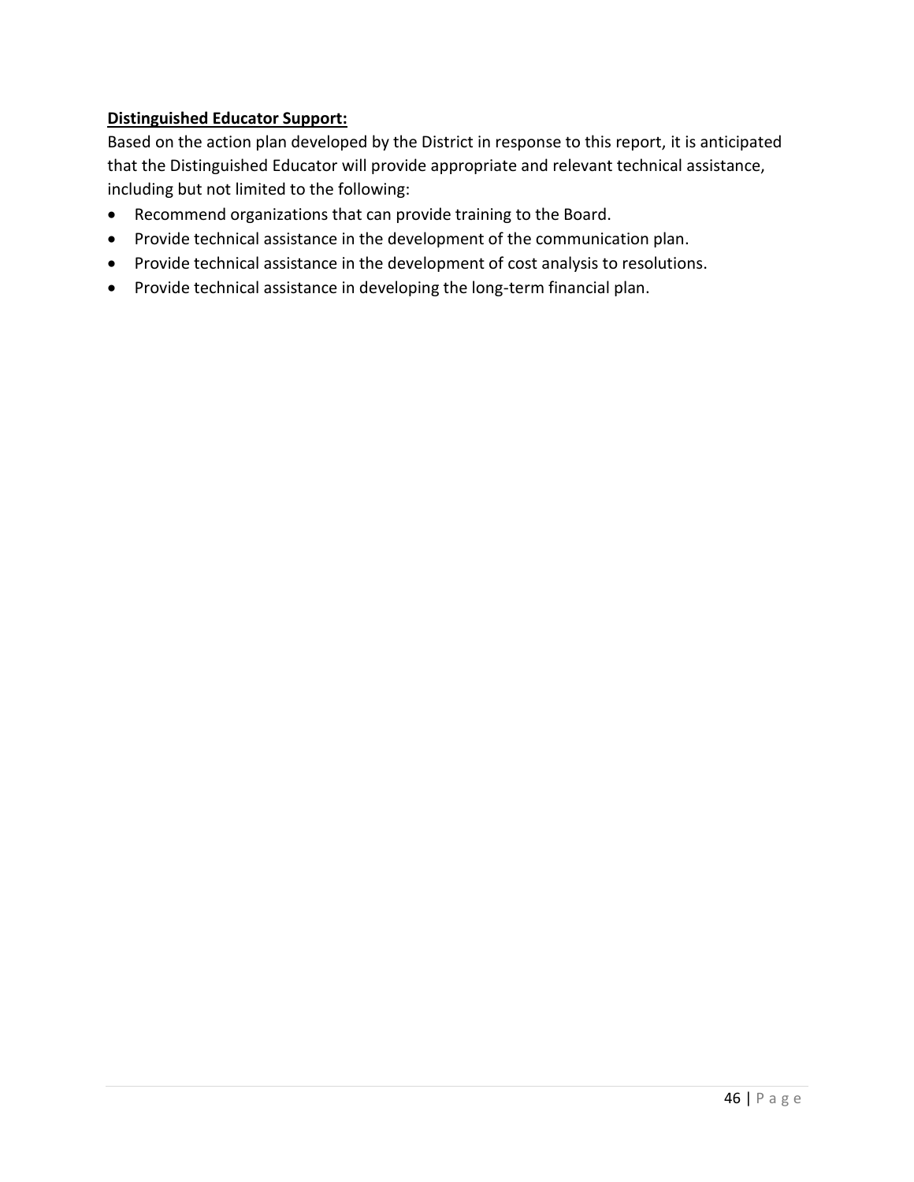**Distinguished Educator Support:**

Based on the action plan developed by the District in response to this report, it is anticipated that the Distinguished Educator will provide appropriate and relevant technical assistance, including but not limited to the following:

- Recommend organizations that can provide training to the Board.
- Provide technical assistance in the development of the communication plan.
- Provide technical assistance in the development of cost analysis to resolutions.
- Provide technical assistance in developing the long-term financial plan.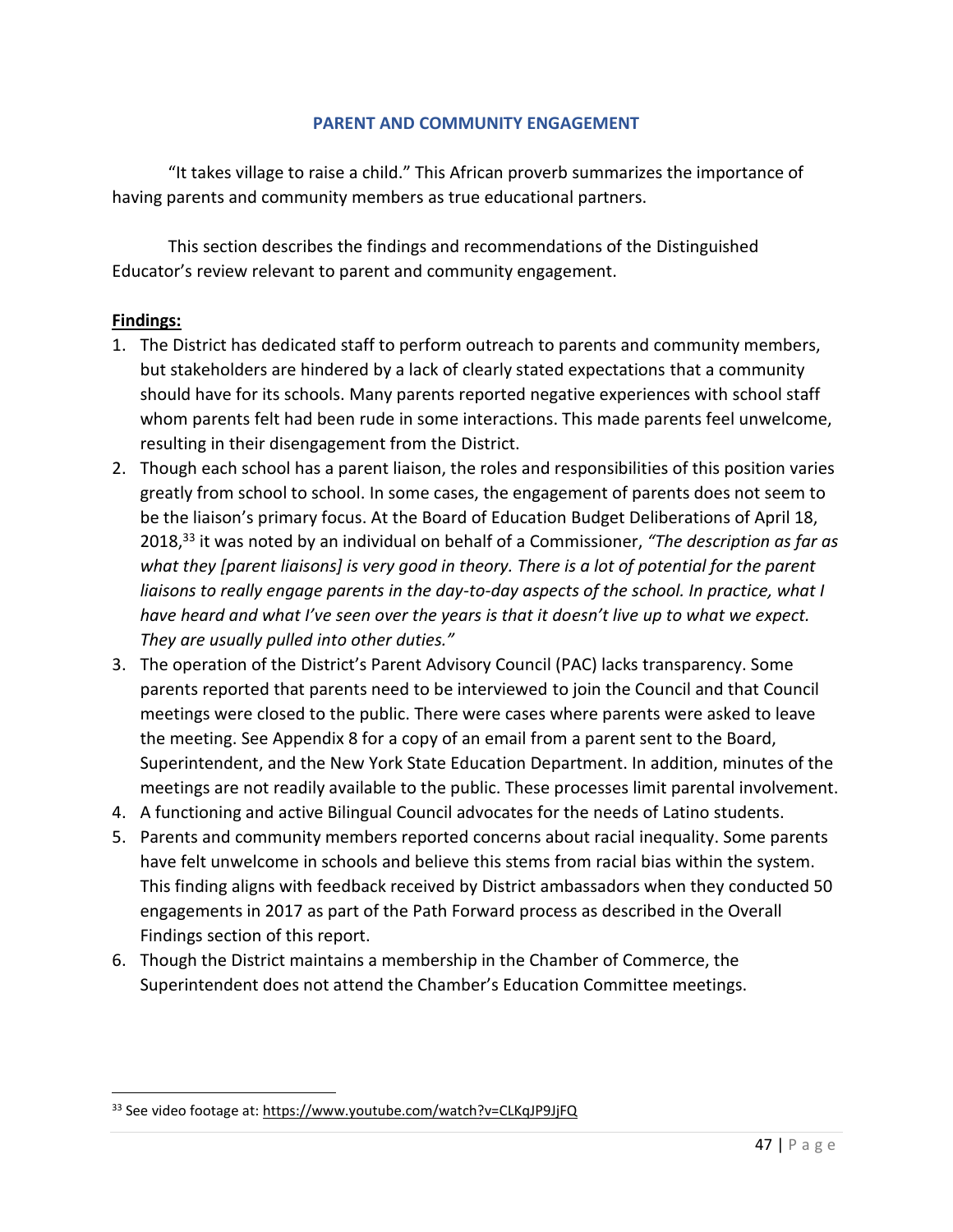## PARENT AND COMMUNITY ENGAGEMENT

"It takes village to raise a child." This African proverb summarizes the importance of having parents and community members as true educational partners.

This section describes the findings and recommendations of the Distinguished Educator's review relevant to parent and community engagement.

**Findings:**

1. The District has dedicated staff to perform outreach to parents and community members, but stakeholders are hindered by a lack of clearly stated expectations that a community should have for its schools. Many parents reported negative experiences with school staff whom parents felt had been rude in some interactions. This made parents feel unwelcome, resulting in their disengagement from the District.
2. Though each school has a parent liaison, the roles and responsibilities of this position varies greatly from school to school. In some cases, the engagement of parents does not seem to be the liaison's primary focus. At the Board of Education Budget Deliberations of April 18, 2018,[33] it was noted by an individual on behalf of a Commissioner, *"The description as far as what they [parent liaisons] is very good in theory. There is a lot of potential for the parent liaisons to really engage parents in the day-to-day aspects of the school. In practice, what I have heard and what I've seen over the years is that it doesn't live up to what we expect. They are usually pulled into other duties."*
3. The operation of the District's Parent Advisory Council (PAC) lacks transparency. Some parents reported that parents need to be interviewed to join the Council and that Council meetings were closed to the public. There were cases where parents were asked to leave the meeting. See Appendix 8 for a copy of an email from a parent sent to the Board, Superintendent, and the New York State Education Department. In addition, minutes of the meetings are not readily available to the public. These processes limit parental involvement.
4. A functioning and active Bilingual Council advocates for the needs of Latino students.
5. Parents and community members reported concerns about racial inequality. Some parents have felt unwelcome in schools and believe this stems from racial bias within the system. This finding aligns with feedback received by District ambassadors when they conducted 50 engagements in 2017 as part of the Path Forward process as described in the Overall Findings section of this report.
6. Though the District maintains a membership in the Chamber of Commerce, the Superintendent does not attend the Chamber's Education Committee meetings.

[33] See video footage at: https://www.youtube.com/watch?v=CLKqJP9JjFQ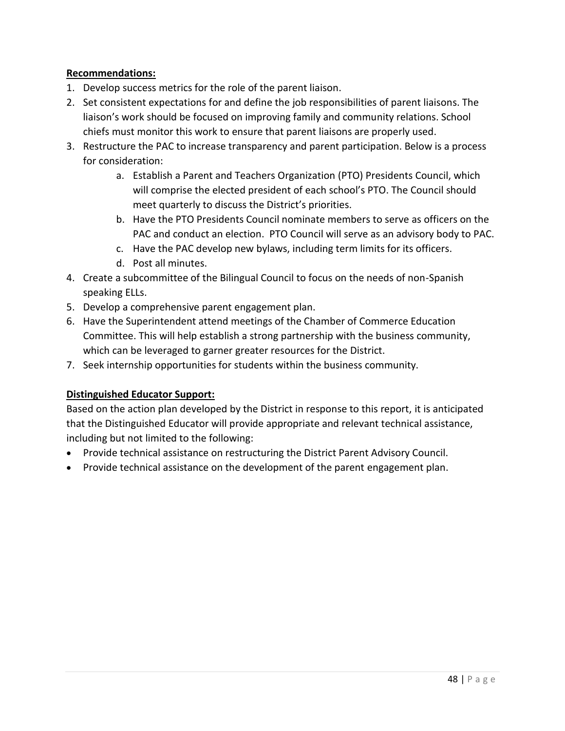**Recommendations:**

1. Develop success metrics for the role of the parent liaison.
2. Set consistent expectations for and define the job responsibilities of parent liaisons. The liaison's work should be focused on improving family and community relations. School chiefs must monitor this work to ensure that parent liaisons are properly used.
3. Restructure the PAC to increase transparency and parent participation. Below is a process for consideration:
    a. Establish a Parent and Teachers Organization (PTO) Presidents Council, which will comprise the elected president of each school's PTO. The Council should meet quarterly to discuss the District's priorities.
    b. Have the PTO Presidents Council nominate members to serve as officers on the PAC and conduct an election. PTO Council will serve as an advisory body to PAC.
    c. Have the PAC develop new bylaws, including term limits for its officers.
    d. Post all minutes.
4. Create a subcommittee of the Bilingual Council to focus on the needs of non-Spanish speaking ELLs.
5. Develop a comprehensive parent engagement plan.
6. Have the Superintendent attend meetings of the Chamber of Commerce Education Committee. This will help establish a strong partnership with the business community, which can be leveraged to garner greater resources for the District.
7. Seek internship opportunities for students within the business community.

**Distinguished Educator Support:**

Based on the action plan developed by the District in response to this report, it is anticipated that the Distinguished Educator will provide appropriate and relevant technical assistance, including but not limited to the following:

- Provide technical assistance on restructuring the District Parent Advisory Council.
- Provide technical assistance on the development of the parent engagement plan.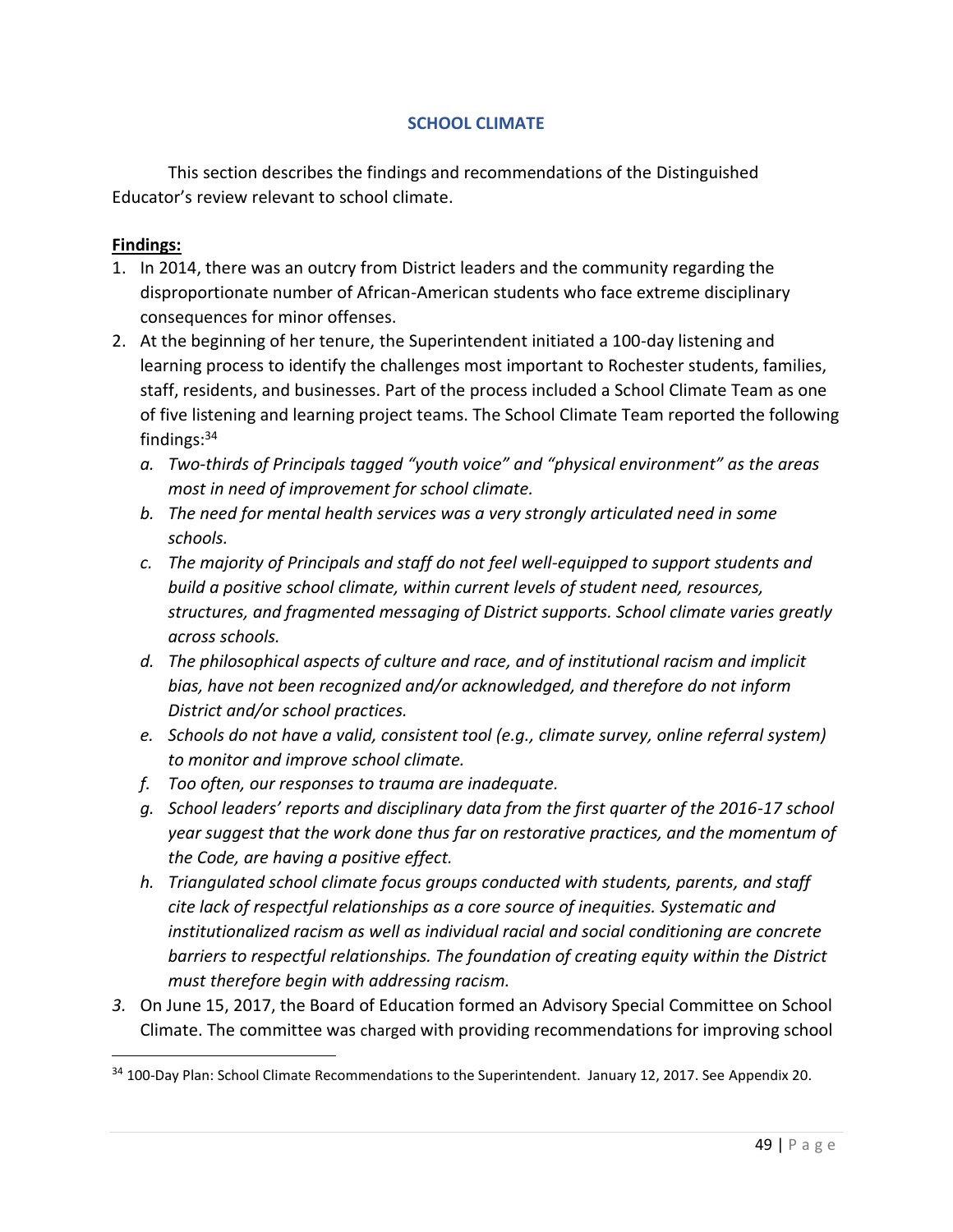## SCHOOL CLIMATE

This section describes the findings and recommendations of the Distinguished Educator's review relevant to school climate.

**Findings:**

1. In 2014, there was an outcry from District leaders and the community regarding the disproportionate number of African-American students who face extreme disciplinary consequences for minor offenses.
2. At the beginning of her tenure, the Superintendent initiated a 100-day listening and learning process to identify the challenges most important to Rochester students, families, staff, residents, and businesses. Part of the process included a School Climate Team as one of five listening and learning project teams. The School Climate Team reported the following findings:[34]
   a. *Two-thirds of Principals tagged "youth voice" and "physical environment" as the areas most in need of improvement for school climate.*
   b. *The need for mental health services was a very strongly articulated need in some schools.*
   c. *The majority of Principals and staff do not feel well-equipped to support students and build a positive school climate, within current levels of student need, resources, structures, and fragmented messaging of District supports. School climate varies greatly across schools.*
   d. *The philosophical aspects of culture and race, and of institutional racism and implicit bias, have not been recognized and/or acknowledged, and therefore do not inform District and/or school practices.*
   e. *Schools do not have a valid, consistent tool (e.g., climate survey, online referral system) to monitor and improve school climate.*
   f. *Too often, our responses to trauma are inadequate.*
   g. *School leaders' reports and disciplinary data from the first quarter of the 2016-17 school year suggest that the work done thus far on restorative practices, and the momentum of the Code, are having a positive effect.*
   h. *Triangulated school climate focus groups conducted with students, parents, and staff cite lack of respectful relationships as a core source of inequities. Systematic and institutionalized racism as well as individual racial and social conditioning are concrete barriers to respectful relationships. The foundation of creating equity within the District must therefore begin with addressing racism.*
3. On June 15, 2017, the Board of Education formed an Advisory Special Committee on School Climate. The committee was charged with providing recommendations for improving school

[34] 100-Day Plan: School Climate Recommendations to the Superintendent. January 12, 2017. See Appendix 20.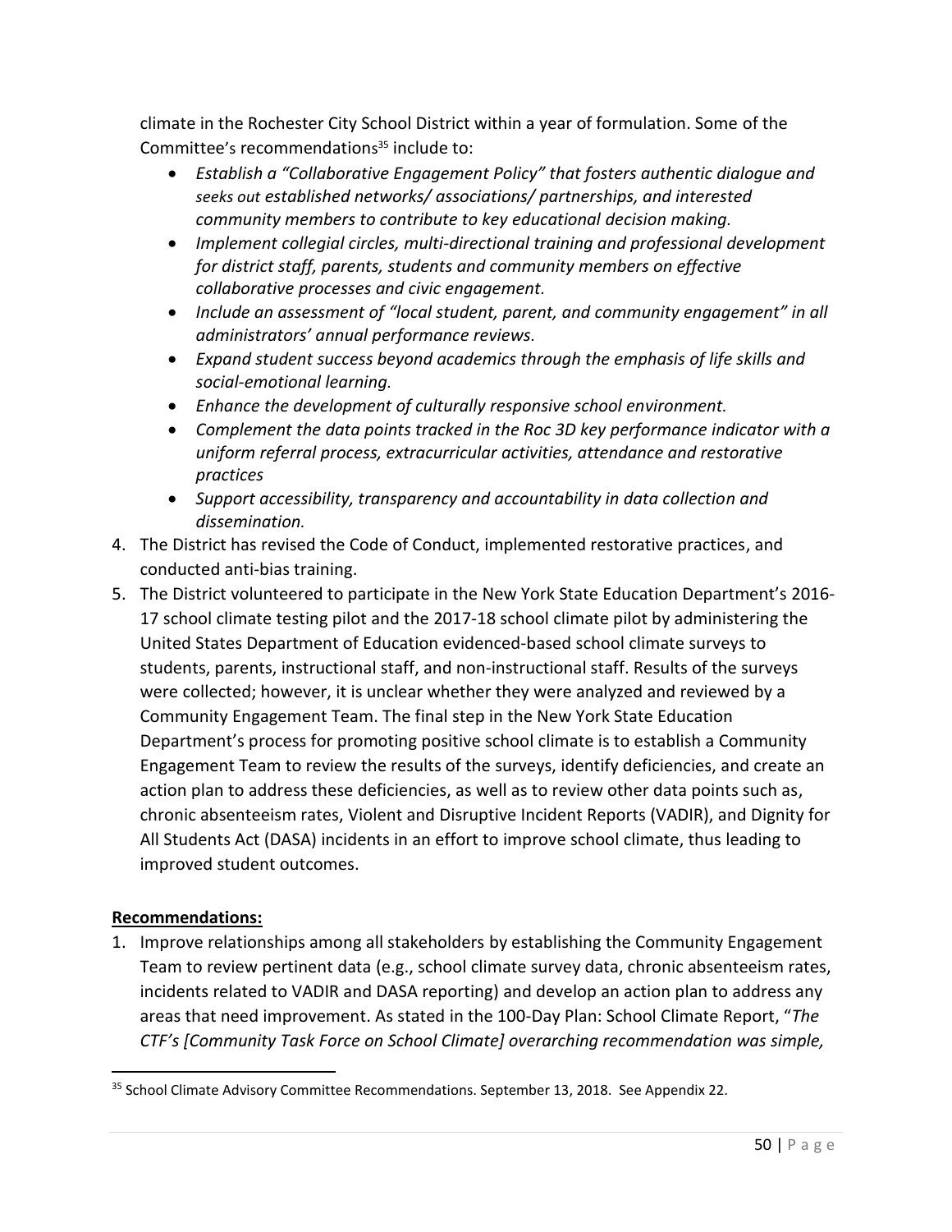climate in the Rochester City School District within a year of formulation. Some of the Committee's recommendations[35] include to:

- *Establish a "Collaborative Engagement Policy" that fosters authentic dialogue and seeks out established networks/ associations/ partnerships, and interested community members to contribute to key educational decision making.*
- *Implement collegial circles, multi-directional training and professional development for district staff, parents, students and community members on effective collaborative processes and civic engagement.*
- *Include an assessment of "local student, parent, and community engagement" in all administrators' annual performance reviews.*
- *Expand student success beyond academics through the emphasis of life skills and social-emotional learning.*
- *Enhance the development of culturally responsive school environment.*
- *Complement the data points tracked in the Roc 3D key performance indicator with a uniform referral process, extracurricular activities, attendance and restorative practices*
- *Support accessibility, transparency and accountability in data collection and dissemination.*

4. The District has revised the Code of Conduct, implemented restorative practices, and conducted anti-bias training.
5. The District volunteered to participate in the New York State Education Department's 2016-17 school climate testing pilot and the 2017-18 school climate pilot by administering the United States Department of Education evidenced-based school climate surveys to students, parents, instructional staff, and non-instructional staff. Results of the surveys were collected; however, it is unclear whether they were analyzed and reviewed by a Community Engagement Team. The final step in the New York State Education Department's process for promoting positive school climate is to establish a Community Engagement Team to review the results of the surveys, identify deficiencies, and create an action plan to address these deficiencies, as well as to review other data points such as, chronic absenteeism rates, Violent and Disruptive Incident Reports (VADIR), and Dignity for All Students Act (DASA) incidents in an effort to improve school climate, thus leading to improved student outcomes.

**Recommendations:**

1. Improve relationships among all stakeholders by establishing the Community Engagement Team to review pertinent data (e.g., school climate survey data, chronic absenteeism rates, incidents related to VADIR and DASA reporting) and develop an action plan to address any areas that need improvement. As stated in the 100-Day Plan: School Climate Report, "*The CTF's [Community Task Force on School Climate] overarching recommendation was simple,*

[35] School Climate Advisory Committee Recommendations. September 13, 2018. See Appendix 22.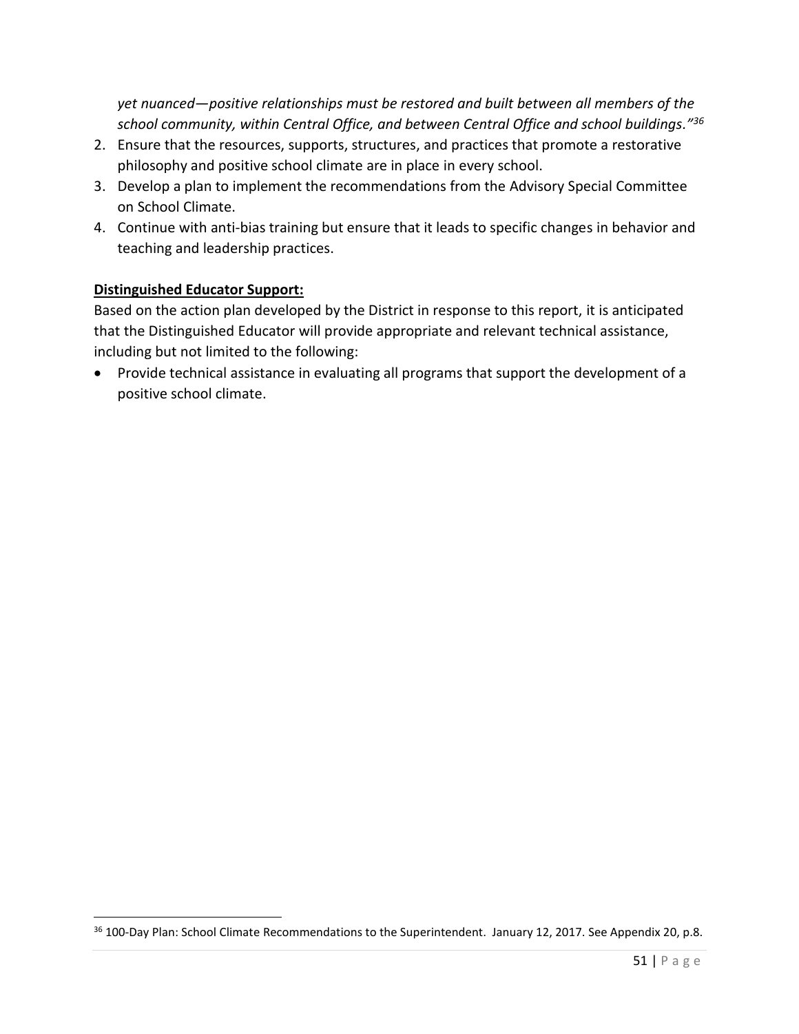*yet nuanced—positive relationships must be restored and built between all members of the school community, within Central Office, and between Central Office and school buildings."*[36]

2. Ensure that the resources, supports, structures, and practices that promote a restorative philosophy and positive school climate are in place in every school.
3. Develop a plan to implement the recommendations from the Advisory Special Committee on School Climate.
4. Continue with anti-bias training but ensure that it leads to specific changes in behavior and teaching and leadership practices.

**Distinguished Educator Support:**

Based on the action plan developed by the District in response to this report, it is anticipated that the Distinguished Educator will provide appropriate and relevant technical assistance, including but not limited to the following:

- Provide technical assistance in evaluating all programs that support the development of a positive school climate.

---

[36] 100-Day Plan: School Climate Recommendations to the Superintendent. January 12, 2017. See Appendix 20, p.8.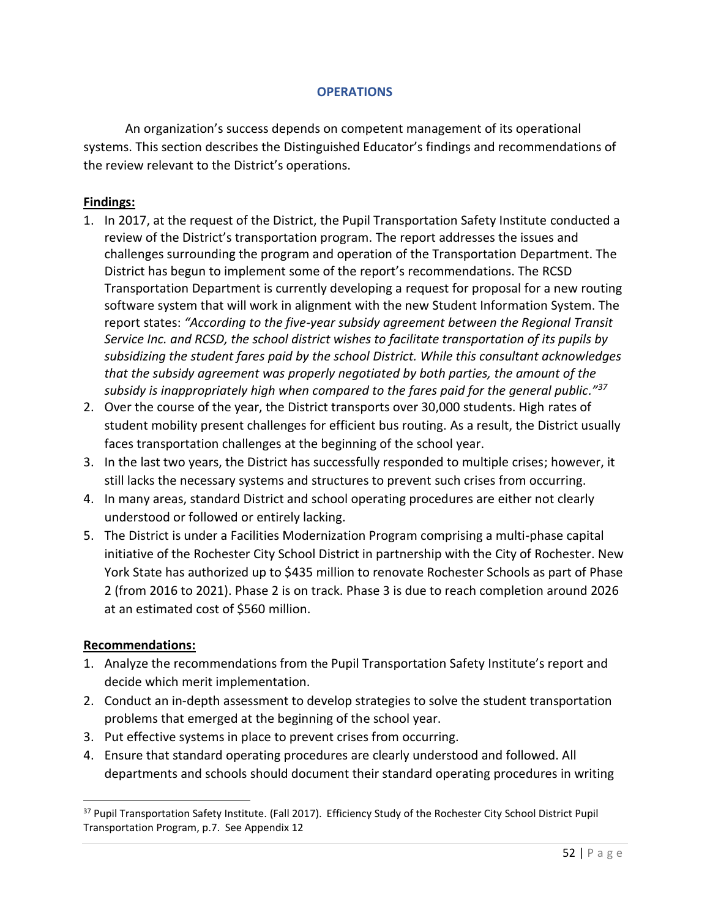## OPERATIONS

An organization's success depends on competent management of its operational systems. This section describes the Distinguished Educator's findings and recommendations of the review relevant to the District's operations.

**Findings:**

1. In 2017, at the request of the District, the Pupil Transportation Safety Institute conducted a review of the District's transportation program. The report addresses the issues and challenges surrounding the program and operation of the Transportation Department. The District has begun to implement some of the report's recommendations. The RCSD Transportation Department is currently developing a request for proposal for a new routing software system that will work in alignment with the new Student Information System. The report states: *"According to the five-year subsidy agreement between the Regional Transit Service Inc. and RCSD, the school district wishes to facilitate transportation of its pupils by subsidizing the student fares paid by the school District. While this consultant acknowledges that the subsidy agreement was properly negotiated by both parties, the amount of the subsidy is inappropriately high when compared to the fares paid for the general public."*[37]
2. Over the course of the year, the District transports over 30,000 students. High rates of student mobility present challenges for efficient bus routing. As a result, the District usually faces transportation challenges at the beginning of the school year.
3. In the last two years, the District has successfully responded to multiple crises; however, it still lacks the necessary systems and structures to prevent such crises from occurring.
4. In many areas, standard District and school operating procedures are either not clearly understood or followed or entirely lacking.
5. The District is under a Facilities Modernization Program comprising a multi-phase capital initiative of the Rochester City School District in partnership with the City of Rochester. New York State has authorized up to $435 million to renovate Rochester Schools as part of Phase 2 (from 2016 to 2021). Phase 2 is on track. Phase 3 is due to reach completion around 2026 at an estimated cost of $560 million.

**Recommendations:**

1. Analyze the recommendations from the Pupil Transportation Safety Institute's report and decide which merit implementation.
2. Conduct an in-depth assessment to develop strategies to solve the student transportation problems that emerged at the beginning of the school year.
3. Put effective systems in place to prevent crises from occurring.
4. Ensure that standard operating procedures are clearly understood and followed. All departments and schools should document their standard operating procedures in writing

[37] Pupil Transportation Safety Institute. (Fall 2017). Efficiency Study of the Rochester City School District Pupil Transportation Program, p.7. See Appendix 12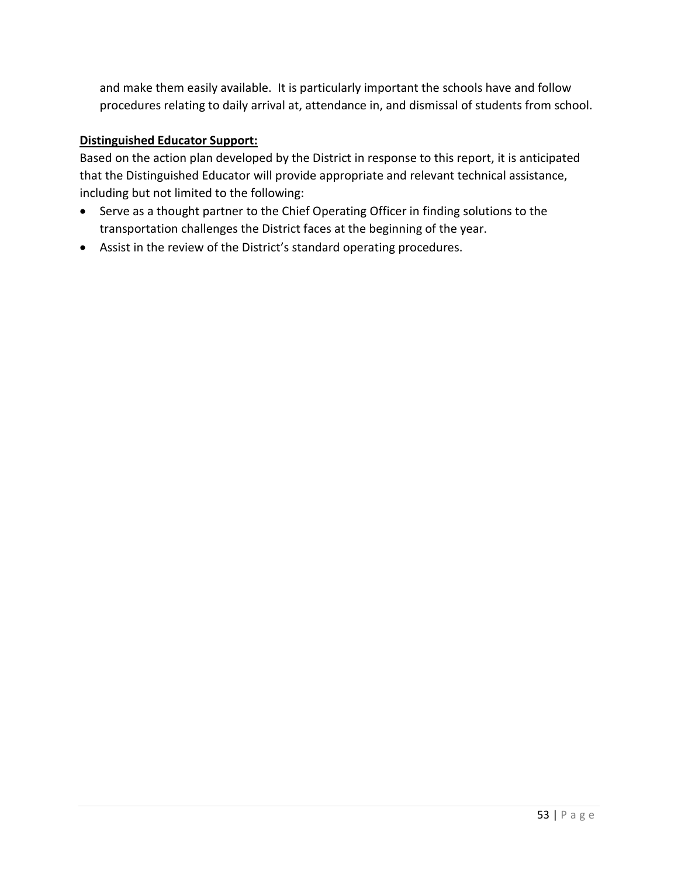and make them easily available.  It is particularly important the schools have and follow procedures relating to daily arrival at, attendance in, and dismissal of students from school.

**Distinguished Educator Support:**

Based on the action plan developed by the District in response to this report, it is anticipated that the Distinguished Educator will provide appropriate and relevant technical assistance, including but not limited to the following:

- Serve as a thought partner to the Chief Operating Officer in finding solutions to the transportation challenges the District faces at the beginning of the year.
- Assist in the review of the District's standard operating procedures.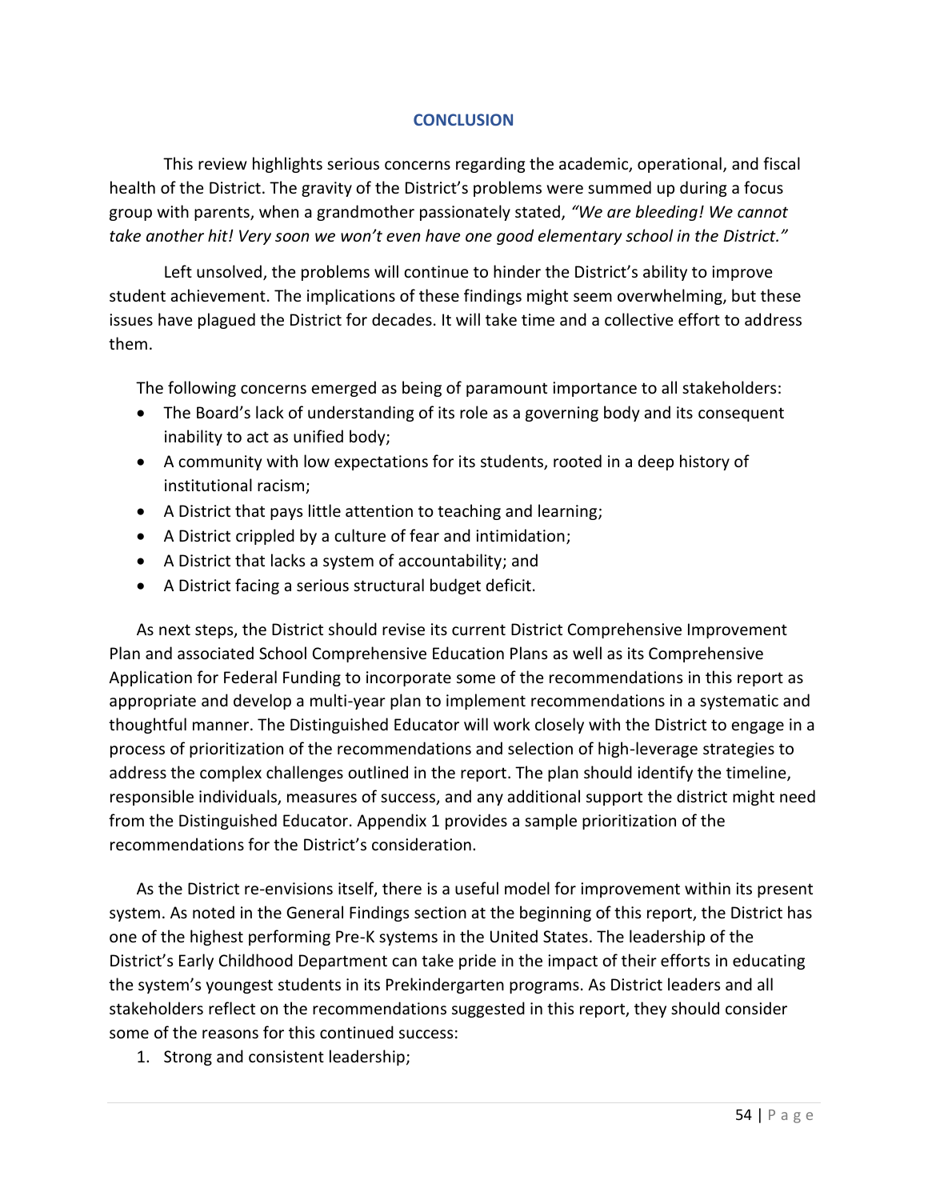## CONCLUSION

This review highlights serious concerns regarding the academic, operational, and fiscal health of the District. The gravity of the District's problems were summed up during a focus group with parents, when a grandmother passionately stated, *"We are bleeding! We cannot take another hit! Very soon we won't even have one good elementary school in the District."*

Left unsolved, the problems will continue to hinder the District's ability to improve student achievement. The implications of these findings might seem overwhelming, but these issues have plagued the District for decades. It will take time and a collective effort to address them.

The following concerns emerged as being of paramount importance to all stakeholders:

- The Board's lack of understanding of its role as a governing body and its consequent inability to act as unified body;
- A community with low expectations for its students, rooted in a deep history of institutional racism;
- A District that pays little attention to teaching and learning;
- A District crippled by a culture of fear and intimidation;
- A District that lacks a system of accountability; and
- A District facing a serious structural budget deficit.

As next steps, the District should revise its current District Comprehensive Improvement Plan and associated School Comprehensive Education Plans as well as its Comprehensive Application for Federal Funding to incorporate some of the recommendations in this report as appropriate and develop a multi-year plan to implement recommendations in a systematic and thoughtful manner. The Distinguished Educator will work closely with the District to engage in a process of prioritization of the recommendations and selection of high-leverage strategies to address the complex challenges outlined in the report. The plan should identify the timeline, responsible individuals, measures of success, and any additional support the district might need from the Distinguished Educator. Appendix 1 provides a sample prioritization of the recommendations for the District's consideration.

As the District re-envisions itself, there is a useful model for improvement within its present system. As noted in the General Findings section at the beginning of this report, the District has one of the highest performing Pre-K systems in the United States. The leadership of the District's Early Childhood Department can take pride in the impact of their efforts in educating the system's youngest students in its Prekindergarten programs. As District leaders and all stakeholders reflect on the recommendations suggested in this report, they should consider some of the reasons for this continued success:

1. Strong and consistent leadership;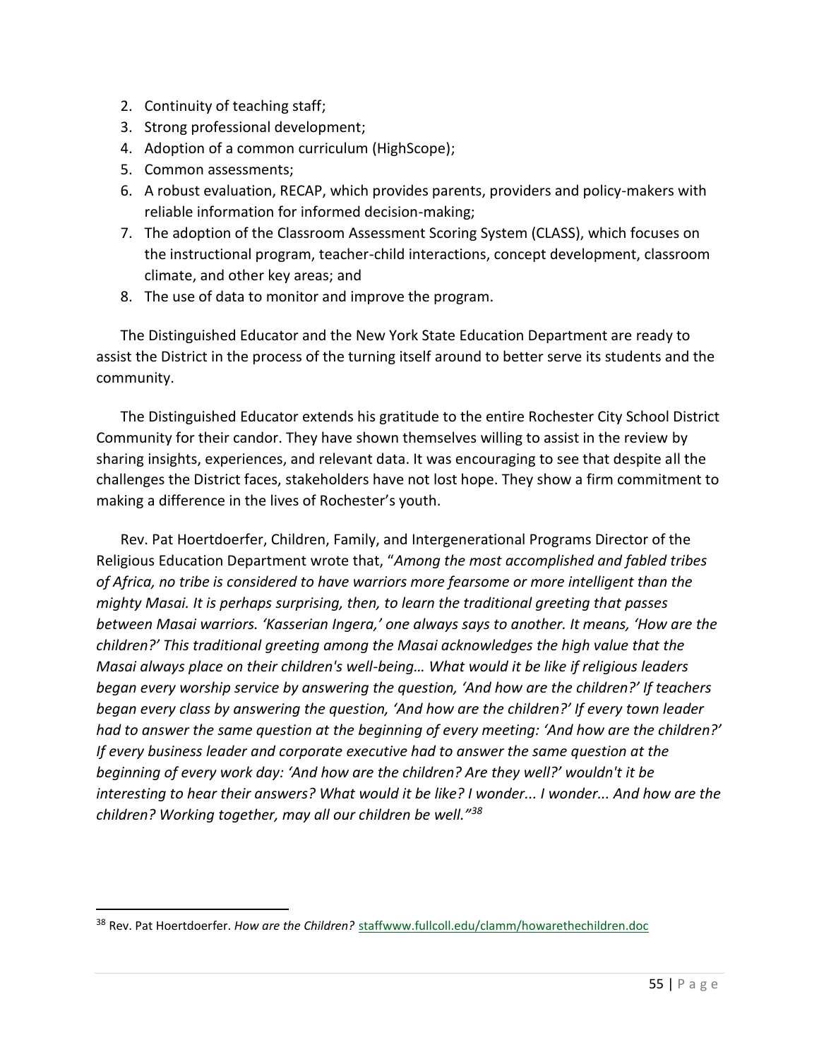2. Continuity of teaching staff;
3. Strong professional development;
4. Adoption of a common curriculum (HighScope);
5. Common assessments;
6. A robust evaluation, RECAP, which provides parents, providers and policy-makers with reliable information for informed decision-making;
7. The adoption of the Classroom Assessment Scoring System (CLASS), which focuses on the instructional program, teacher-child interactions, concept development, classroom climate, and other key areas; and
8. The use of data to monitor and improve the program.

The Distinguished Educator and the New York State Education Department are ready to assist the District in the process of the turning itself around to better serve its students and the community.

The Distinguished Educator extends his gratitude to the entire Rochester City School District Community for their candor. They have shown themselves willing to assist in the review by sharing insights, experiences, and relevant data. It was encouraging to see that despite all the challenges the District faces, stakeholders have not lost hope. They show a firm commitment to making a difference in the lives of Rochester's youth.

Rev. Pat Hoertdoerfer, Children, Family, and Intergenerational Programs Director of the Religious Education Department wrote that, "*Among the most accomplished and fabled tribes of Africa, no tribe is considered to have warriors more fearsome or more intelligent than the mighty Masai. It is perhaps surprising, then, to learn the traditional greeting that passes between Masai warriors. 'Kasserian Ingera,' one always says to another. It means, 'How are the children?' This traditional greeting among the Masai acknowledges the high value that the Masai always place on their children's well-being… What would it be like if religious leaders began every worship service by answering the question, 'And how are the children?' If teachers began every class by answering the question, 'And how are the children?' If every town leader had to answer the same question at the beginning of every meeting: 'And how are the children?' If every business leader and corporate executive had to answer the same question at the beginning of every work day: 'And how are the children? Are they well?' wouldn't it be interesting to hear their answers? What would it be like? I wonder... I wonder... And how are the children? Working together, may all our children be well.*"[38]

---

[38] Rev. Pat Hoertdoerfer. *How are the Children?* staffwww.fullcoll.edu/clamm/howarethechildren.doc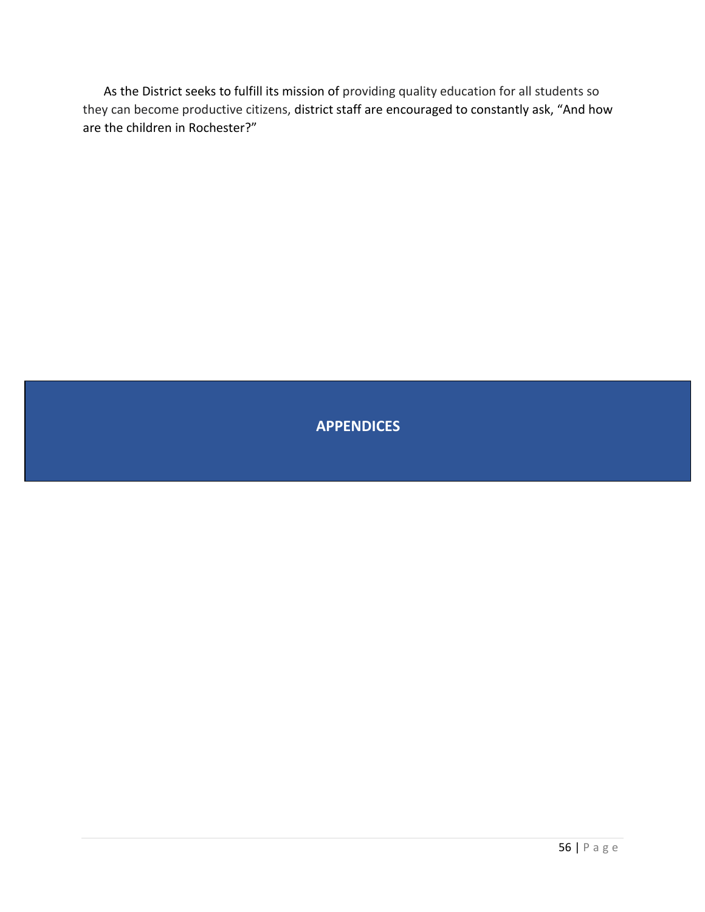As the District seeks to fulfill its mission of providing quality education for all students so they can become productive citizens, district staff are encouraged to constantly ask, “And how are the children in Rochester?”

# APPENDICES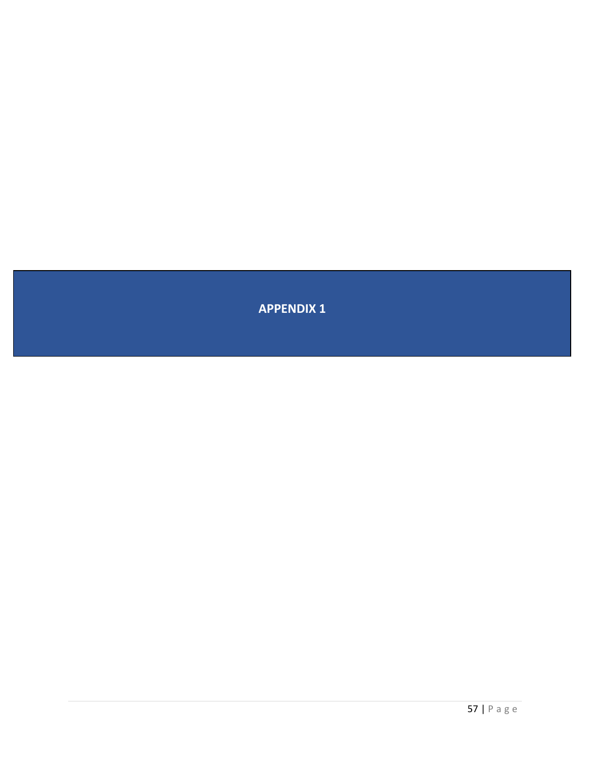# APPENDIX 1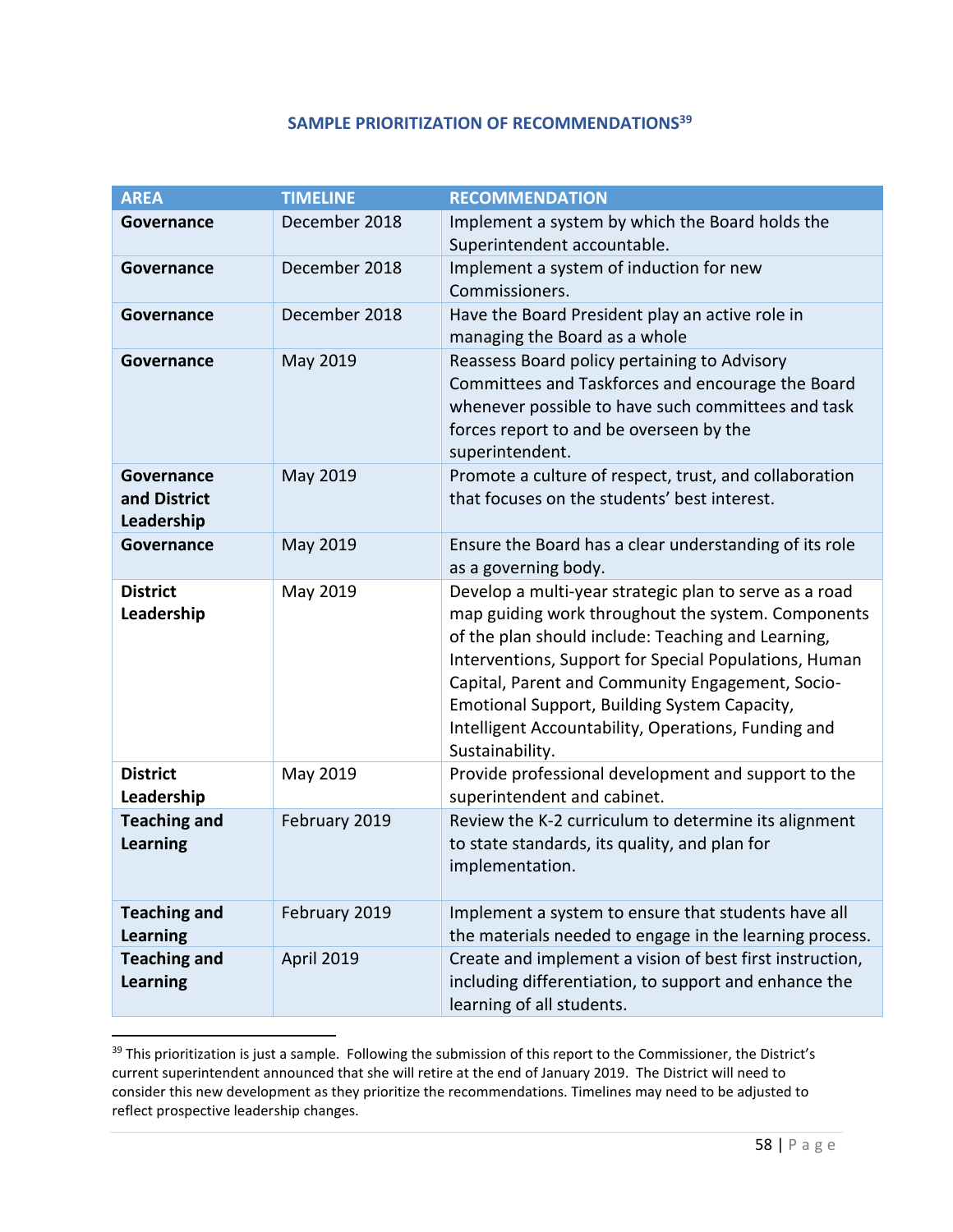## SAMPLE PRIORITIZATION OF RECOMMENDATIONS[39]

| AREA | TIMELINE | RECOMMENDATION |
|---|---|---|
| **Governance** | December 2018 | Implement a system by which the Board holds the Superintendent accountable. |
| **Governance** | December 2018 | Implement a system of induction for new Commissioners. |
| **Governance** | December 2018 | Have the Board President play an active role in managing the Board as a whole |
| **Governance** | May 2019 | Reassess Board policy pertaining to Advisory Committees and Taskforces and encourage the Board whenever possible to have such committees and task forces report to and be overseen by the superintendent. |
| **Governance and District Leadership** | May 2019 | Promote a culture of respect, trust, and collaboration that focuses on the students' best interest. |
| **Governance** | May 2019 | Ensure the Board has a clear understanding of its role as a governing body. |
| **District Leadership** | May 2019 | Develop a multi-year strategic plan to serve as a road map guiding work throughout the system. Components of the plan should include: Teaching and Learning, Interventions, Support for Special Populations, Human Capital, Parent and Community Engagement, Socio-Emotional Support, Building System Capacity, Intelligent Accountability, Operations, Funding and Sustainability. |
| **District Leadership** | May 2019 | Provide professional development and support to the superintendent and cabinet. |
| **Teaching and Learning** | February 2019 | Review the K-2 curriculum to determine its alignment to state standards, its quality, and plan for implementation. |
| **Teaching and Learning** | February 2019 | Implement a system to ensure that students have all the materials needed to engage in the learning process. |
| **Teaching and Learning** | April 2019 | Create and implement a vision of best first instruction, including differentiation, to support and enhance the learning of all students. |

[39] This prioritization is just a sample. Following the submission of this report to the Commissioner, the District's current superintendent announced that she will retire at the end of January 2019. The District will need to consider this new development as they prioritize the recommendations. Timelines may need to be adjusted to reflect prospective leadership changes.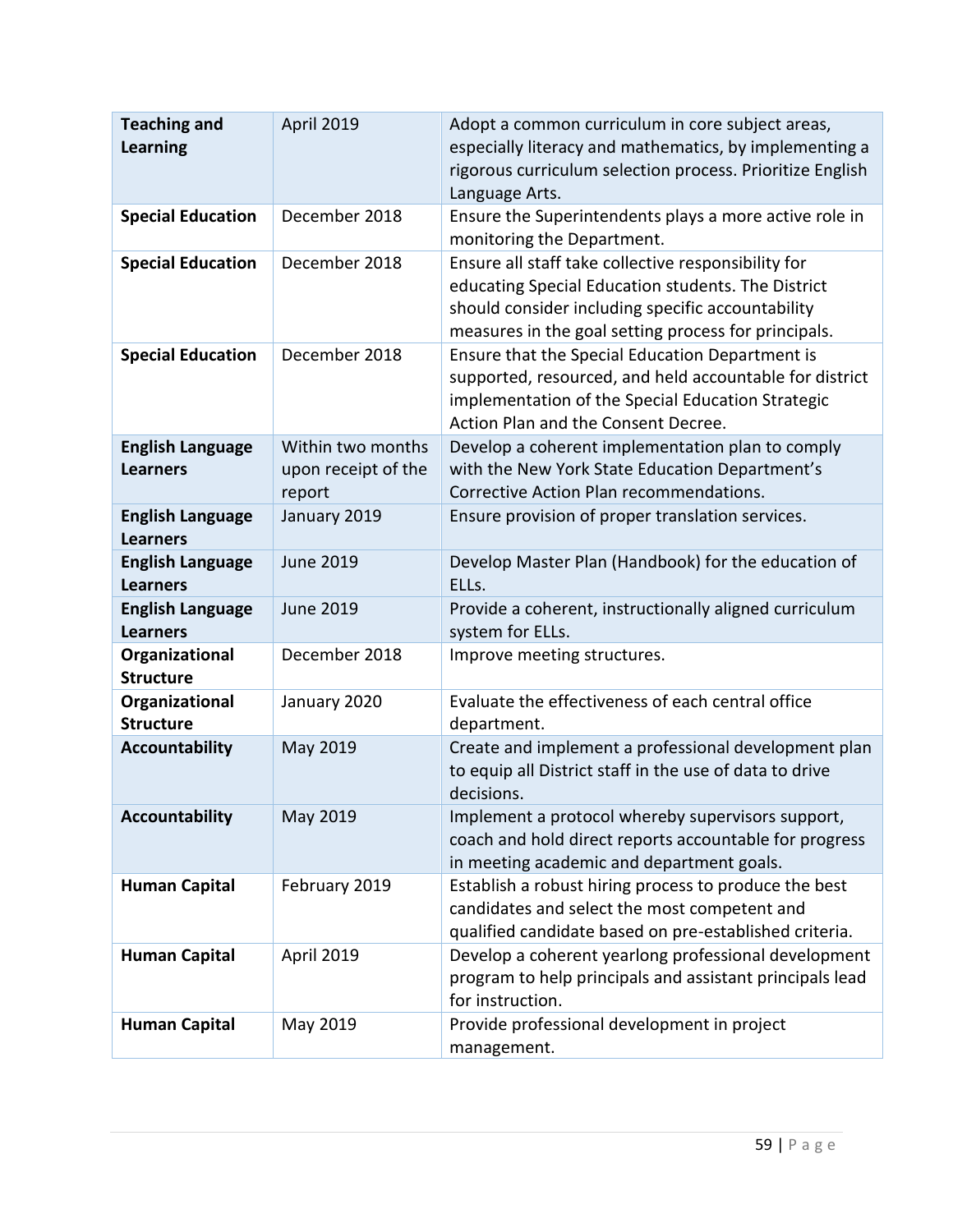| | | |
|---|---|---|
| **Teaching and Learning** | April 2019 | Adopt a common curriculum in core subject areas, especially literacy and mathematics, by implementing a rigorous curriculum selection process. Prioritize English Language Arts. |
| **Special Education** | December 2018 | Ensure the Superintendents plays a more active role in monitoring the Department. |
| **Special Education** | December 2018 | Ensure all staff take collective responsibility for educating Special Education students. The District should consider including specific accountability measures in the goal setting process for principals. |
| **Special Education** | December 2018 | Ensure that the Special Education Department is supported, resourced, and held accountable for district implementation of the Special Education Strategic Action Plan and the Consent Decree. |
| **English Language Learners** | Within two months upon receipt of the report | Develop a coherent implementation plan to comply with the New York State Education Department's Corrective Action Plan recommendations. |
| **English Language Learners** | January 2019 | Ensure provision of proper translation services. |
| **English Language Learners** | June 2019 | Develop Master Plan (Handbook) for the education of ELLs. |
| **English Language Learners** | June 2019 | Provide a coherent, instructionally aligned curriculum system for ELLs. |
| **Organizational Structure** | December 2018 | Improve meeting structures. |
| **Organizational Structure** | January 2020 | Evaluate the effectiveness of each central office department. |
| **Accountability** | May 2019 | Create and implement a professional development plan to equip all District staff in the use of data to drive decisions. |
| **Accountability** | May 2019 | Implement a protocol whereby supervisors support, coach and hold direct reports accountable for progress in meeting academic and department goals. |
| **Human Capital** | February 2019 | Establish a robust hiring process to produce the best candidates and select the most competent and qualified candidate based on pre-established criteria. |
| **Human Capital** | April 2019 | Develop a coherent yearlong professional development program to help principals and assistant principals lead for instruction. |
| **Human Capital** | May 2019 | Provide professional development in project management. |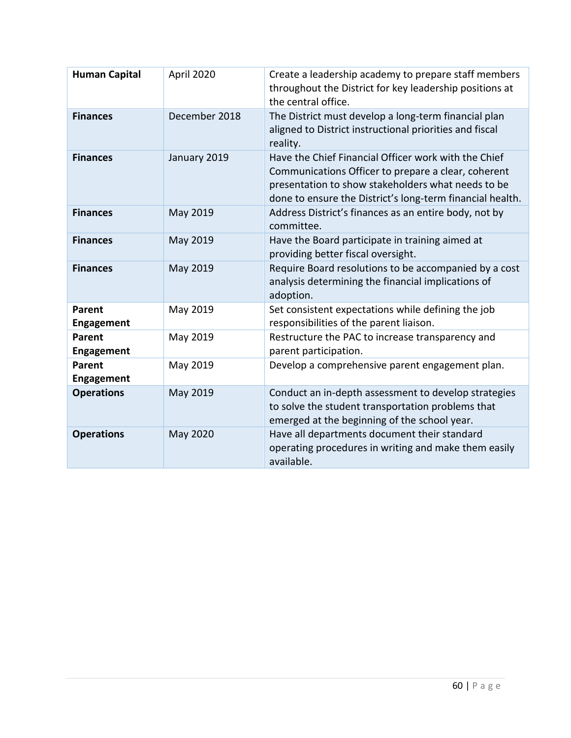| | | |
|---|---|---|
| **Human Capital** | April 2020 | Create a leadership academy to prepare staff members throughout the District for key leadership positions at the central office. |
| **Finances** | December 2018 | The District must develop a long-term financial plan aligned to District instructional priorities and fiscal reality. |
| **Finances** | January 2019 | Have the Chief Financial Officer work with the Chief Communications Officer to prepare a clear, coherent presentation to show stakeholders what needs to be done to ensure the District's long-term financial health. |
| **Finances** | May 2019 | Address District's finances as an entire body, not by committee. |
| **Finances** | May 2019 | Have the Board participate in training aimed at providing better fiscal oversight. |
| **Finances** | May 2019 | Require Board resolutions to be accompanied by a cost analysis determining the financial implications of adoption. |
| **Parent Engagement** | May 2019 | Set consistent expectations while defining the job responsibilities of the parent liaison. |
| **Parent Engagement** | May 2019 | Restructure the PAC to increase transparency and parent participation. |
| **Parent Engagement** | May 2019 | Develop a comprehensive parent engagement plan. |
| **Operations** | May 2019 | Conduct an in-depth assessment to develop strategies to solve the student transportation problems that emerged at the beginning of the school year. |
| **Operations** | May 2020 | Have all departments document their standard operating procedures in writing and make them easily available. |